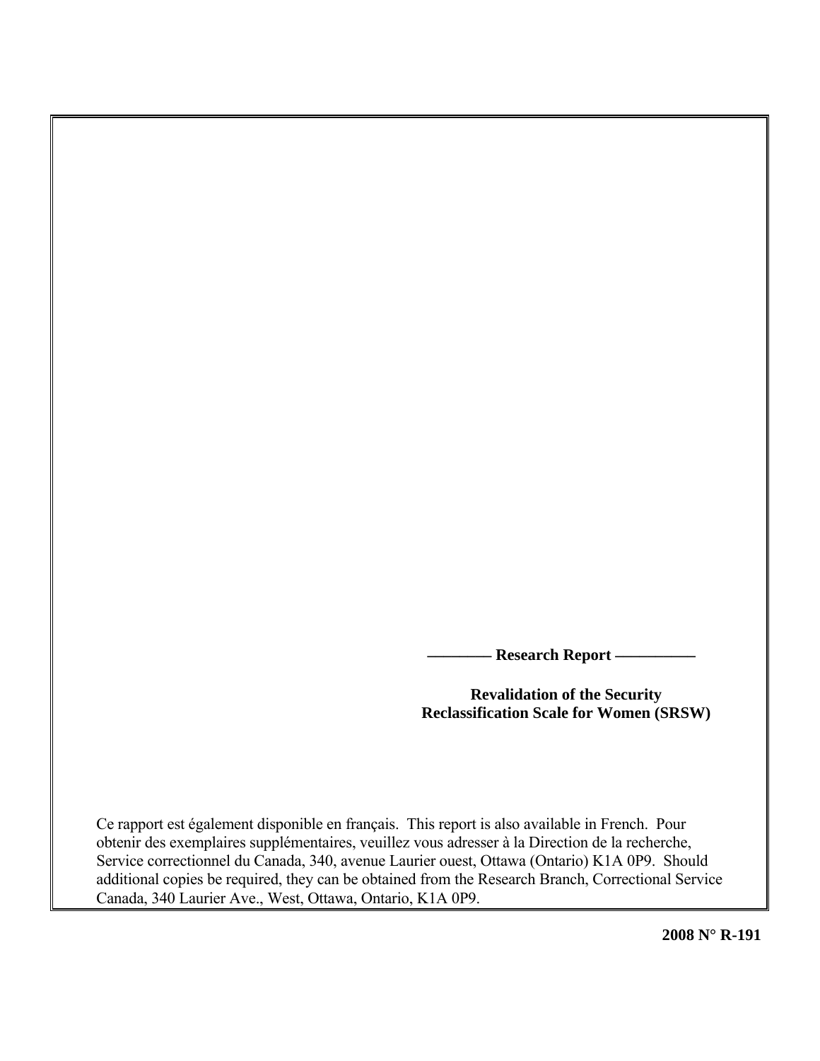**———— Research Report —————**

**Revalidation of the Security Reclassification Scale for Women (SRSW)**

Ce rapport est également disponible en français. This report is also available in French. Pour obtenir des exemplaires supplémentaires, veuillez vous adresser à la Direction de la recherche, Service correctionnel du Canada, 340, avenue Laurier ouest, Ottawa (Ontario) K1A 0P9. Should additional copies be required, they can be obtained from the Research Branch, Correctional Service Canada, 340 Laurier Ave., West, Ottawa, Ontario, K1A 0P9.

**2008 N° R-191**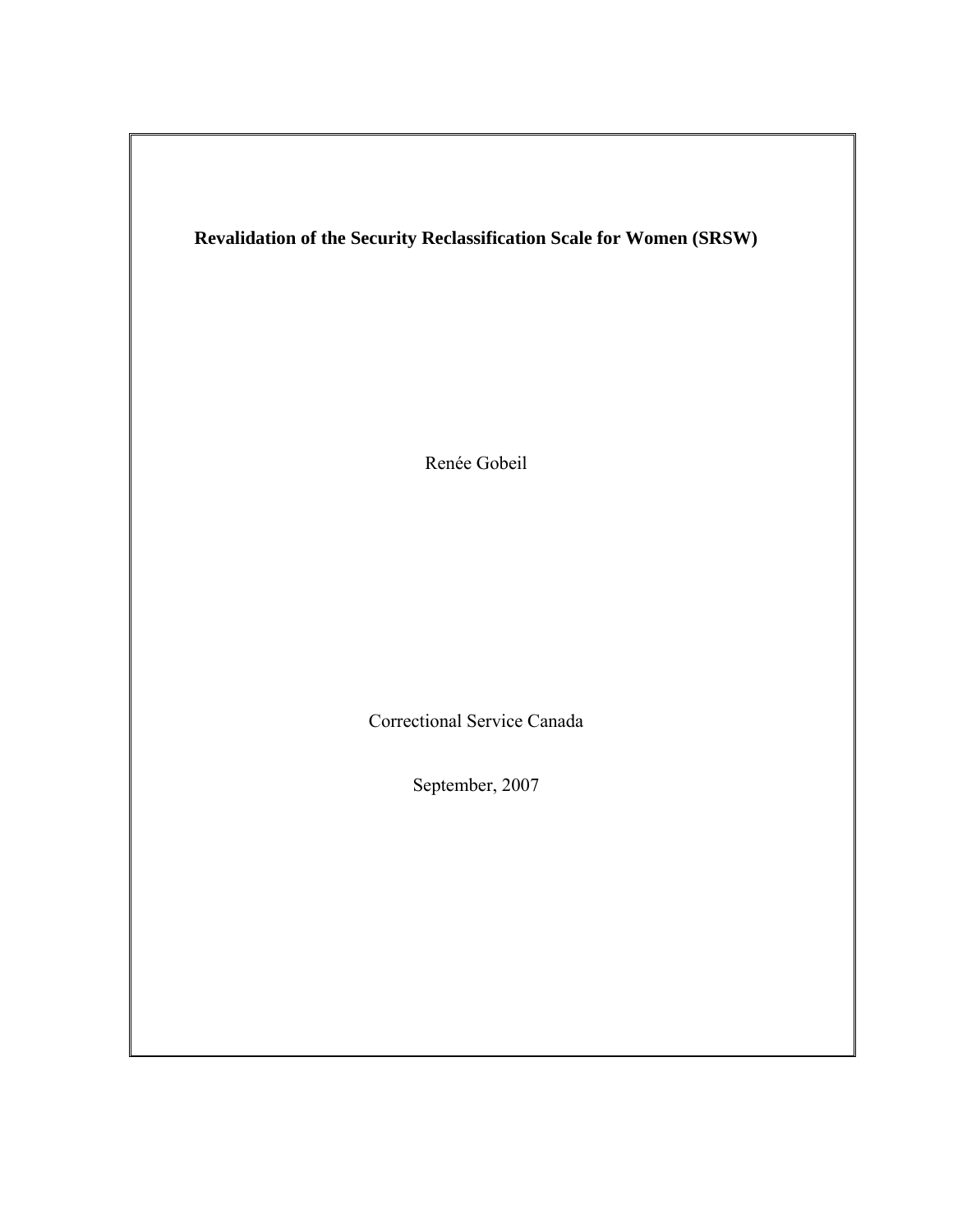**Revalidation of the Security Reclassification Scale for Women (SRSW)**

Renée Gobeil

Correctional Service Canada

September, 2007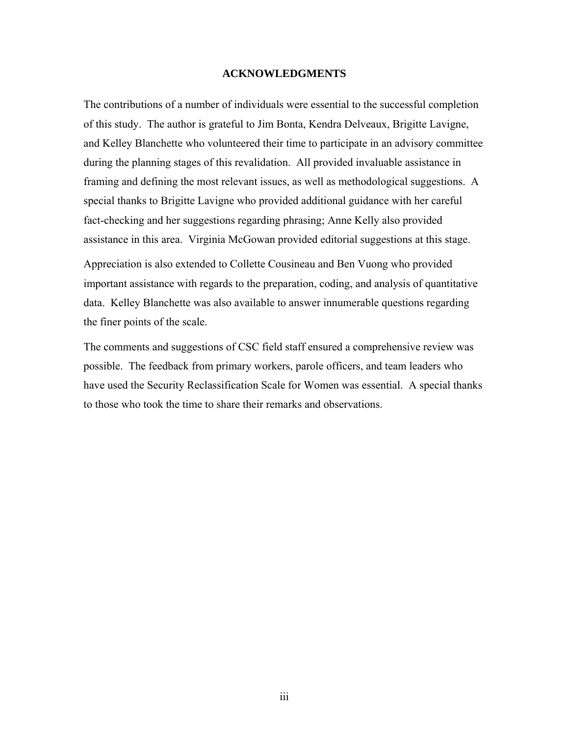# ACKNOWLEDGMENTS

The contributions of a number of individuals were essential to the successful completion of this study. The author is grateful to Jim Bonta, Kendra Delveaux, Brigitte Lavigne, and Kelley Blanchette who volunteered their time to participate in an advisory committee during the planning stages of this revalidation. All provided invaluable assistance in framing and defining the most relevant issues, as well as methodological suggestions. A special thanks to Brigitte Lavigne who provided additional guidance with her careful fact-checking and her suggestions regarding phrasing; Anne Kelly also provided assistance in this area. Virginia McGowan provided editorial suggestions at this stage.

Appreciation is also extended to Collette Cousineau and Ben Vuong who provided important assistance with regards to the preparation, coding, and analysis of quantitative data. Kelley Blanchette was also available to answer innumerable questions regarding the finer points of the scale.

The comments and suggestions of CSC field staff ensured a comprehensive review was possible. The feedback from primary workers, parole officers, and team leaders who have used the Security Reclassification Scale for Women was essential. A special thanks to those who took the time to share their remarks and observations.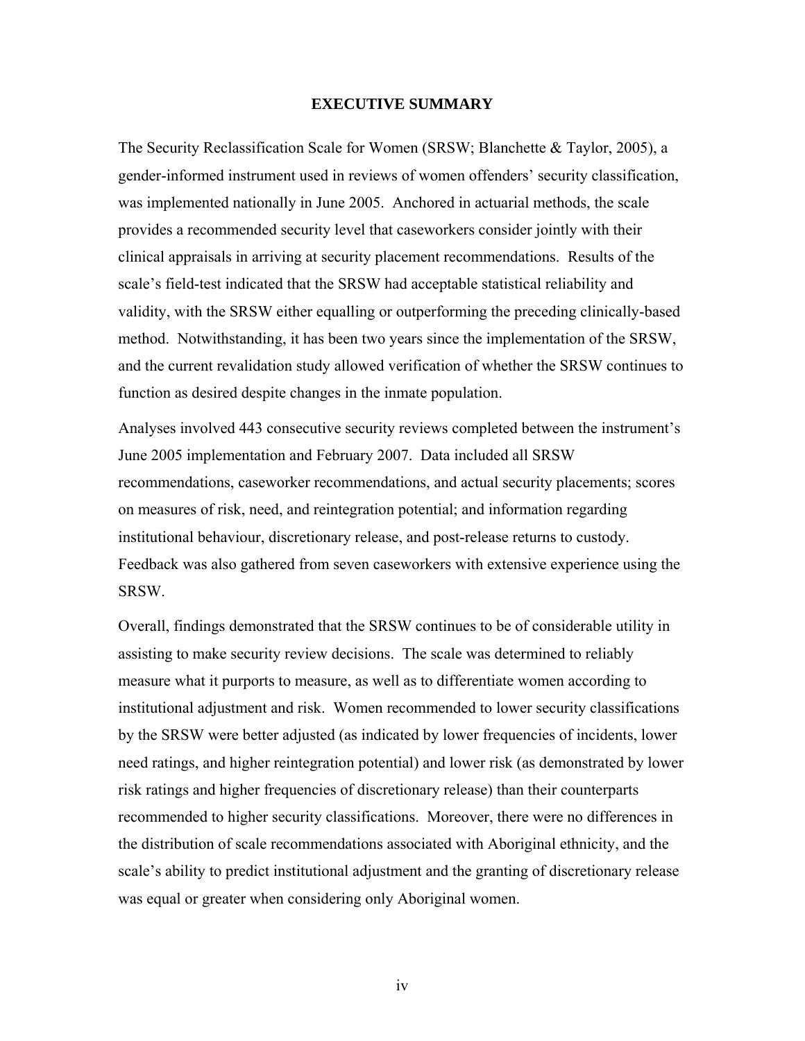# EXECUTIVE SUMMARY

The Security Reclassification Scale for Women (SRSW; Blanchette & Taylor, 2005), a gender-informed instrument used in reviews of women offenders' security classification, was implemented nationally in June 2005. Anchored in actuarial methods, the scale provides a recommended security level that caseworkers consider jointly with their clinical appraisals in arriving at security placement recommendations. Results of the scale's field-test indicated that the SRSW had acceptable statistical reliability and validity, with the SRSW either equalling or outperforming the preceding clinically-based method. Notwithstanding, it has been two years since the implementation of the SRSW, and the current revalidation study allowed verification of whether the SRSW continues to function as desired despite changes in the inmate population.

Analyses involved 443 consecutive security reviews completed between the instrument's June 2005 implementation and February 2007. Data included all SRSW recommendations, caseworker recommendations, and actual security placements; scores on measures of risk, need, and reintegration potential; and information regarding institutional behaviour, discretionary release, and post-release returns to custody. Feedback was also gathered from seven caseworkers with extensive experience using the SRSW.

Overall, findings demonstrated that the SRSW continues to be of considerable utility in assisting to make security review decisions. The scale was determined to reliably measure what it purports to measure, as well as to differentiate women according to institutional adjustment and risk. Women recommended to lower security classifications by the SRSW were better adjusted (as indicated by lower frequencies of incidents, lower need ratings, and higher reintegration potential) and lower risk (as demonstrated by lower risk ratings and higher frequencies of discretionary release) than their counterparts recommended to higher security classifications. Moreover, there were no differences in the distribution of scale recommendations associated with Aboriginal ethnicity, and the scale's ability to predict institutional adjustment and the granting of discretionary release was equal or greater when considering only Aboriginal women.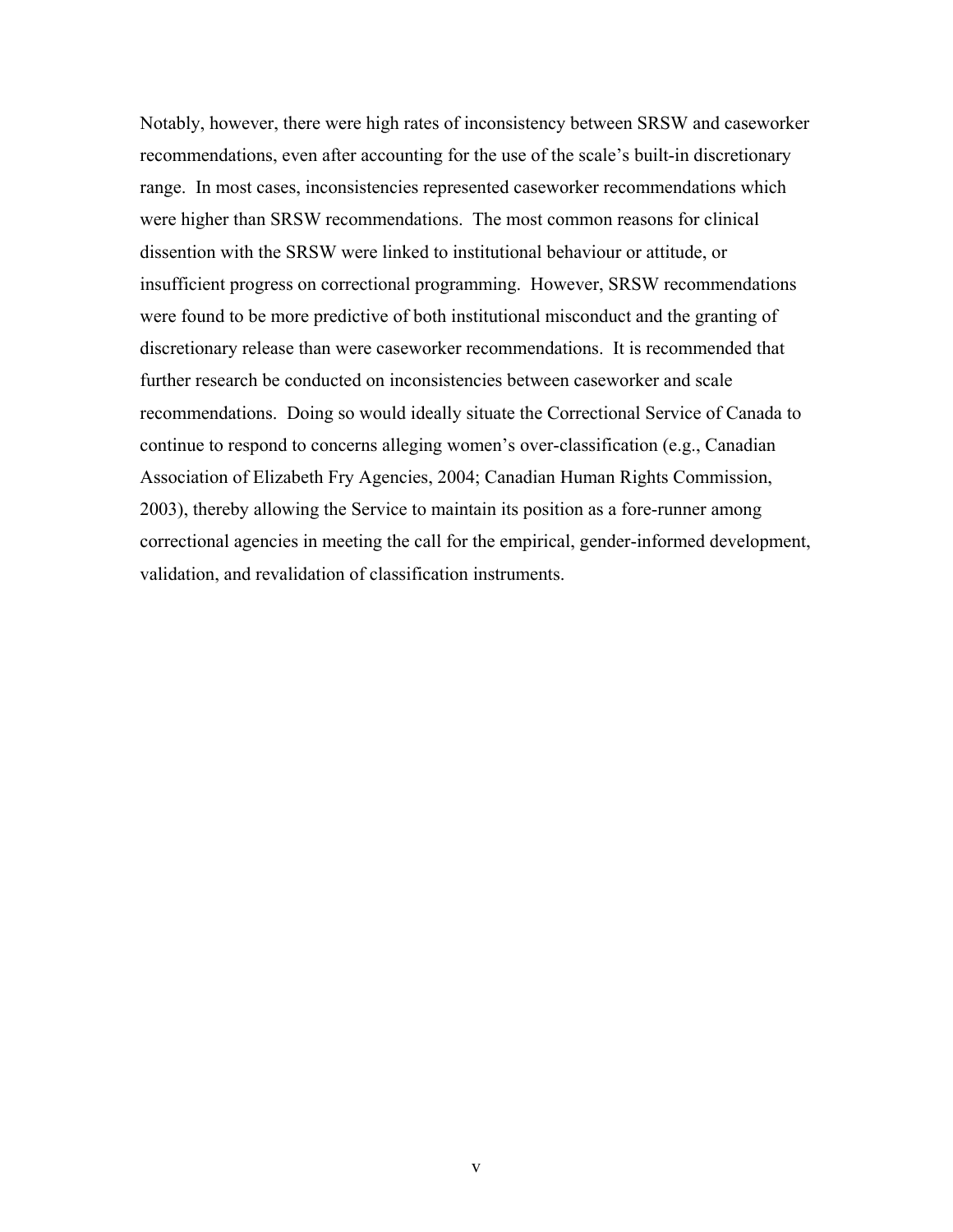Notably, however, there were high rates of inconsistency between SRSW and caseworker recommendations, even after accounting for the use of the scale's built-in discretionary range. In most cases, inconsistencies represented caseworker recommendations which were higher than SRSW recommendations. The most common reasons for clinical dissention with the SRSW were linked to institutional behaviour or attitude, or insufficient progress on correctional programming. However, SRSW recommendations were found to be more predictive of both institutional misconduct and the granting of discretionary release than were caseworker recommendations. It is recommended that further research be conducted on inconsistencies between caseworker and scale recommendations. Doing so would ideally situate the Correctional Service of Canada to continue to respond to concerns alleging women's over-classification (e.g., Canadian Association of Elizabeth Fry Agencies, 2004; Canadian Human Rights Commission, 2003), thereby allowing the Service to maintain its position as a fore-runner among correctional agencies in meeting the call for the empirical, gender-informed development, validation, and revalidation of classification instruments.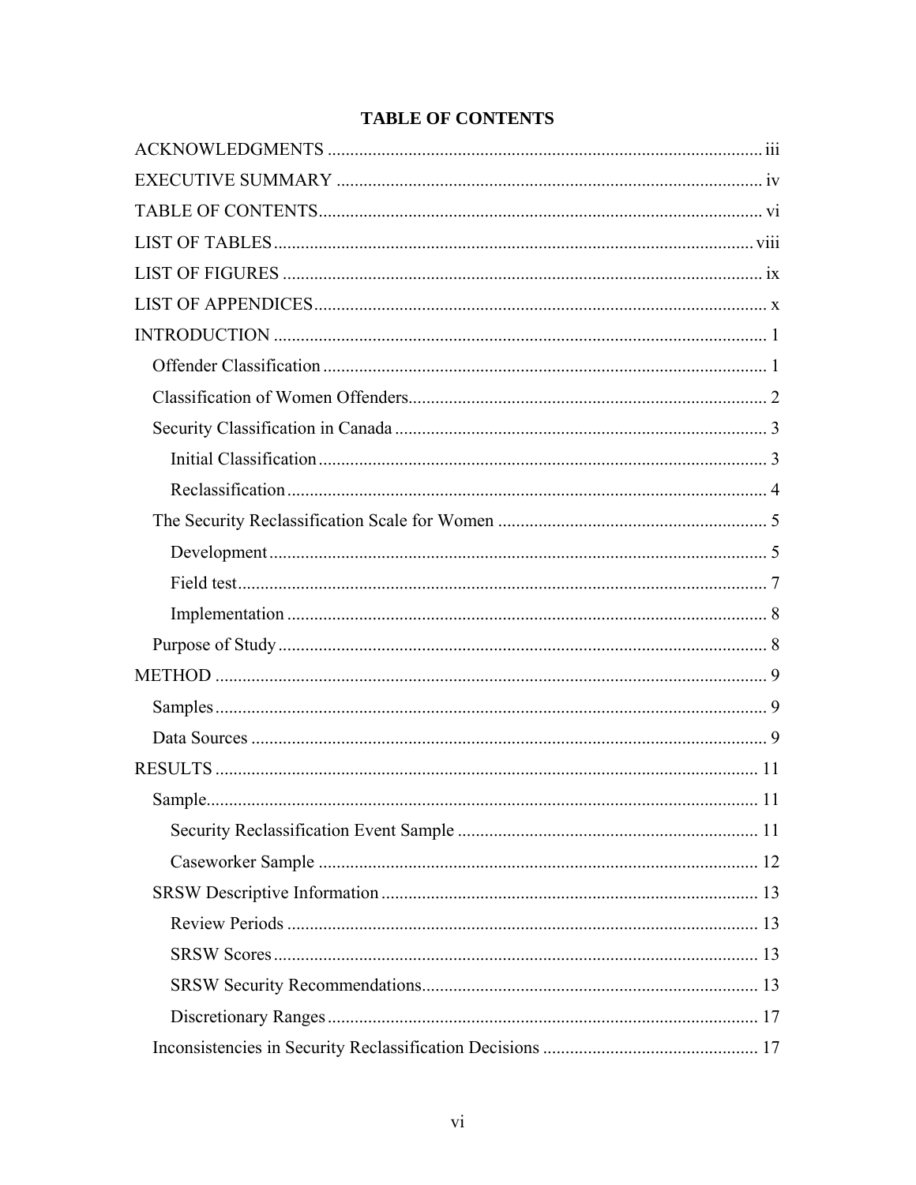# TABLE OF CONTENTS

ACKNOWLEDGMENTS ........................................................................................ iii

EXECUTIVE SUMMARY ...................................................................................... iv

TABLE OF CONTENTS.......................................................................................... vi

LIST OF TABLES................................................................................................... viii

LIST OF FIGURES .................................................................................................. ix

LIST OF APPENDICES............................................................................................ x

INTRODUCTION ..................................................................................................... 1

- Offender Classification .......................................................................................... 1
- Classification of Women Offenders........................................................................ 2
- Security Classification in Canada .......................................................................... 3
  - Initial Classification ........................................................................................... 3
  - Reclassification .................................................................................................. 4
- The Security Reclassification Scale for Women .................................................... 5
  - Development ...................................................................................................... 5
  - Field test............................................................................................................. 7
  - Implementation .................................................................................................. 8
- Purpose of Study .................................................................................................... 8

METHOD .................................................................................................................. 9

- Samples.................................................................................................................. 9
- Data Sources .......................................................................................................... 9

RESULTS ................................................................................................................ 11

- Sample.................................................................................................................. 11
  - Security Reclassification Event Sample .......................................................... 11
  - Caseworker Sample .......................................................................................... 12
- SRSW Descriptive Information ........................................................................... 13
  - Review Periods ................................................................................................. 13
  - SRSW Scores .................................................................................................... 13
  - SRSW Security Recommendations.................................................................. 13
  - Discretionary Ranges ....................................................................................... 17
- Inconsistencies in Security Reclassification Decisions ........................................ 17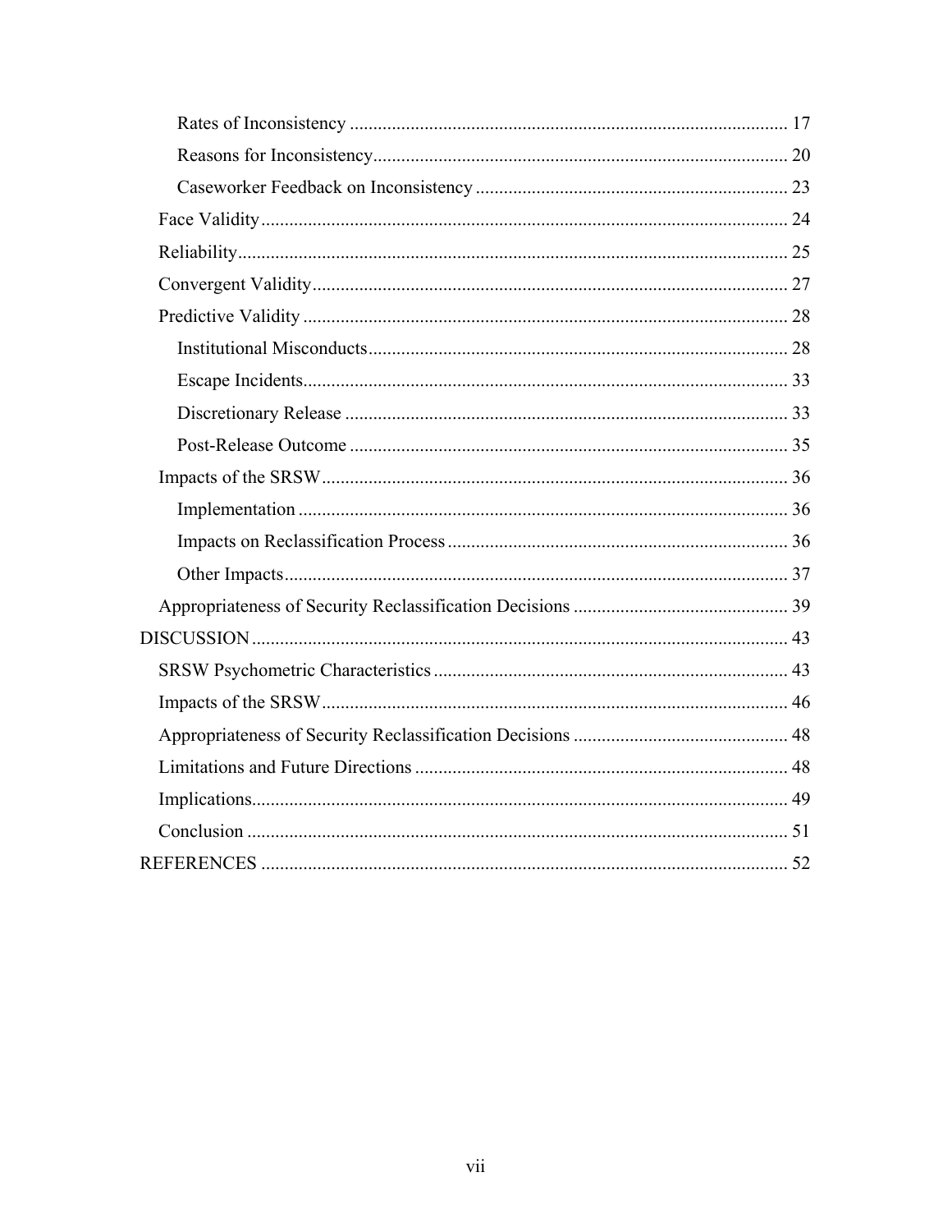- Rates of Inconsistency ............................................................................................. 17
- Reasons for Inconsistency........................................................................................ 20
- Caseworker Feedback on Inconsistency .................................................................. 23

Face Validity................................................................................................................ 24

Reliability..................................................................................................................... 25

Convergent Validity..................................................................................................... 27

Predictive Validity ....................................................................................................... 28

- Institutional Misconducts......................................................................................... 28
- Escape Incidents....................................................................................................... 33
- Discretionary Release .............................................................................................. 33
- Post-Release Outcome ............................................................................................. 35

Impacts of the SRSW................................................................................................... 36

- Implementation ........................................................................................................ 36
- Impacts on Reclassification Process ........................................................................ 36
- Other Impacts........................................................................................................... 37

Appropriateness of Security Reclassification Decisions ............................................. 39

DISCUSSION .................................................................................................................. 43

SRSW Psychometric Characteristics ........................................................................... 43

Impacts of the SRSW................................................................................................... 46

Appropriateness of Security Reclassification Decisions ............................................. 48

Limitations and Future Directions ............................................................................... 48

Implications.................................................................................................................. 49

Conclusion ................................................................................................................... 51

REFERENCES ................................................................................................................ 52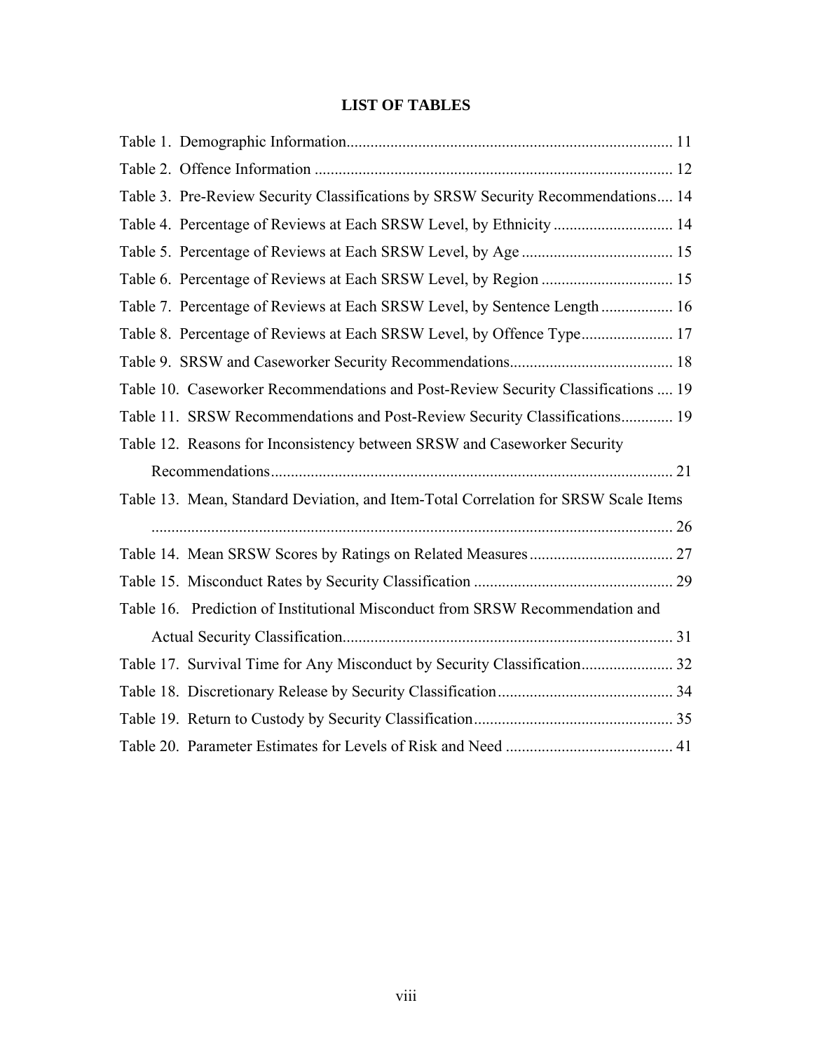# LIST OF TABLES

Table 1. Demographic Information ................................................................................. 11

Table 2. Offence Information ......................................................................................... 12

Table 3. Pre-Review Security Classifications by SRSW Security Recommendations .... 14

Table 4. Percentage of Reviews at Each SRSW Level, by Ethnicity .............................. 14

Table 5. Percentage of Reviews at Each SRSW Level, by Age ...................................... 15

Table 6. Percentage of Reviews at Each SRSW Level, by Region ................................. 15

Table 7. Percentage of Reviews at Each SRSW Level, by Sentence Length .................. 16

Table 8. Percentage of Reviews at Each SRSW Level, by Offence Type ....................... 17

Table 9. SRSW and Caseworker Security Recommendations ......................................... 18

Table 10. Caseworker Recommendations and Post-Review Security Classifications .... 19

Table 11. SRSW Recommendations and Post-Review Security Classifications ............. 19

Table 12. Reasons for Inconsistency between SRSW and Caseworker Security Recommendations ...................................................................................................... 21

Table 13. Mean, Standard Deviation, and Item-Total Correlation for SRSW Scale Items ..................................................................................................................... 26

Table 14. Mean SRSW Scores by Ratings on Related Measures .................................... 27

Table 15. Misconduct Rates by Security Classification .................................................. 29

Table 16. Prediction of Institutional Misconduct from SRSW Recommendation and Actual Security Classification ................................................................................... 31

Table 17. Survival Time for Any Misconduct by Security Classification ....................... 32

Table 18. Discretionary Release by Security Classification ............................................ 34

Table 19. Return to Custody by Security Classification .................................................. 35

Table 20. Parameter Estimates for Levels of Risk and Need .......................................... 41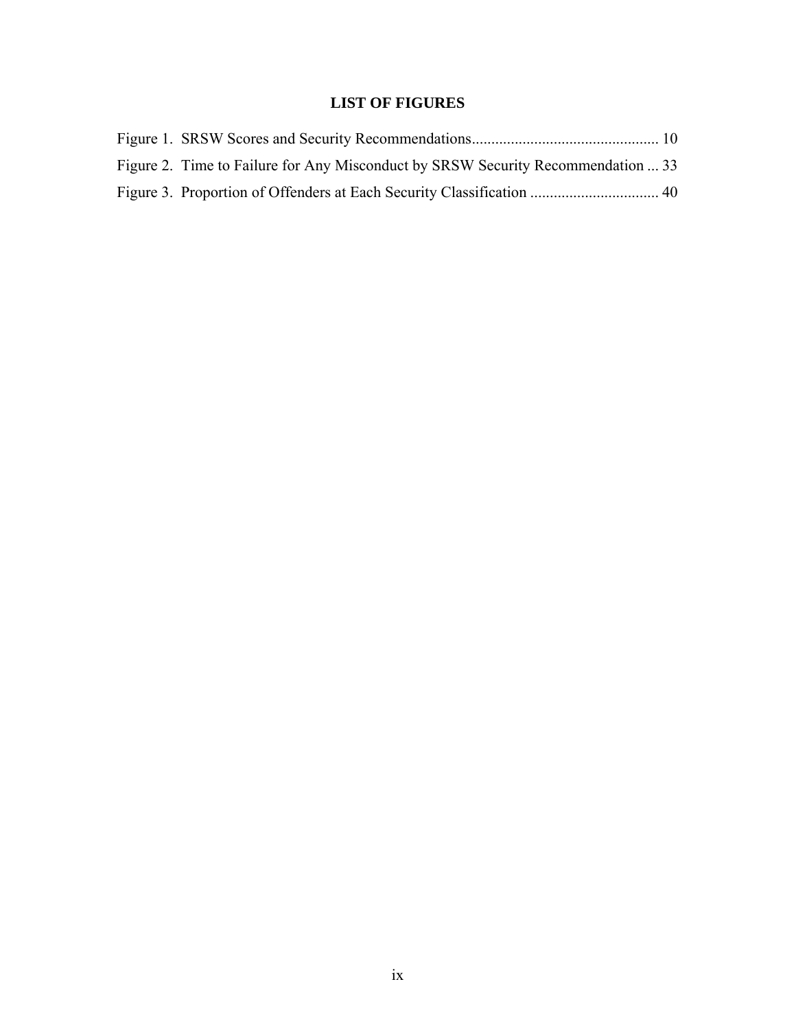## LIST OF FIGURES

Figure 1. SRSW Scores and Security Recommendations................................................ 10

Figure 2. Time to Failure for Any Misconduct by SRSW Security Recommendation ... 33

Figure 3. Proportion of Offenders at Each Security Classification ................................. 40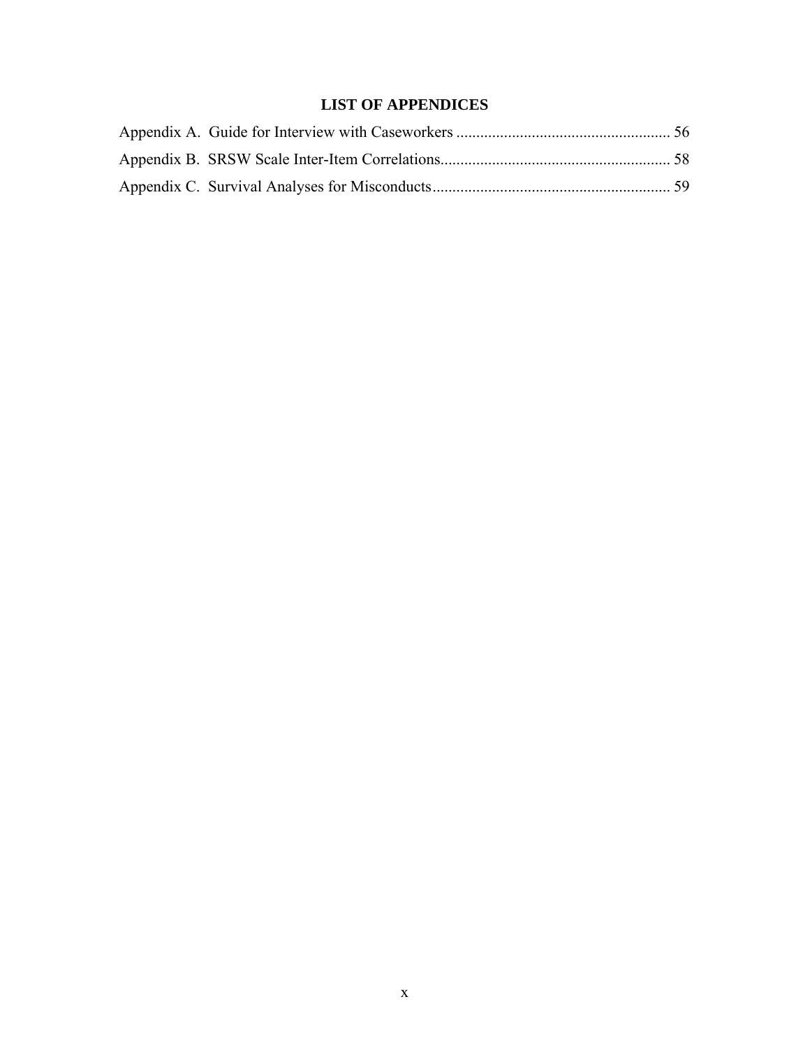# LIST OF APPENDICES

Appendix A. Guide for Interview with Caseworkers ..................................................... 56

Appendix B. SRSW Scale Inter-Item Correlations......................................................... 58

Appendix C. Survival Analyses for Misconducts........................................................... 59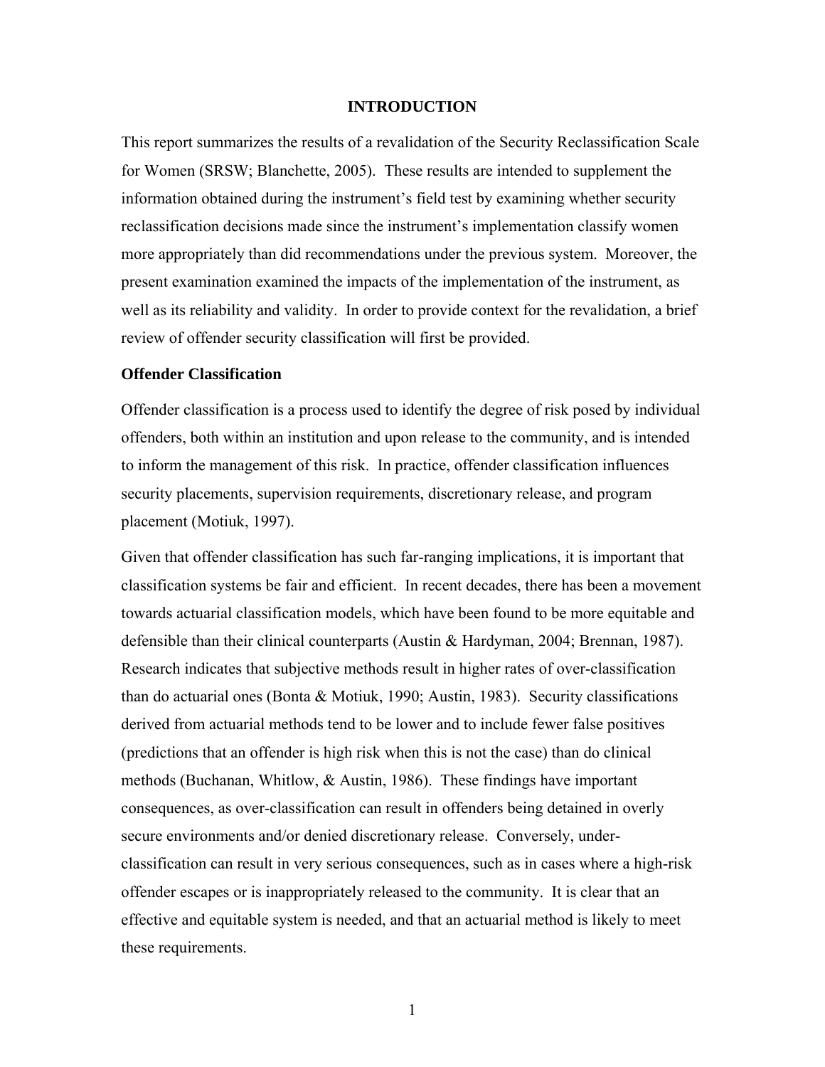# INTRODUCTION

This report summarizes the results of a revalidation of the Security Reclassification Scale for Women (SRSW; Blanchette, 2005). These results are intended to supplement the information obtained during the instrument's field test by examining whether security reclassification decisions made since the instrument's implementation classify women more appropriately than did recommendations under the previous system. Moreover, the present examination examined the impacts of the implementation of the instrument, as well as its reliability and validity. In order to provide context for the revalidation, a brief review of offender security classification will first be provided.

## Offender Classification

Offender classification is a process used to identify the degree of risk posed by individual offenders, both within an institution and upon release to the community, and is intended to inform the management of this risk. In practice, offender classification influences security placements, supervision requirements, discretionary release, and program placement (Motiuk, 1997).

Given that offender classification has such far-ranging implications, it is important that classification systems be fair and efficient. In recent decades, there has been a movement towards actuarial classification models, which have been found to be more equitable and defensible than their clinical counterparts (Austin & Hardyman, 2004; Brennan, 1987). Research indicates that subjective methods result in higher rates of over-classification than do actuarial ones (Bonta & Motiuk, 1990; Austin, 1983). Security classifications derived from actuarial methods tend to be lower and to include fewer false positives (predictions that an offender is high risk when this is not the case) than do clinical methods (Buchanan, Whitlow, & Austin, 1986). These findings have important consequences, as over-classification can result in offenders being detained in overly secure environments and/or denied discretionary release. Conversely, under-classification can result in very serious consequences, such as in cases where a high-risk offender escapes or is inappropriately released to the community. It is clear that an effective and equitable system is needed, and that an actuarial method is likely to meet these requirements.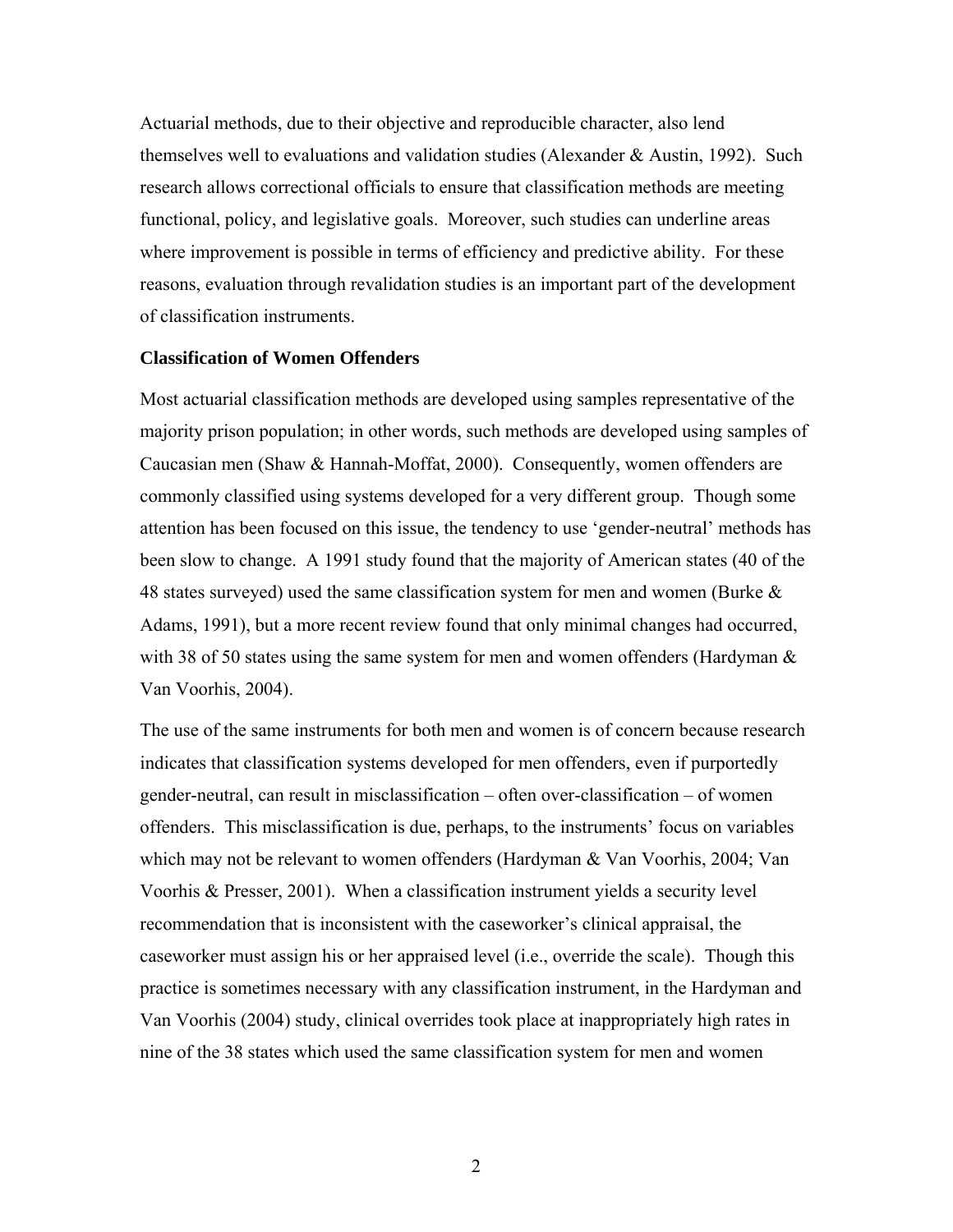Actuarial methods, due to their objective and reproducible character, also lend themselves well to evaluations and validation studies (Alexander & Austin, 1992). Such research allows correctional officials to ensure that classification methods are meeting functional, policy, and legislative goals. Moreover, such studies can underline areas where improvement is possible in terms of efficiency and predictive ability. For these reasons, evaluation through revalidation studies is an important part of the development of classification instruments.

### Classification of Women Offenders

Most actuarial classification methods are developed using samples representative of the majority prison population; in other words, such methods are developed using samples of Caucasian men (Shaw & Hannah-Moffat, 2000). Consequently, women offenders are commonly classified using systems developed for a very different group. Though some attention has been focused on this issue, the tendency to use 'gender-neutral' methods has been slow to change. A 1991 study found that the majority of American states (40 of the 48 states surveyed) used the same classification system for men and women (Burke & Adams, 1991), but a more recent review found that only minimal changes had occurred, with 38 of 50 states using the same system for men and women offenders (Hardyman & Van Voorhis, 2004).

The use of the same instruments for both men and women is of concern because research indicates that classification systems developed for men offenders, even if purportedly gender-neutral, can result in misclassification – often over-classification – of women offenders. This misclassification is due, perhaps, to the instruments' focus on variables which may not be relevant to women offenders (Hardyman & Van Voorhis, 2004; Van Voorhis & Presser, 2001). When a classification instrument yields a security level recommendation that is inconsistent with the caseworker's clinical appraisal, the caseworker must assign his or her appraised level (i.e., override the scale). Though this practice is sometimes necessary with any classification instrument, in the Hardyman and Van Voorhis (2004) study, clinical overrides took place at inappropriately high rates in nine of the 38 states which used the same classification system for men and women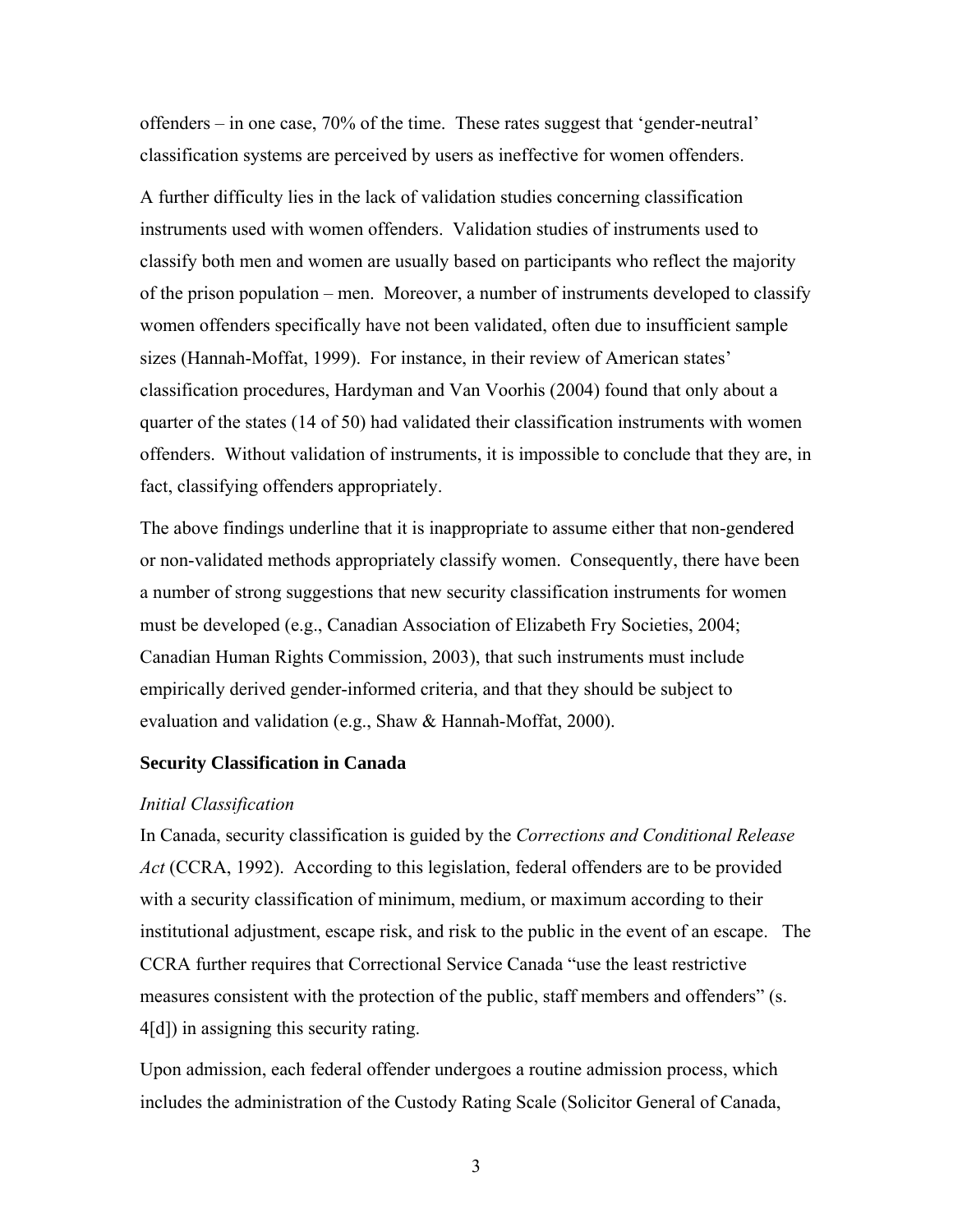offenders – in one case, 70% of the time. These rates suggest that 'gender-neutral' classification systems are perceived by users as ineffective for women offenders.

A further difficulty lies in the lack of validation studies concerning classification instruments used with women offenders. Validation studies of instruments used to classify both men and women are usually based on participants who reflect the majority of the prison population – men. Moreover, a number of instruments developed to classify women offenders specifically have not been validated, often due to insufficient sample sizes (Hannah-Moffat, 1999). For instance, in their review of American states' classification procedures, Hardyman and Van Voorhis (2004) found that only about a quarter of the states (14 of 50) had validated their classification instruments with women offenders. Without validation of instruments, it is impossible to conclude that they are, in fact, classifying offenders appropriately.

The above findings underline that it is inappropriate to assume either that non-gendered or non-validated methods appropriately classify women. Consequently, there have been a number of strong suggestions that new security classification instruments for women must be developed (e.g., Canadian Association of Elizabeth Fry Societies, 2004; Canadian Human Rights Commission, 2003), that such instruments must include empirically derived gender-informed criteria, and that they should be subject to evaluation and validation (e.g., Shaw & Hannah-Moffat, 2000).

### Security Classification in Canada

#### *Initial Classification*

In Canada, security classification is guided by the *Corrections and Conditional Release Act* (CCRA, 1992). According to this legislation, federal offenders are to be provided with a security classification of minimum, medium, or maximum according to their institutional adjustment, escape risk, and risk to the public in the event of an escape. The CCRA further requires that Correctional Service Canada "use the least restrictive measures consistent with the protection of the public, staff members and offenders" (s. 4[d]) in assigning this security rating.

Upon admission, each federal offender undergoes a routine admission process, which includes the administration of the Custody Rating Scale (Solicitor General of Canada,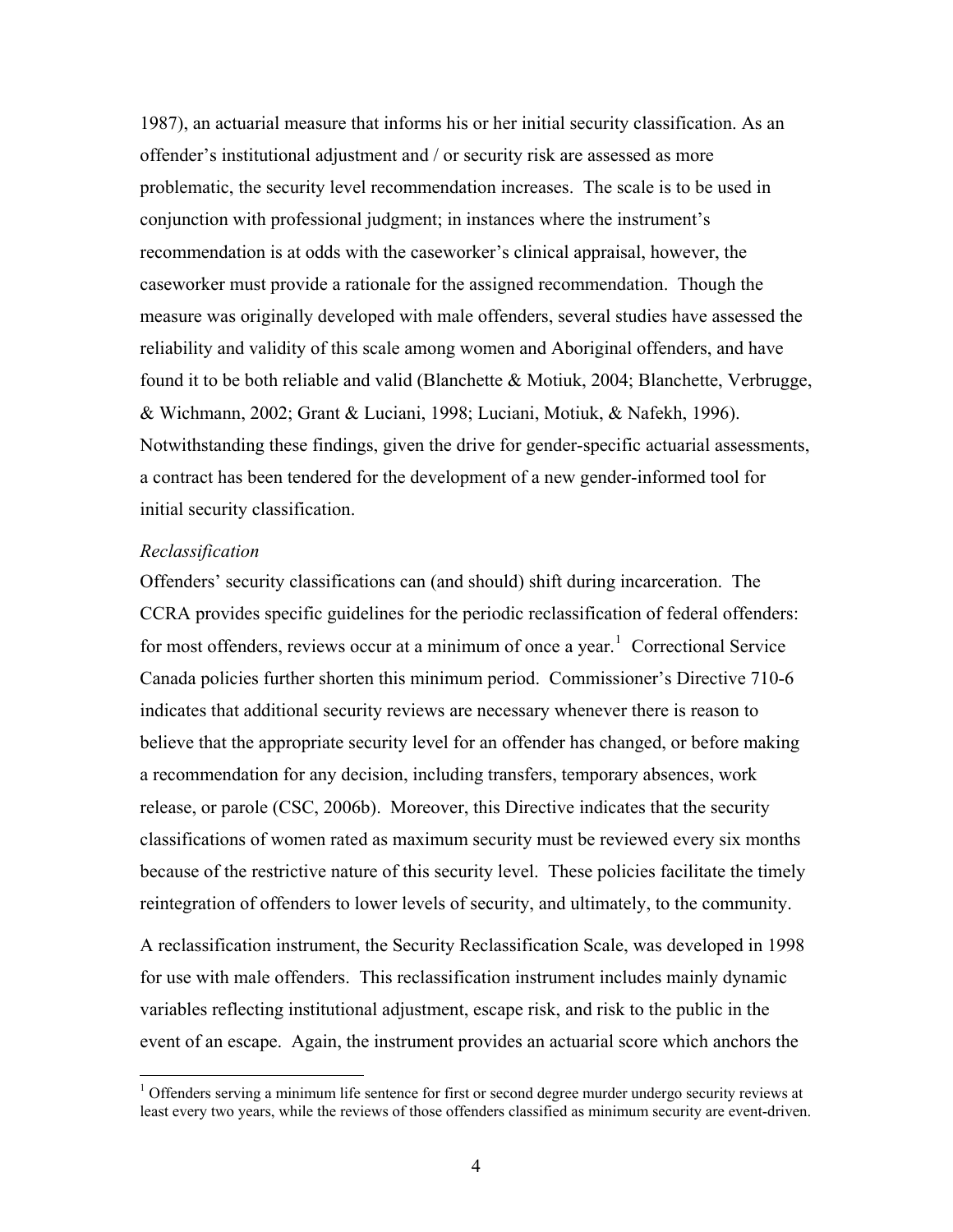1987), an actuarial measure that informs his or her initial security classification. As an offender's institutional adjustment and / or security risk are assessed as more problematic, the security level recommendation increases. The scale is to be used in conjunction with professional judgment; in instances where the instrument's recommendation is at odds with the caseworker's clinical appraisal, however, the caseworker must provide a rationale for the assigned recommendation. Though the measure was originally developed with male offenders, several studies have assessed the reliability and validity of this scale among women and Aboriginal offenders, and have found it to be both reliable and valid (Blanchette & Motiuk, 2004; Blanchette, Verbrugge, & Wichmann, 2002; Grant & Luciani, 1998; Luciani, Motiuk, & Nafekh, 1996). Notwithstanding these findings, given the drive for gender-specific actuarial assessments, a contract has been tendered for the development of a new gender-informed tool for initial security classification.

*Reclassification*

Offenders' security classifications can (and should) shift during incarceration. The CCRA provides specific guidelines for the periodic reclassification of federal offenders: for most offenders, reviews occur at a minimum of once a year.[1] Correctional Service Canada policies further shorten this minimum period. Commissioner's Directive 710-6 indicates that additional security reviews are necessary whenever there is reason to believe that the appropriate security level for an offender has changed, or before making a recommendation for any decision, including transfers, temporary absences, work release, or parole (CSC, 2006b). Moreover, this Directive indicates that the security classifications of women rated as maximum security must be reviewed every six months because of the restrictive nature of this security level. These policies facilitate the timely reintegration of offenders to lower levels of security, and ultimately, to the community.

A reclassification instrument, the Security Reclassification Scale, was developed in 1998 for use with male offenders. This reclassification instrument includes mainly dynamic variables reflecting institutional adjustment, escape risk, and risk to the public in the event of an escape. Again, the instrument provides an actuarial score which anchors the

[1] Offenders serving a minimum life sentence for first or second degree murder undergo security reviews at least every two years, while the reviews of those offenders classified as minimum security are event-driven.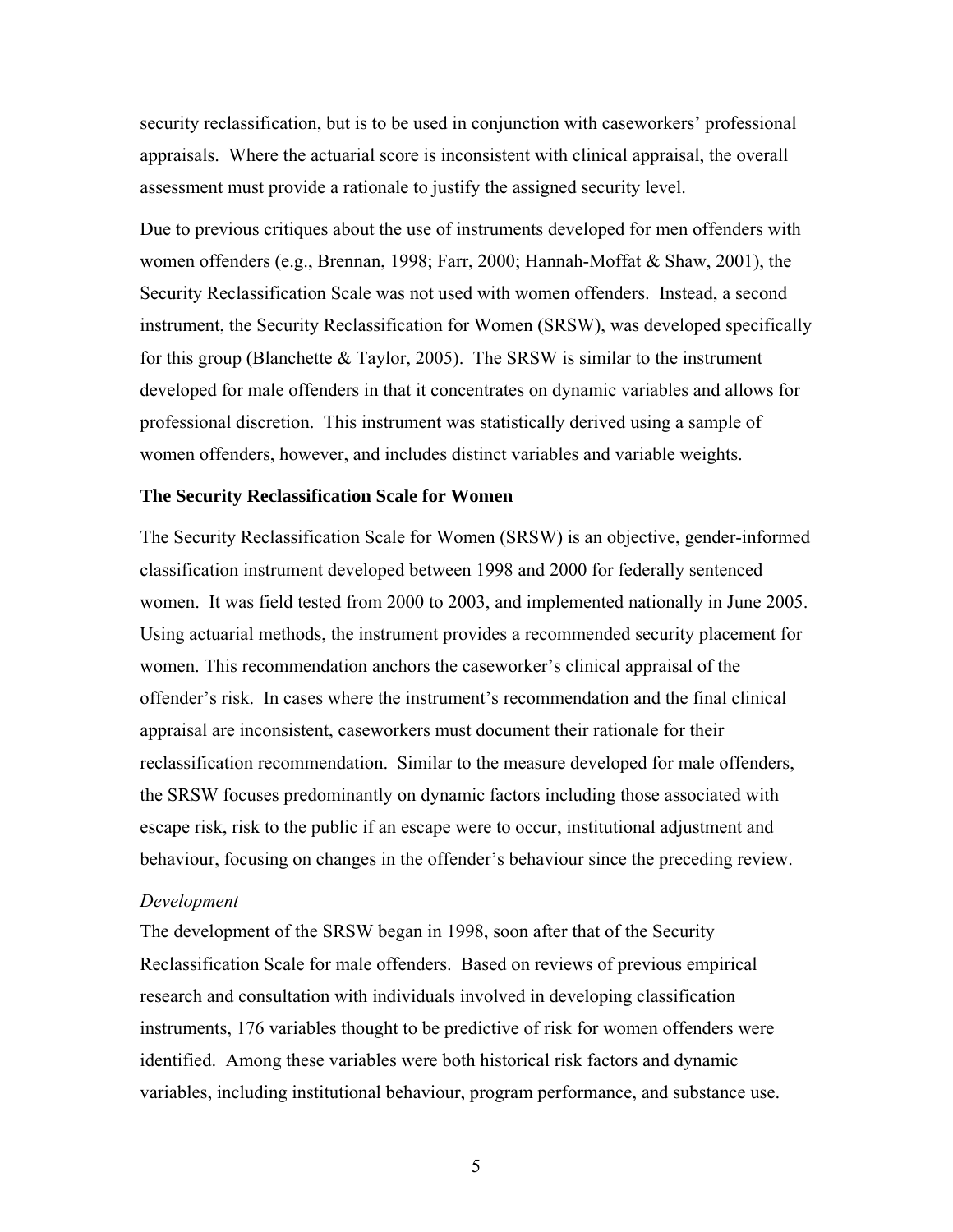security reclassification, but is to be used in conjunction with caseworkers' professional appraisals. Where the actuarial score is inconsistent with clinical appraisal, the overall assessment must provide a rationale to justify the assigned security level.

Due to previous critiques about the use of instruments developed for men offenders with women offenders (e.g., Brennan, 1998; Farr, 2000; Hannah-Moffat & Shaw, 2001), the Security Reclassification Scale was not used with women offenders. Instead, a second instrument, the Security Reclassification for Women (SRSW), was developed specifically for this group (Blanchette & Taylor, 2005). The SRSW is similar to the instrument developed for male offenders in that it concentrates on dynamic variables and allows for professional discretion. This instrument was statistically derived using a sample of women offenders, however, and includes distinct variables and variable weights.

**The Security Reclassification Scale for Women**

The Security Reclassification Scale for Women (SRSW) is an objective, gender-informed classification instrument developed between 1998 and 2000 for federally sentenced women. It was field tested from 2000 to 2003, and implemented nationally in June 2005. Using actuarial methods, the instrument provides a recommended security placement for women. This recommendation anchors the caseworker's clinical appraisal of the offender's risk. In cases where the instrument's recommendation and the final clinical appraisal are inconsistent, caseworkers must document their rationale for their reclassification recommendation. Similar to the measure developed for male offenders, the SRSW focuses predominantly on dynamic factors including those associated with escape risk, risk to the public if an escape were to occur, institutional adjustment and behaviour, focusing on changes in the offender's behaviour since the preceding review.

*Development*

The development of the SRSW began in 1998, soon after that of the Security Reclassification Scale for male offenders. Based on reviews of previous empirical research and consultation with individuals involved in developing classification instruments, 176 variables thought to be predictive of risk for women offenders were identified. Among these variables were both historical risk factors and dynamic variables, including institutional behaviour, program performance, and substance use.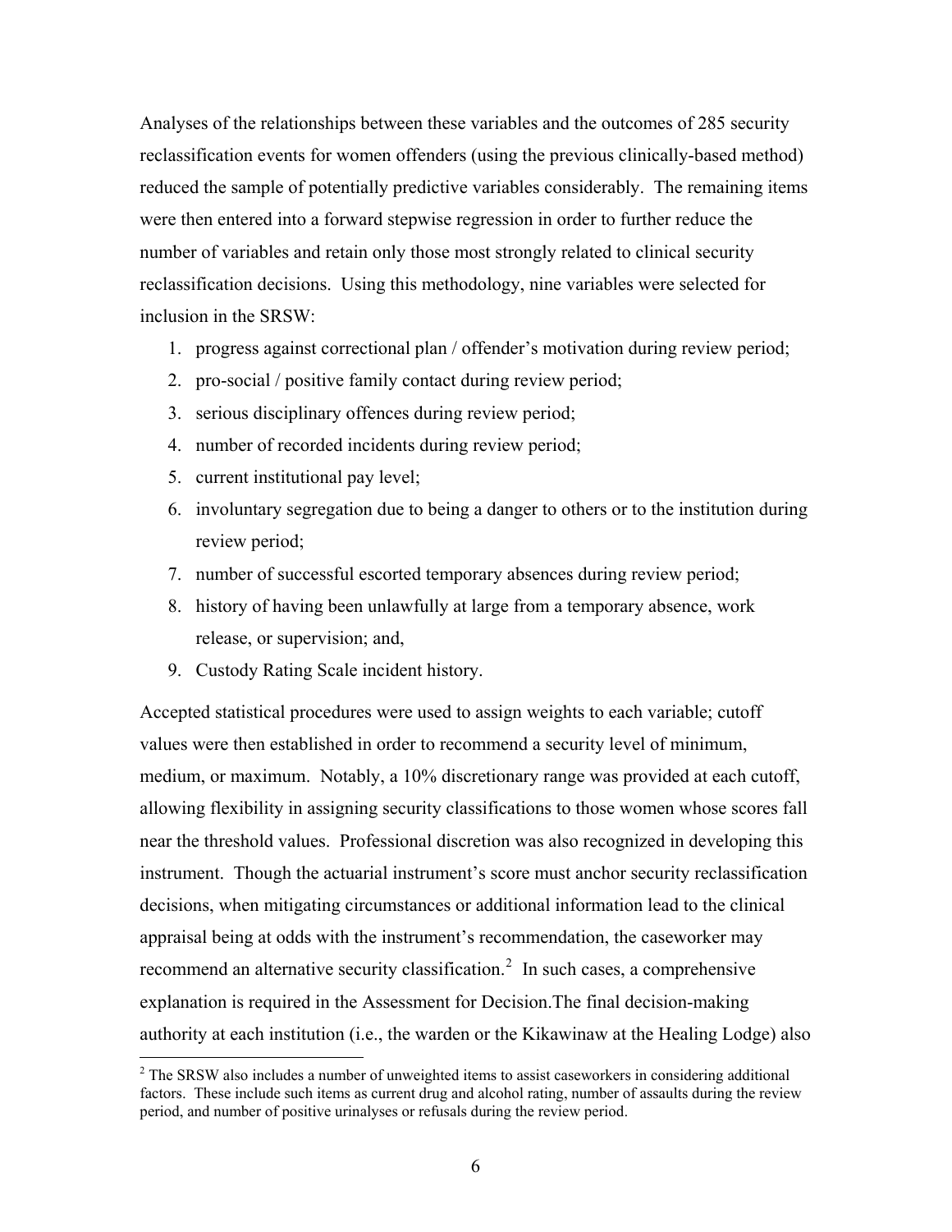Analyses of the relationships between these variables and the outcomes of 285 security reclassification events for women offenders (using the previous clinically-based method) reduced the sample of potentially predictive variables considerably. The remaining items were then entered into a forward stepwise regression in order to further reduce the number of variables and retain only those most strongly related to clinical security reclassification decisions. Using this methodology, nine variables were selected for inclusion in the SRSW:

1. progress against correctional plan / offender's motivation during review period;
2. pro-social / positive family contact during review period;
3. serious disciplinary offences during review period;
4. number of recorded incidents during review period;
5. current institutional pay level;
6. involuntary segregation due to being a danger to others or to the institution during review period;
7. number of successful escorted temporary absences during review period;
8. history of having been unlawfully at large from a temporary absence, work release, or supervision; and,
9. Custody Rating Scale incident history.

Accepted statistical procedures were used to assign weights to each variable; cutoff values were then established in order to recommend a security level of minimum, medium, or maximum. Notably, a 10% discretionary range was provided at each cutoff, allowing flexibility in assigning security classifications to those women whose scores fall near the threshold values. Professional discretion was also recognized in developing this instrument. Though the actuarial instrument's score must anchor security reclassification decisions, when mitigating circumstances or additional information lead to the clinical appraisal being at odds with the instrument's recommendation, the caseworker may recommend an alternative security classification.[2] In such cases, a comprehensive explanation is required in the Assessment for Decision.The final decision-making authority at each institution (i.e., the warden or the Kikawinaw at the Healing Lodge) also

[2] The SRSW also includes a number of unweighted items to assist caseworkers in considering additional factors. These include such items as current drug and alcohol rating, number of assaults during the review period, and number of positive urinalyses or refusals during the review period.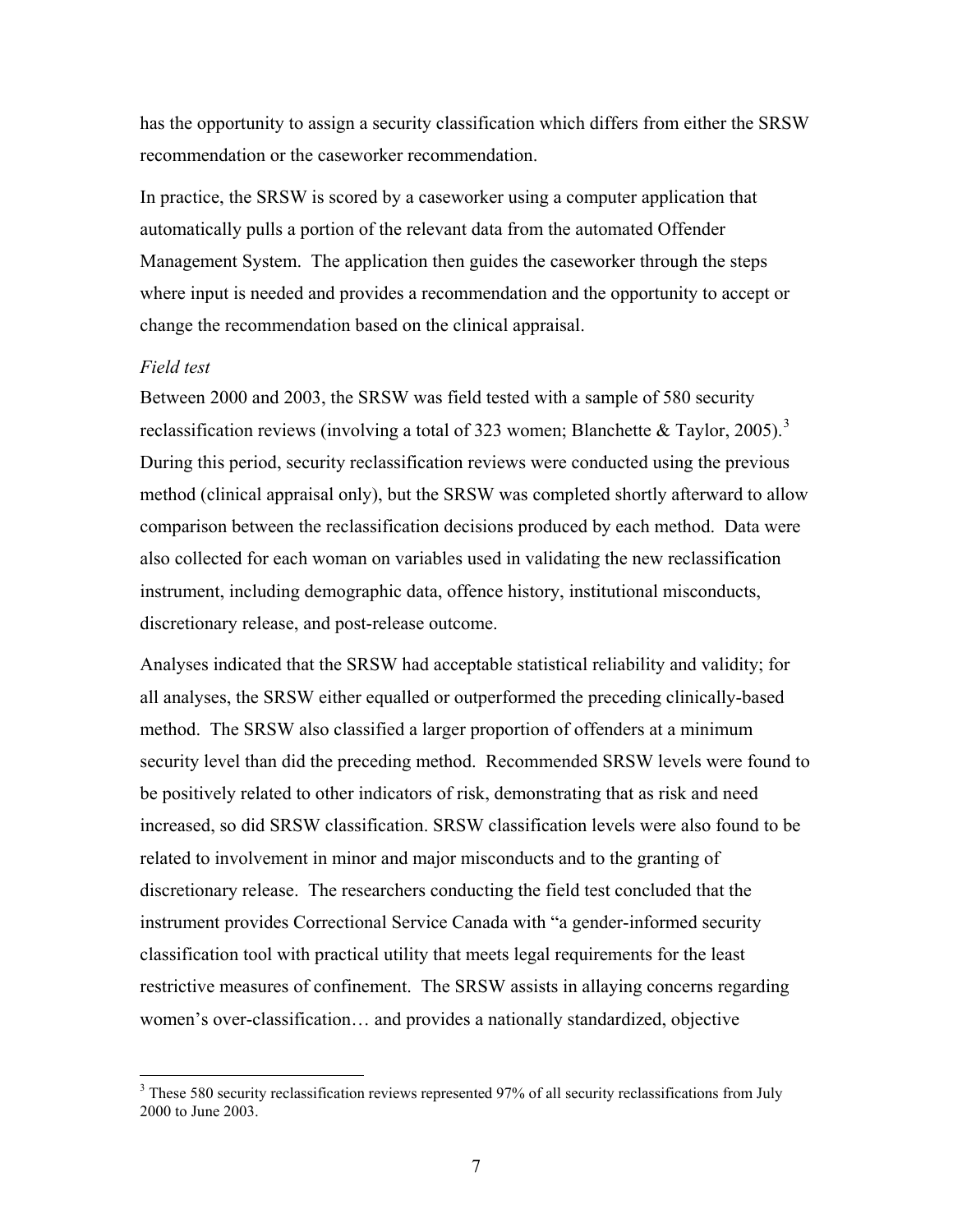has the opportunity to assign a security classification which differs from either the SRSW recommendation or the caseworker recommendation.

In practice, the SRSW is scored by a caseworker using a computer application that automatically pulls a portion of the relevant data from the automated Offender Management System. The application then guides the caseworker through the steps where input is needed and provides a recommendation and the opportunity to accept or change the recommendation based on the clinical appraisal.

*Field test*

Between 2000 and 2003, the SRSW was field tested with a sample of 580 security reclassification reviews (involving a total of 323 women; Blanchette & Taylor, 2005).[3] During this period, security reclassification reviews were conducted using the previous method (clinical appraisal only), but the SRSW was completed shortly afterward to allow comparison between the reclassification decisions produced by each method. Data were also collected for each woman on variables used in validating the new reclassification instrument, including demographic data, offence history, institutional misconducts, discretionary release, and post-release outcome.

Analyses indicated that the SRSW had acceptable statistical reliability and validity; for all analyses, the SRSW either equalled or outperformed the preceding clinically-based method. The SRSW also classified a larger proportion of offenders at a minimum security level than did the preceding method. Recommended SRSW levels were found to be positively related to other indicators of risk, demonstrating that as risk and need increased, so did SRSW classification. SRSW classification levels were also found to be related to involvement in minor and major misconducts and to the granting of discretionary release. The researchers conducting the field test concluded that the instrument provides Correctional Service Canada with "a gender-informed security classification tool with practical utility that meets legal requirements for the least restrictive measures of confinement. The SRSW assists in allaying concerns regarding women's over-classification… and provides a nationally standardized, objective

[3] These 580 security reclassification reviews represented 97% of all security reclassifications from July 2000 to June 2003.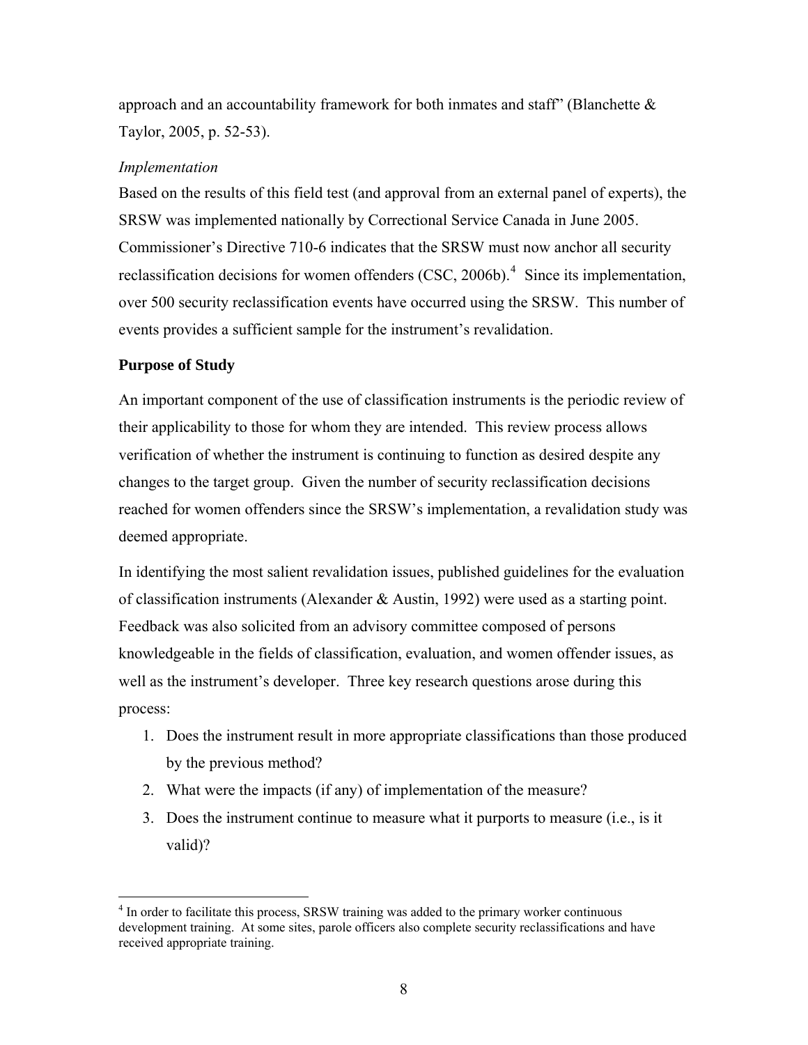approach and an accountability framework for both inmates and staff" (Blanchette & Taylor, 2005, p. 52-53).

*Implementation*

Based on the results of this field test (and approval from an external panel of experts), the SRSW was implemented nationally by Correctional Service Canada in June 2005. Commissioner's Directive 710-6 indicates that the SRSW must now anchor all security reclassification decisions for women offenders (CSC, 2006b).[4] Since its implementation, over 500 security reclassification events have occurred using the SRSW. This number of events provides a sufficient sample for the instrument's revalidation.

**Purpose of Study**

An important component of the use of classification instruments is the periodic review of their applicability to those for whom they are intended. This review process allows verification of whether the instrument is continuing to function as desired despite any changes to the target group. Given the number of security reclassification decisions reached for women offenders since the SRSW's implementation, a revalidation study was deemed appropriate.

In identifying the most salient revalidation issues, published guidelines for the evaluation of classification instruments (Alexander & Austin, 1992) were used as a starting point. Feedback was also solicited from an advisory committee composed of persons knowledgeable in the fields of classification, evaluation, and women offender issues, as well as the instrument's developer. Three key research questions arose during this process:

1. Does the instrument result in more appropriate classifications than those produced by the previous method?
2. What were the impacts (if any) of implementation of the measure?
3. Does the instrument continue to measure what it purports to measure (i.e., is it valid)?

[4] In order to facilitate this process, SRSW training was added to the primary worker continuous development training. At some sites, parole officers also complete security reclassifications and have received appropriate training.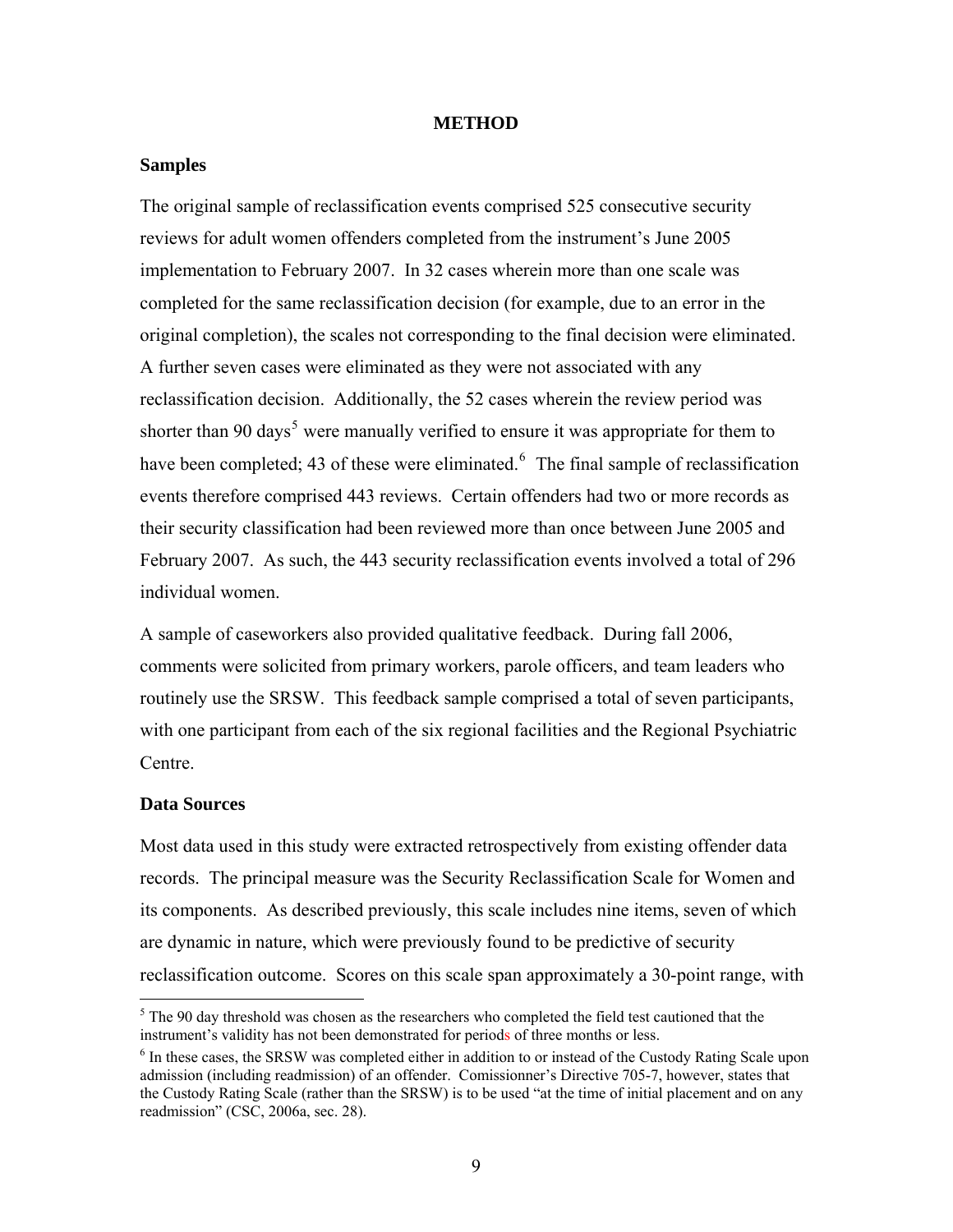# METHOD

## Samples

The original sample of reclassification events comprised 525 consecutive security reviews for adult women offenders completed from the instrument's June 2005 implementation to February 2007. In 32 cases wherein more than one scale was completed for the same reclassification decision (for example, due to an error in the original completion), the scales not corresponding to the final decision were eliminated. A further seven cases were eliminated as they were not associated with any reclassification decision. Additionally, the 52 cases wherein the review period was shorter than 90 days[5] were manually verified to ensure it was appropriate for them to have been completed; 43 of these were eliminated.[6] The final sample of reclassification events therefore comprised 443 reviews. Certain offenders had two or more records as their security classification had been reviewed more than once between June 2005 and February 2007. As such, the 443 security reclassification events involved a total of 296 individual women.

A sample of caseworkers also provided qualitative feedback. During fall 2006, comments were solicited from primary workers, parole officers, and team leaders who routinely use the SRSW. This feedback sample comprised a total of seven participants, with one participant from each of the six regional facilities and the Regional Psychiatric Centre.

## Data Sources

Most data used in this study were extracted retrospectively from existing offender data records. The principal measure was the Security Reclassification Scale for Women and its components. As described previously, this scale includes nine items, seven of which are dynamic in nature, which were previously found to be predictive of security reclassification outcome. Scores on this scale span approximately a 30-point range, with

---

[5] The 90 day threshold was chosen as the researchers who completed the field test cautioned that the instrument's validity has not been demonstrated for periods of three months or less.

[6] In these cases, the SRSW was completed either in addition to or instead of the Custody Rating Scale upon admission (including readmission) of an offender. Comissionner's Directive 705-7, however, states that the Custody Rating Scale (rather than the SRSW) is to be used "at the time of initial placement and on any readmission" (CSC, 2006a, sec. 28).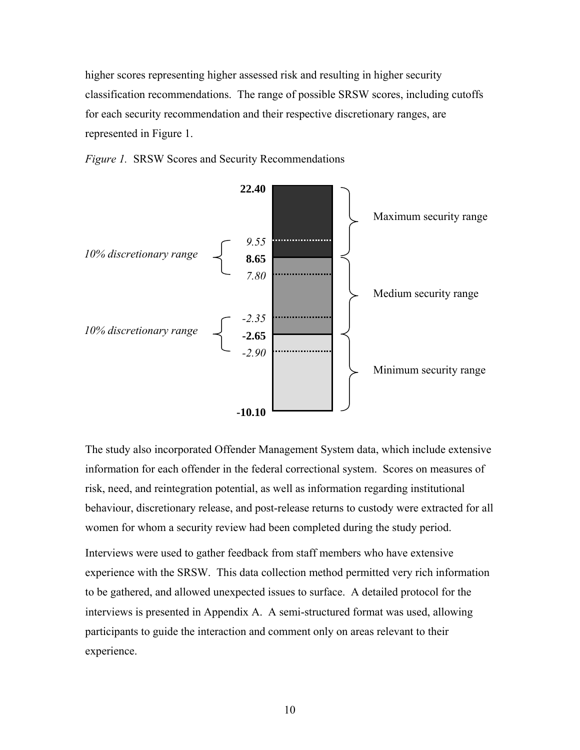higher scores representing higher assessed risk and resulting in higher security classification recommendations. The range of possible SRSW scores, including cutoffs for each security recommendation and their respective discretionary ranges, are represented in Figure 1.

*Figure 1.* SRSW Scores and Security Recommendations

| Score | Label |
|---|---|
| **22.40** | Maximum security range |
| *9.55* | 10% discretionary range |
| **8.65** | |
| *7.80* | Medium security range |
| *-2.35* | 10% discretionary range |
| **-2.65** | |
| *-2.90* | Minimum security range |
| **-10.10** | |

The study also incorporated Offender Management System data, which include extensive information for each offender in the federal correctional system. Scores on measures of risk, need, and reintegration potential, as well as information regarding institutional behaviour, discretionary release, and post-release returns to custody were extracted for all women for whom a security review had been completed during the study period.

Interviews were used to gather feedback from staff members who have extensive experience with the SRSW. This data collection method permitted very rich information to be gathered, and allowed unexpected issues to surface. A detailed protocol for the interviews is presented in Appendix A. A semi-structured format was used, allowing participants to guide the interaction and comment only on areas relevant to their experience.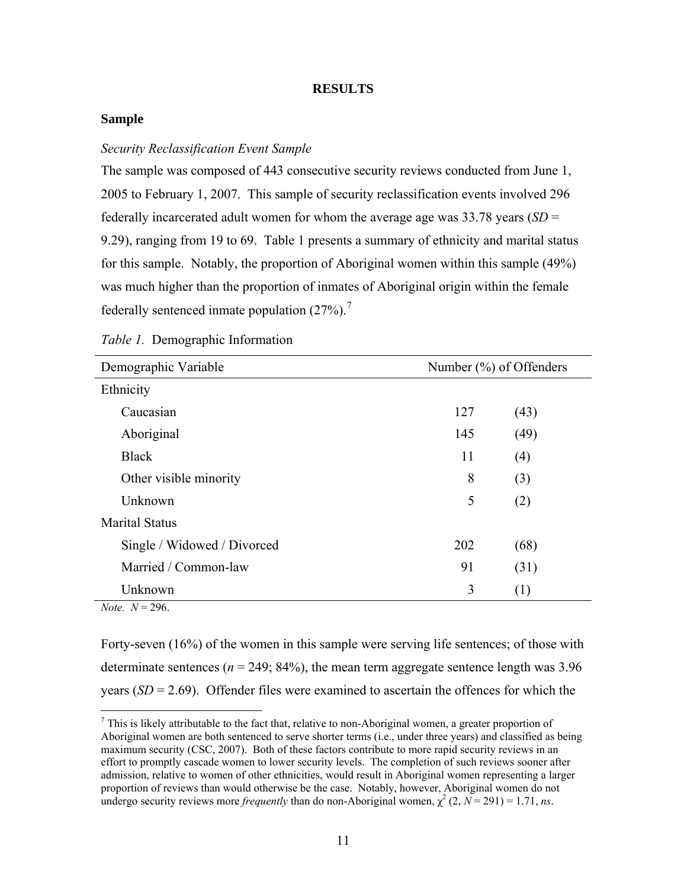## RESULTS

### Sample

*Security Reclassification Event Sample*

The sample was composed of 443 consecutive security reviews conducted from June 1, 2005 to February 1, 2007. This sample of security reclassification events involved 296 federally incarcerated adult women for whom the average age was 33.78 years (*SD* = 9.29), ranging from 19 to 69. Table 1 presents a summary of ethnicity and marital status for this sample. Notably, the proportion of Aboriginal women within this sample (49%) was much higher than the proportion of inmates of Aboriginal origin within the female federally sentenced inmate population (27%).[7]

*Table 1.* Demographic Information

| Demographic Variable | Number (%) of Offenders | |
|---|---|---|
| Ethnicity | | |
| Caucasian | 127 | (43) |
| Aboriginal | 145 | (49) |
| Black | 11 | (4) |
| Other visible minority | 8 | (3) |
| Unknown | 5 | (2) |
| Marital Status | | |
| Single / Widowed / Divorced | 202 | (68) |
| Married / Common-law | 91 | (31) |
| Unknown | 3 | (1) |

*Note.* *N* = 296.

Forty-seven (16%) of the women in this sample were serving life sentences; of those with determinate sentences (*n* = 249; 84%), the mean term aggregate sentence length was 3.96 years (*SD* = 2.69). Offender files were examined to ascertain the offences for which the

[7] This is likely attributable to the fact that, relative to non-Aboriginal women, a greater proportion of Aboriginal women are both sentenced to serve shorter terms (i.e., under three years) and classified as being maximum security (CSC, 2007). Both of these factors contribute to more rapid security reviews in an effort to promptly cascade women to lower security levels. The completion of such reviews sooner after admission, relative to women of other ethnicities, would result in Aboriginal women representing a larger proportion of reviews than would otherwise be the case. Notably, however, Aboriginal women do not undergo security reviews more *frequently* than do non-Aboriginal women, $\chi^2$ (2, *N* = 291) = 1.71, *ns*.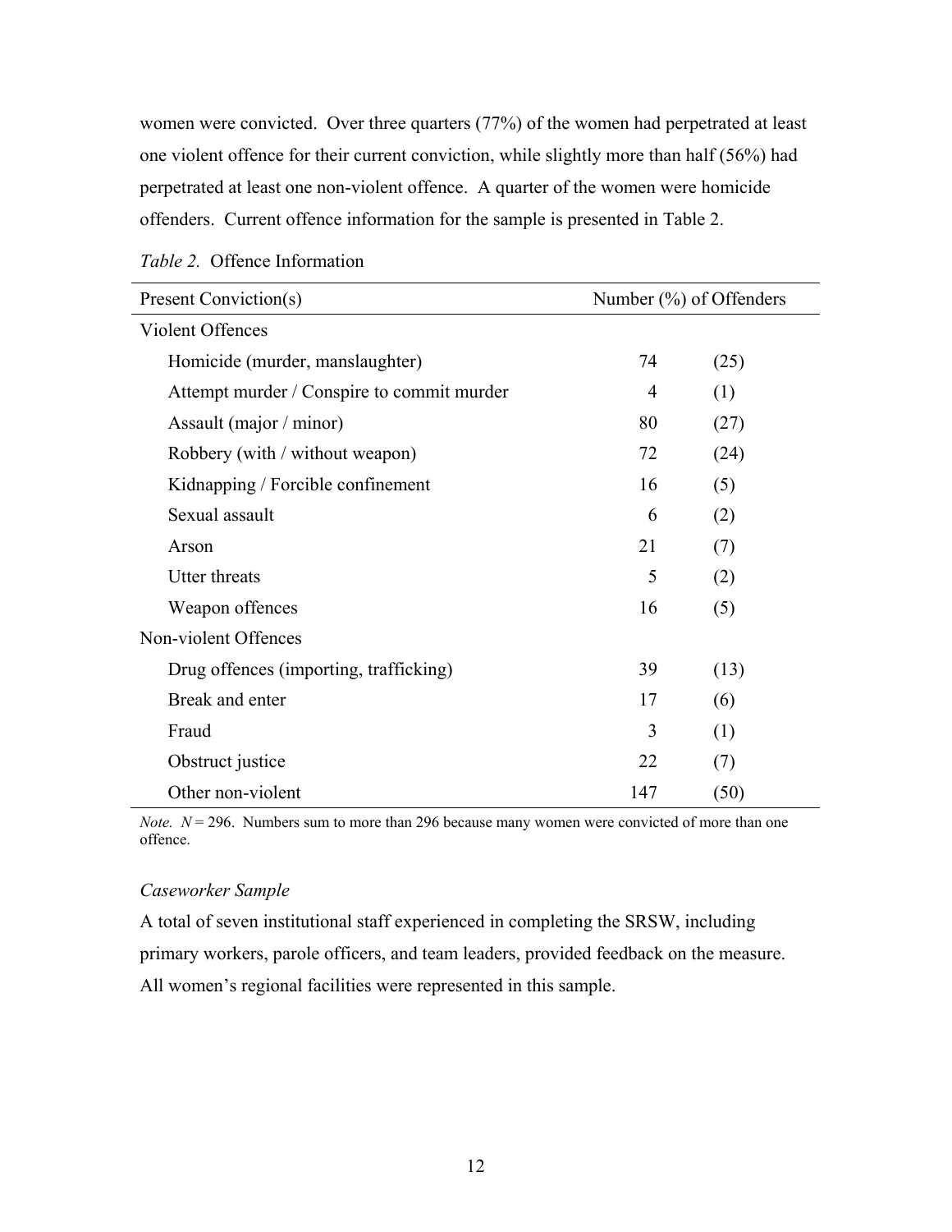women were convicted. Over three quarters (77%) of the women had perpetrated at least one violent offence for their current conviction, while slightly more than half (56%) had perpetrated at least one non-violent offence. A quarter of the women were homicide offenders. Current offence information for the sample is presented in Table 2.

*Table 2.* Offence Information

| Present Conviction(s) | Number (%) of Offenders | |
|---|---|---|
| Violent Offences | | |
| Homicide (murder, manslaughter) | 74 | (25) |
| Attempt murder / Conspire to commit murder | 4 | (1) |
| Assault (major / minor) | 80 | (27) |
| Robbery (with / without weapon) | 72 | (24) |
| Kidnapping / Forcible confinement | 16 | (5) |
| Sexual assault | 6 | (2) |
| Arson | 21 | (7) |
| Utter threats | 5 | (2) |
| Weapon offences | 16 | (5) |
| Non-violent Offences | | |
| Drug offences (importing, trafficking) | 39 | (13) |
| Break and enter | 17 | (6) |
| Fraud | 3 | (1) |
| Obstruct justice | 22 | (7) |
| Other non-violent | 147 | (50) |

*Note.* $N = 296$. Numbers sum to more than 296 because many women were convicted of more than one offence.

### *Caseworker Sample*

A total of seven institutional staff experienced in completing the SRSW, including primary workers, parole officers, and team leaders, provided feedback on the measure. All women's regional facilities were represented in this sample.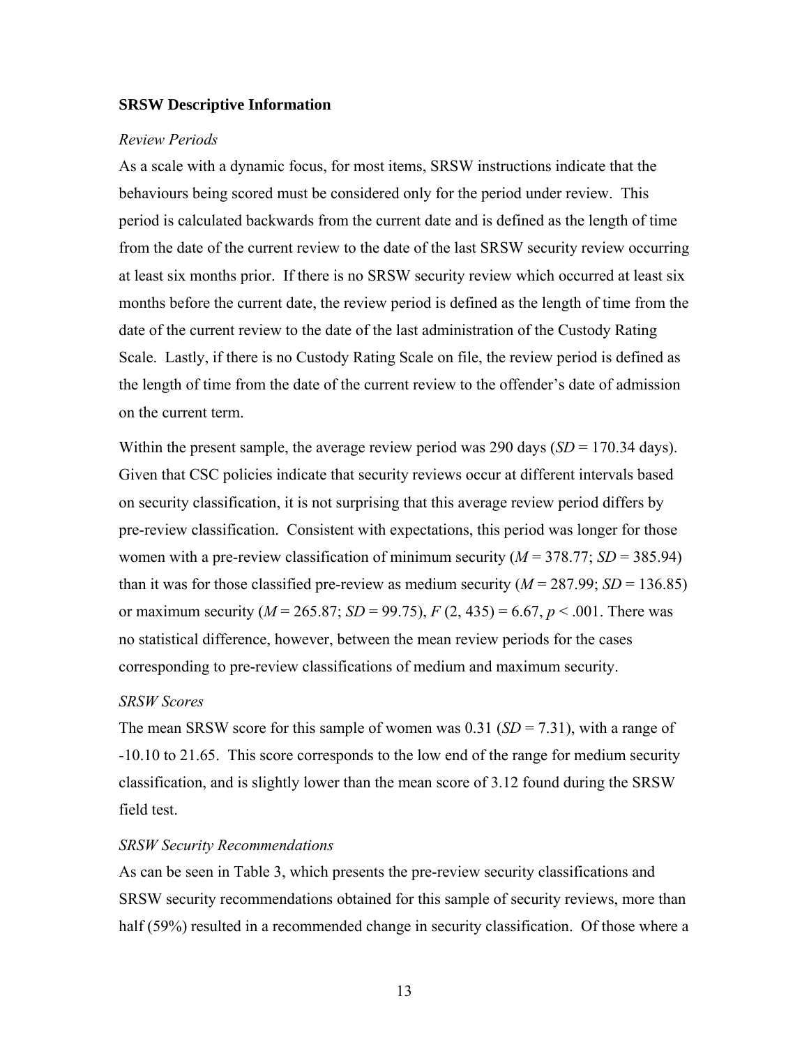**SRSW Descriptive Information**

*Review Periods*

As a scale with a dynamic focus, for most items, SRSW instructions indicate that the behaviours being scored must be considered only for the period under review. This period is calculated backwards from the current date and is defined as the length of time from the date of the current review to the date of the last SRSW security review occurring at least six months prior. If there is no SRSW security review which occurred at least six months before the current date, the review period is defined as the length of time from the date of the current review to the date of the last administration of the Custody Rating Scale. Lastly, if there is no Custody Rating Scale on file, the review period is defined as the length of time from the date of the current review to the offender's date of admission on the current term.

Within the present sample, the average review period was 290 days ($SD$ = 170.34 days). Given that CSC policies indicate that security reviews occur at different intervals based on security classification, it is not surprising that this average review period differs by pre-review classification. Consistent with expectations, this period was longer for those women with a pre-review classification of minimum security ($M$ = 378.77; $SD$ = 385.94) than it was for those classified pre-review as medium security ($M$ = 287.99; $SD$ = 136.85) or maximum security ($M$ = 265.87; $SD$ = 99.75), $F$ (2, 435) = 6.67, $p < .001$. There was no statistical difference, however, between the mean review periods for the cases corresponding to pre-review classifications of medium and maximum security.

*SRSW Scores*

The mean SRSW score for this sample of women was 0.31 ($SD$ = 7.31), with a range of -10.10 to 21.65. This score corresponds to the low end of the range for medium security classification, and is slightly lower than the mean score of 3.12 found during the SRSW field test.

*SRSW Security Recommendations*

As can be seen in Table 3, which presents the pre-review security classifications and SRSW security recommendations obtained for this sample of security reviews, more than half (59%) resulted in a recommended change in security classification. Of those where a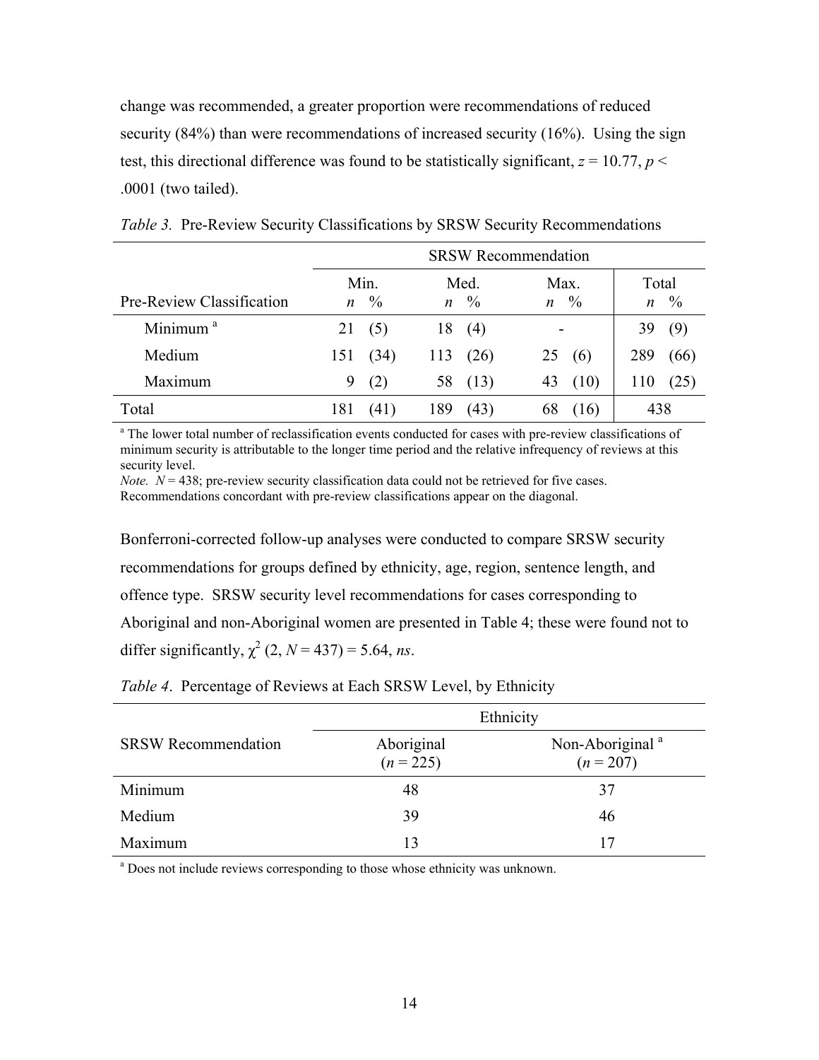change was recommended, a greater proportion were recommendations of reduced security (84%) than were recommendations of increased security (16%). Using the sign test, this directional difference was found to be statistically significant, $z = 10.77$, $p < .0001$ (two tailed).

*Table 3.* Pre-Review Security Classifications by SRSW Security Recommendations

| | SRSW Recommendation | | | | | | | |
|---|---|---|---|---|---|---|---|---|
| | Min. | | Med. | | Max. | | Total | |
| Pre-Review Classification | *n* | % | *n* | % | *n* | % | *n* | % |
| Minimum [a] | 21 | (5) | 18 | (4) | - | | 39 | (9) |
| Medium | 151 | (34) | 113 | (26) | 25 | (6) | 289 | (66) |
| Maximum | 9 | (2) | 58 | (13) | 43 | (10) | 110 | (25) |
| Total | 181 | (41) | 189 | (43) | 68 | (16) | 438 | |

[a] The lower total number of reclassification events conducted for cases with pre-review classifications of minimum security is attributable to the longer time period and the relative infrequency of reviews at this security level.
*Note.* $N = 438$; pre-review security classification data could not be retrieved for five cases. Recommendations concordant with pre-review classifications appear on the diagonal.

Bonferroni-corrected follow-up analyses were conducted to compare SRSW security recommendations for groups defined by ethnicity, age, region, sentence length, and offence type. SRSW security level recommendations for cases corresponding to Aboriginal and non-Aboriginal women are presented in Table 4; these were found not to differ significantly, $\chi^2(2, N = 437) = 5.64$, *ns*.

*Table 4*. Percentage of Reviews at Each SRSW Level, by Ethnicity

| | Ethnicity | |
|---|---|---|
| SRSW Recommendation | Aboriginal ($n = 225$) | Non-Aboriginal [a] ($n = 207$) |
| Minimum | 48 | 37 |
| Medium | 39 | 46 |
| Maximum | 13 | 17 |

[a] Does not include reviews corresponding to those whose ethnicity was unknown.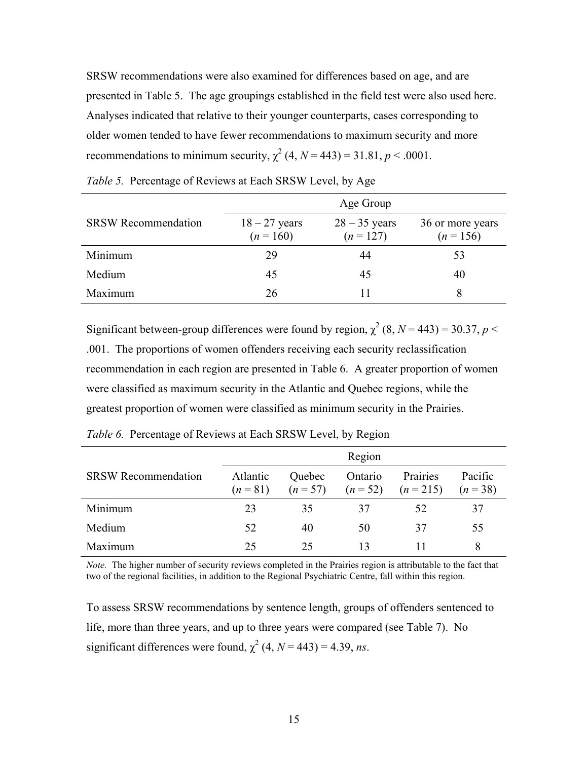SRSW recommendations were also examined for differences based on age, and are presented in Table 5. The age groupings established in the field test were also used here. Analyses indicated that relative to their younger counterparts, cases corresponding to older women tended to have fewer recommendations to maximum security and more recommendations to minimum security, $\chi^2$ (4, $N$ = 443) = 31.81, $p$ < .0001.

*Table 5.* Percentage of Reviews at Each SRSW Level, by Age

| | Age Group | | |
|---|---|---|---|
| SRSW Recommendation | 18 – 27 years ($n$ = 160) | 28 – 35 years ($n$ = 127) | 36 or more years ($n$ = 156) |
| Minimum | 29 | 44 | 53 |
| Medium | 45 | 45 | 40 |
| Maximum | 26 | 11 | 8 |

Significant between-group differences were found by region, $\chi^2$ (8, $N$ = 443) = 30.37, $p$ < .001. The proportions of women offenders receiving each security reclassification recommendation in each region are presented in Table 6. A greater proportion of women were classified as maximum security in the Atlantic and Quebec regions, while the greatest proportion of women were classified as minimum security in the Prairies.

*Table 6.* Percentage of Reviews at Each SRSW Level, by Region

| | Region | | | | |
|---|---|---|---|---|---|
| SRSW Recommendation | Atlantic ($n$ = 81) | Quebec ($n$ = 57) | Ontario ($n$ = 52) | Prairies ($n$ = 215) | Pacific ($n$ = 38) |
| Minimum | 23 | 35 | 37 | 52 | 37 |
| Medium | 52 | 40 | 50 | 37 | 55 |
| Maximum | 25 | 25 | 13 | 11 | 8 |

*Note.* The higher number of security reviews completed in the Prairies region is attributable to the fact that two of the regional facilities, in addition to the Regional Psychiatric Centre, fall within this region.

To assess SRSW recommendations by sentence length, groups of offenders sentenced to life, more than three years, and up to three years were compared (see Table 7). No significant differences were found, $\chi^2$ (4, $N$ = 443) = 4.39, *ns*.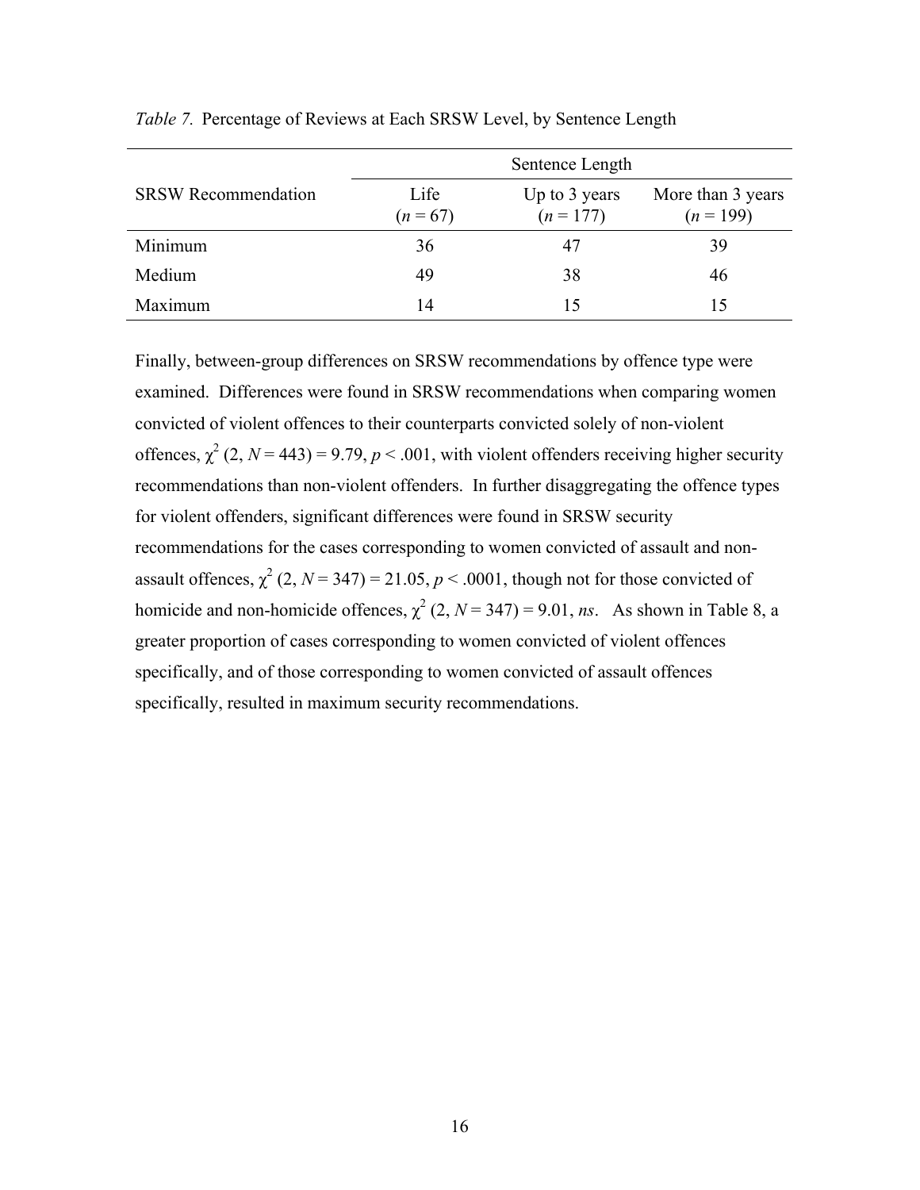*Table 7.* Percentage of Reviews at Each SRSW Level, by Sentence Length

| SRSW Recommendation | Sentence Length | | |
|---|---|---|---|
| | Life ($n$ = 67) | Up to 3 years ($n$ = 177) | More than 3 years ($n$ = 199) |
| Minimum | 36 | 47 | 39 |
| Medium | 49 | 38 | 46 |
| Maximum | 14 | 15 | 15 |

Finally, between-group differences on SRSW recommendations by offence type were examined. Differences were found in SRSW recommendations when comparing women convicted of violent offences to their counterparts convicted solely of non-violent offences, $\chi^2$ (2, $N$ = 443) = 9.79, $p < .001$, with violent offenders receiving higher security recommendations than non-violent offenders. In further disaggregating the offence types for violent offenders, significant differences were found in SRSW security recommendations for the cases corresponding to women convicted of assault and non-assault offences, $\chi^2$ (2, $N$ = 347) = 21.05, $p < .0001$, though not for those convicted of homicide and non-homicide offences, $\chi^2$ (2, $N$ = 347) = 9.01, *ns*. As shown in Table 8, a greater proportion of cases corresponding to women convicted of violent offences specifically, and of those corresponding to women convicted of assault offences specifically, resulted in maximum security recommendations.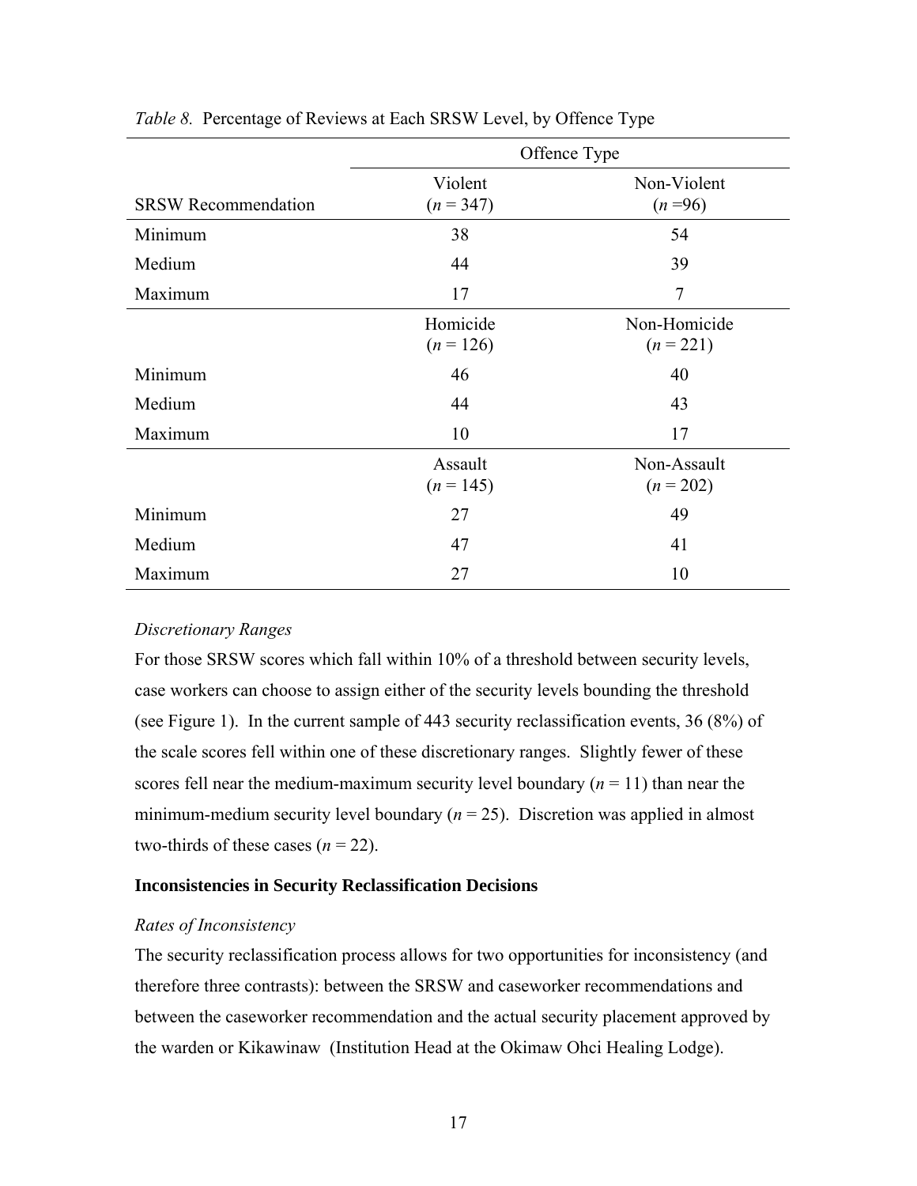*Table 8.* Percentage of Reviews at Each SRSW Level, by Offence Type

| | Offence Type | |
|---|---|---|
| SRSW Recommendation | Violent ($n$ = 347) | Non-Violent ($n$ =96) |
| Minimum | 38 | 54 |
| Medium | 44 | 39 |
| Maximum | 17 | 7 |
| | Homicide ($n$ = 126) | Non-Homicide ($n$ = 221) |
| Minimum | 46 | 40 |
| Medium | 44 | 43 |
| Maximum | 10 | 17 |
| | Assault ($n$ = 145) | Non-Assault ($n$ = 202) |
| Minimum | 27 | 49 |
| Medium | 47 | 41 |
| Maximum | 27 | 10 |

*Discretionary Ranges*

For those SRSW scores which fall within 10% of a threshold between security levels, case workers can choose to assign either of the security levels bounding the threshold (see Figure 1). In the current sample of 443 security reclassification events, 36 (8%) of the scale scores fell within one of these discretionary ranges. Slightly fewer of these scores fell near the medium-maximum security level boundary ($n$ = 11) than near the minimum-medium security level boundary ($n$ = 25). Discretion was applied in almost two-thirds of these cases ($n$ = 22).

**Inconsistencies in Security Reclassification Decisions**

*Rates of Inconsistency*

The security reclassification process allows for two opportunities for inconsistency (and therefore three contrasts): between the SRSW and caseworker recommendations and between the caseworker recommendation and the actual security placement approved by the warden or Kikawinaw (Institution Head at the Okimaw Ohci Healing Lodge).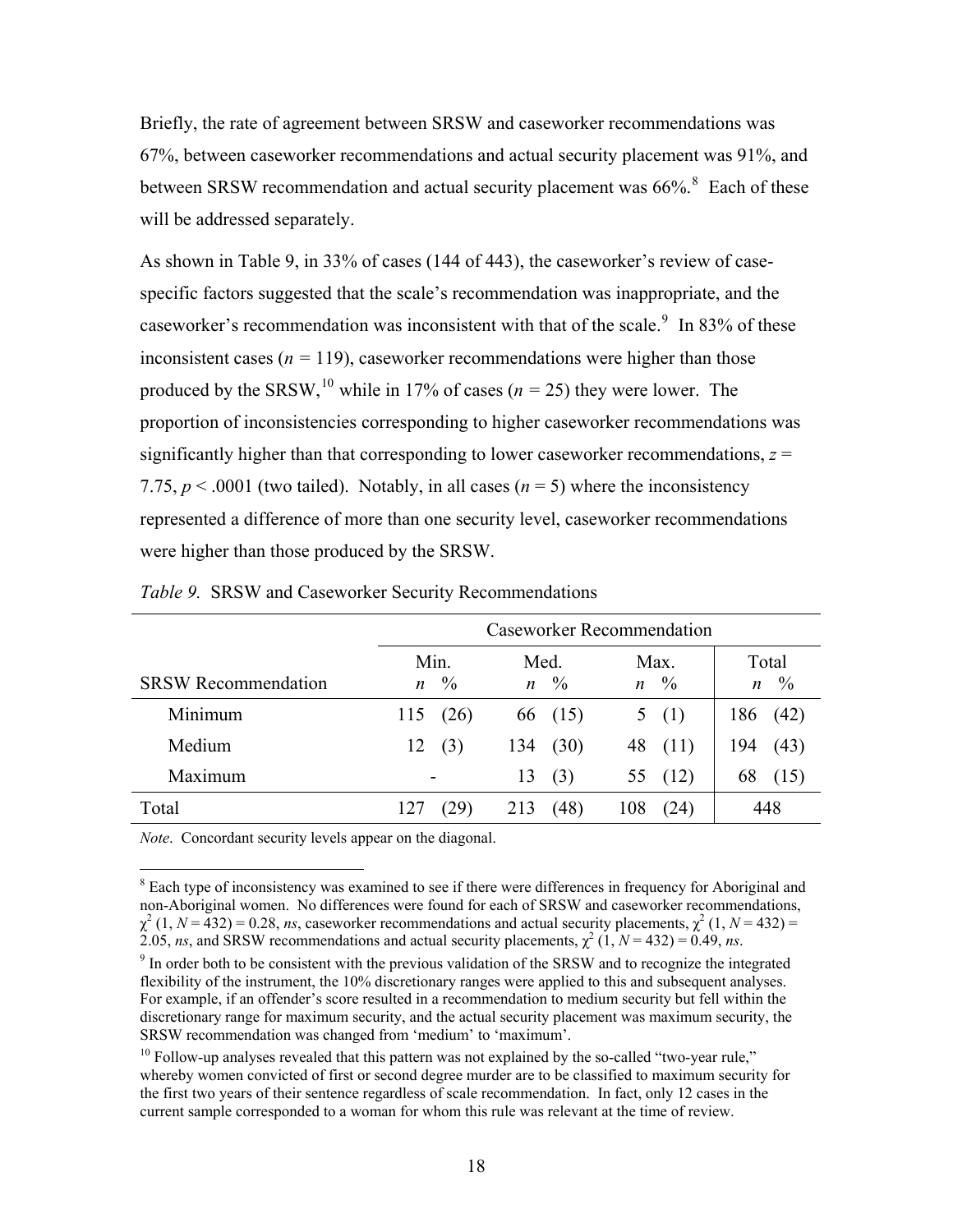Briefly, the rate of agreement between SRSW and caseworker recommendations was 67%, between caseworker recommendations and actual security placement was 91%, and between SRSW recommendation and actual security placement was 66%.[8] Each of these will be addressed separately.

As shown in Table 9, in 33% of cases (144 of 443), the caseworker's review of case-specific factors suggested that the scale's recommendation was inappropriate, and the caseworker's recommendation was inconsistent with that of the scale.[9] In 83% of these inconsistent cases ($n$ = 119), caseworker recommendations were higher than those produced by the SRSW,[10] while in 17% of cases ($n$ = 25) they were lower. The proportion of inconsistencies corresponding to higher caseworker recommendations was significantly higher than that corresponding to lower caseworker recommendations, $z$ = 7.75, $p < .0001$ (two tailed). Notably, in all cases ($n$ = 5) where the inconsistency represented a difference of more than one security level, caseworker recommendations were higher than those produced by the SRSW.

*Table 9.* SRSW and Caseworker Security Recommendations

| | Caseworker Recommendation | | | | | | | |
|---|---|---|---|---|---|---|---|---|
| | Min. | | Med. | | Max. | | Total | |
| SRSW Recommendation | $n$ | % | $n$ | % | $n$ | % | $n$ | % |
| Minimum | 115 | (26) | 66 | (15) | 5 | (1) | 186 | (42) |
| Medium | 12 | (3) | 134 | (30) | 48 | (11) | 194 | (43) |
| Maximum | - | | 13 | (3) | 55 | (12) | 68 | (15) |
| Total | 127 | (29) | 213 | (48) | 108 | (24) | 448 | |

*Note.* Concordant security levels appear on the diagonal.

[8] Each type of inconsistency was examined to see if there were differences in frequency for Aboriginal and non-Aboriginal women. No differences were found for each of SRSW and caseworker recommendations, $\chi^2$ (1, $N$ = 432) = 0.28, *ns*, caseworker recommendations and actual security placements, $\chi^2$ (1, $N$ = 432) = 2.05, *ns*, and SRSW recommendations and actual security placements, $\chi^2$ (1, $N$ = 432) = 0.49, *ns*.

[9] In order both to be consistent with the previous validation of the SRSW and to recognize the integrated flexibility of the instrument, the 10% discretionary ranges were applied to this and subsequent analyses. For example, if an offender's score resulted in a recommendation to medium security but fell within the discretionary range for maximum security, and the actual security placement was maximum security, the SRSW recommendation was changed from 'medium' to 'maximum'.

[10] Follow-up analyses revealed that this pattern was not explained by the so-called "two-year rule," whereby women convicted of first or second degree murder are to be classified to maximum security for the first two years of their sentence regardless of scale recommendation. In fact, only 12 cases in the current sample corresponded to a woman for whom this rule was relevant at the time of review.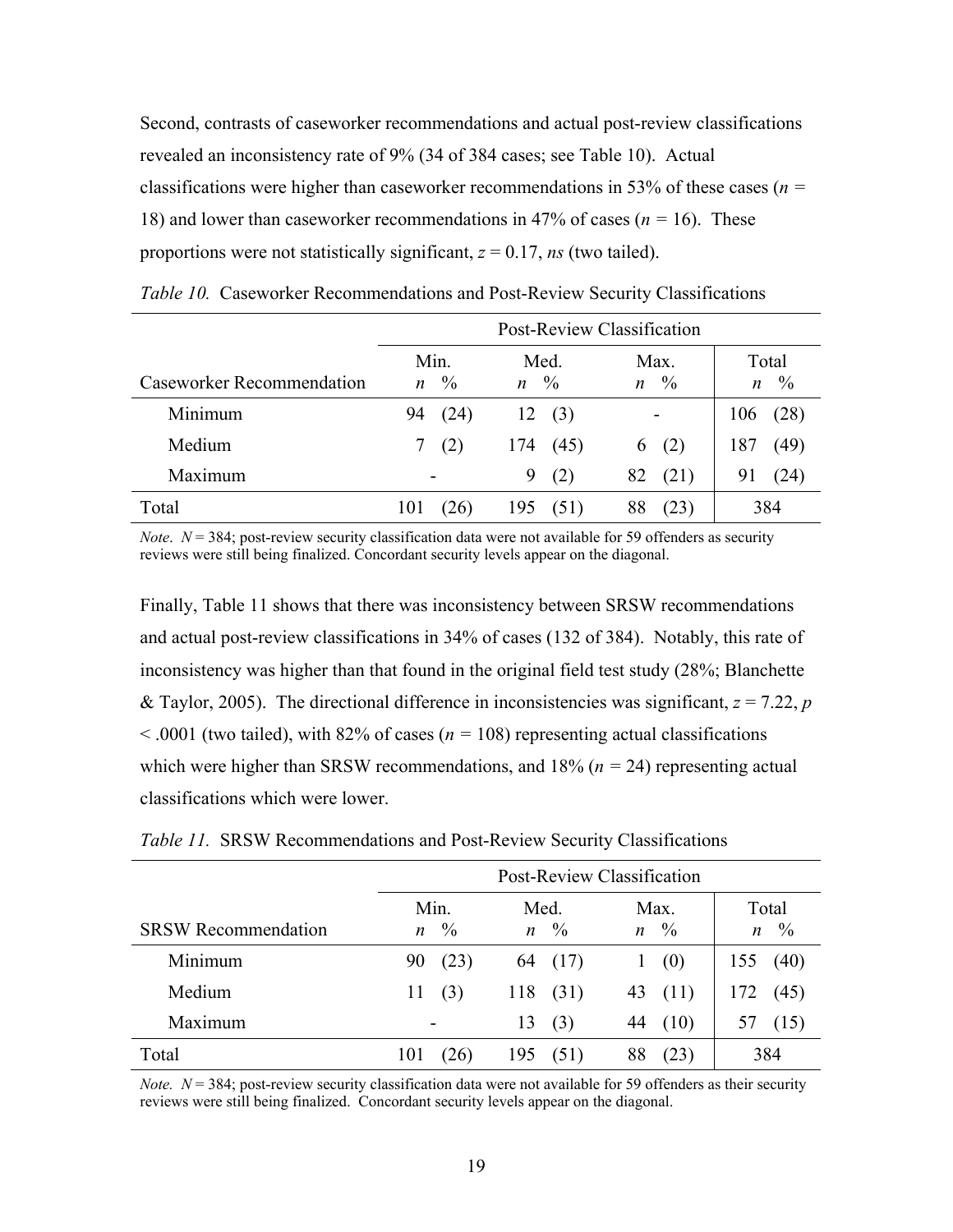Second, contrasts of caseworker recommendations and actual post-review classifications revealed an inconsistency rate of 9% (34 of 384 cases; see Table 10). Actual classifications were higher than caseworker recommendations in 53% of these cases ($n$ = 18) and lower than caseworker recommendations in 47% of cases ($n$ = 16). These proportions were not statistically significant, $z = 0.17$, *ns* (two tailed).

*Table 10.* Caseworker Recommendations and Post-Review Security Classifications

| | Post-Review Classification | | | | | | | |
|---|---|---|---|---|---|---|---|---|
| | Min. | | Med. | | Max. | | Total | |
| Caseworker Recommendation | $n$ | % | $n$ | % | $n$ | % | $n$ | % |
| Minimum | 94 | (24) | 12 | (3) | - | | 106 | (28) |
| Medium | 7 | (2) | 174 | (45) | 6 | (2) | 187 | (49) |
| Maximum | - | | 9 | (2) | 82 | (21) | 91 | (24) |
| Total | 101 | (26) | 195 | (51) | 88 | (23) | 384 | |

*Note.* $N$ = 384; post-review security classification data were not available for 59 offenders as security reviews were still being finalized. Concordant security levels appear on the diagonal.

Finally, Table 11 shows that there was inconsistency between SRSW recommendations and actual post-review classifications in 34% of cases (132 of 384). Notably, this rate of inconsistency was higher than that found in the original field test study (28%; Blanchette & Taylor, 2005). The directional difference in inconsistencies was significant, $z = 7.22$, $p < .0001$ (two tailed), with 82% of cases ($n$ = 108) representing actual classifications which were higher than SRSW recommendations, and 18% ($n$ = 24) representing actual classifications which were lower.

*Table 11.* SRSW Recommendations and Post-Review Security Classifications

| | Post-Review Classification | | | | | | | |
|---|---|---|---|---|---|---|---|---|
| | Min. | | Med. | | Max. | | Total | |
| SRSW Recommendation | $n$ | % | $n$ | % | $n$ | % | $n$ | % |
| Minimum | 90 | (23) | 64 | (17) | 1 | (0) | 155 | (40) |
| Medium | 11 | (3) | 118 | (31) | 43 | (11) | 172 | (45) |
| Maximum | - | | 13 | (3) | 44 | (10) | 57 | (15) |
| Total | 101 | (26) | 195 | (51) | 88 | (23) | 384 | |

*Note.* $N$ = 384; post-review security classification data were not available for 59 offenders as their security reviews were still being finalized. Concordant security levels appear on the diagonal.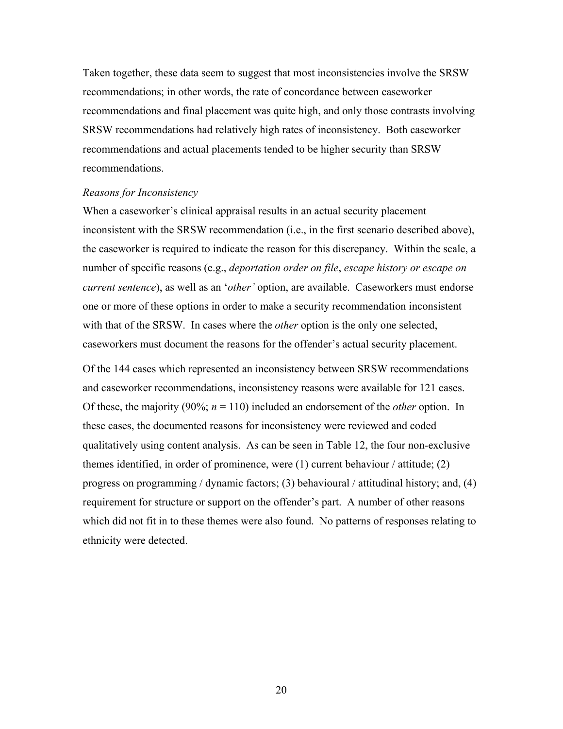Taken together, these data seem to suggest that most inconsistencies involve the SRSW recommendations; in other words, the rate of concordance between caseworker recommendations and final placement was quite high, and only those contrasts involving SRSW recommendations had relatively high rates of inconsistency. Both caseworker recommendations and actual placements tended to be higher security than SRSW recommendations.

*Reasons for Inconsistency*

When a caseworker's clinical appraisal results in an actual security placement inconsistent with the SRSW recommendation (i.e., in the first scenario described above), the caseworker is required to indicate the reason for this discrepancy. Within the scale, a number of specific reasons (e.g., *deportation order on file*, *escape history or escape on current sentence*), as well as an '*other'* option, are available. Caseworkers must endorse one or more of these options in order to make a security recommendation inconsistent with that of the SRSW. In cases where the *other* option is the only one selected, caseworkers must document the reasons for the offender's actual security placement.

Of the 144 cases which represented an inconsistency between SRSW recommendations and caseworker recommendations, inconsistency reasons were available for 121 cases. Of these, the majority (90%; $n$ = 110) included an endorsement of the *other* option. In these cases, the documented reasons for inconsistency were reviewed and coded qualitatively using content analysis. As can be seen in Table 12, the four non-exclusive themes identified, in order of prominence, were (1) current behaviour / attitude; (2) progress on programming / dynamic factors; (3) behavioural / attitudinal history; and, (4) requirement for structure or support on the offender's part. A number of other reasons which did not fit in to these themes were also found. No patterns of responses relating to ethnicity were detected.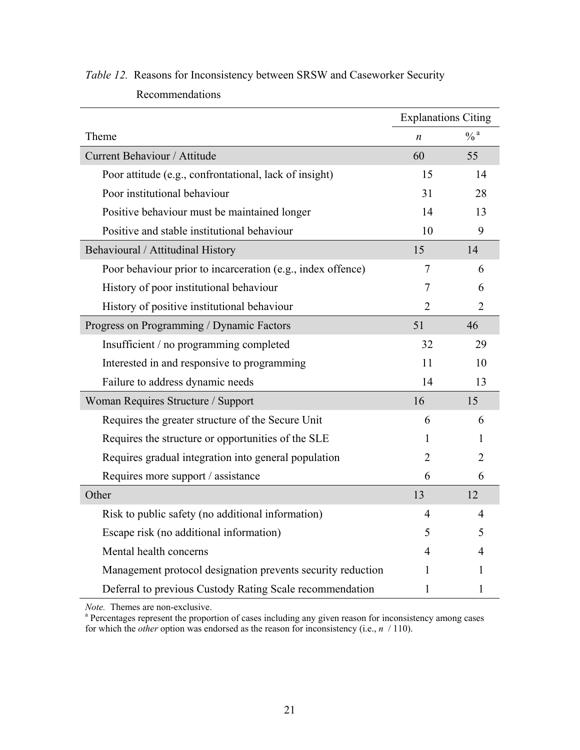*Table 12.* Reasons for Inconsistency between SRSW and Caseworker Security Recommendations

| | Explanations Citing | |
|---|---|---|
| Theme | *n* | %[a] |
| Current Behaviour / Attitude | 60 | 55 |
| Poor attitude (e.g., confrontational, lack of insight) | 15 | 14 |
| Poor institutional behaviour | 31 | 28 |
| Positive behaviour must be maintained longer | 14 | 13 |
| Positive and stable institutional behaviour | 10 | 9 |
| Behavioural / Attitudinal History | 15 | 14 |
| Poor behaviour prior to incarceration (e.g., index offence) | 7 | 6 |
| History of poor institutional behaviour | 7 | 6 |
| History of positive institutional behaviour | 2 | 2 |
| Progress on Programming / Dynamic Factors | 51 | 46 |
| Insufficient / no programming completed | 32 | 29 |
| Interested in and responsive to programming | 11 | 10 |
| Failure to address dynamic needs | 14 | 13 |
| Woman Requires Structure / Support | 16 | 15 |
| Requires the greater structure of the Secure Unit | 6 | 6 |
| Requires the structure or opportunities of the SLE | 1 | 1 |
| Requires gradual integration into general population | 2 | 2 |
| Requires more support / assistance | 6 | 6 |
| Other | 13 | 12 |
| Risk to public safety (no additional information) | 4 | 4 |
| Escape risk (no additional information) | 5 | 5 |
| Mental health concerns | 4 | 4 |
| Management protocol designation prevents security reduction | 1 | 1 |
| Deferral to previous Custody Rating Scale recommendation | 1 | 1 |

*Note.* Themes are non-exclusive.
[a] Percentages represent the proportion of cases including any given reason for inconsistency among cases for which the *other* option was endorsed as the reason for inconsistency (i.e., *n* / 110).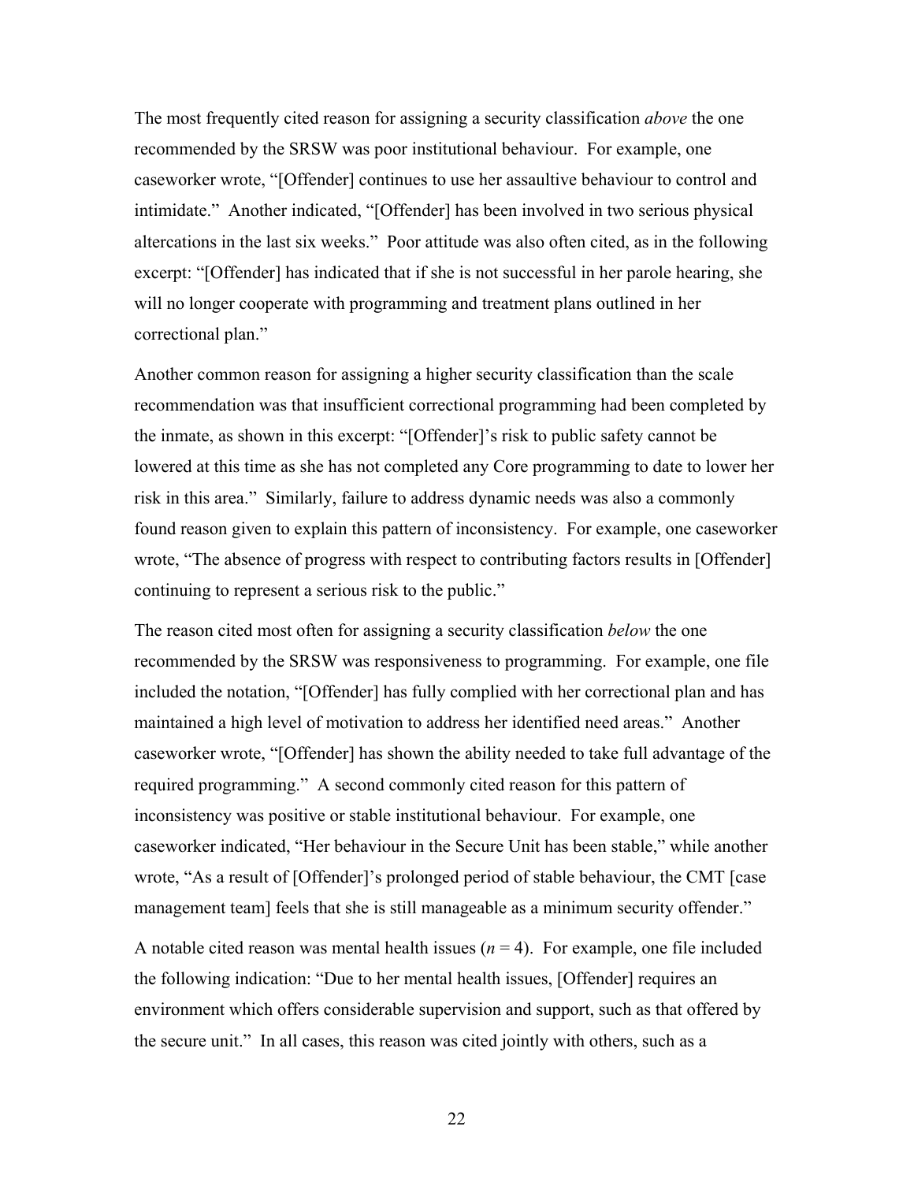The most frequently cited reason for assigning a security classification *above* the one recommended by the SRSW was poor institutional behaviour. For example, one caseworker wrote, "[Offender] continues to use her assaultive behaviour to control and intimidate." Another indicated, "[Offender] has been involved in two serious physical altercations in the last six weeks." Poor attitude was also often cited, as in the following excerpt: "[Offender] has indicated that if she is not successful in her parole hearing, she will no longer cooperate with programming and treatment plans outlined in her correctional plan."

Another common reason for assigning a higher security classification than the scale recommendation was that insufficient correctional programming had been completed by the inmate, as shown in this excerpt: "[Offender]'s risk to public safety cannot be lowered at this time as she has not completed any Core programming to date to lower her risk in this area." Similarly, failure to address dynamic needs was also a commonly found reason given to explain this pattern of inconsistency. For example, one caseworker wrote, "The absence of progress with respect to contributing factors results in [Offender] continuing to represent a serious risk to the public."

The reason cited most often for assigning a security classification *below* the one recommended by the SRSW was responsiveness to programming. For example, one file included the notation, "[Offender] has fully complied with her correctional plan and has maintained a high level of motivation to address her identified need areas." Another caseworker wrote, "[Offender] has shown the ability needed to take full advantage of the required programming." A second commonly cited reason for this pattern of inconsistency was positive or stable institutional behaviour. For example, one caseworker indicated, "Her behaviour in the Secure Unit has been stable," while another wrote, "As a result of [Offender]'s prolonged period of stable behaviour, the CMT [case management team] feels that she is still manageable as a minimum security offender."

A notable cited reason was mental health issues ($n = 4$). For example, one file included the following indication: "Due to her mental health issues, [Offender] requires an environment which offers considerable supervision and support, such as that offered by the secure unit." In all cases, this reason was cited jointly with others, such as a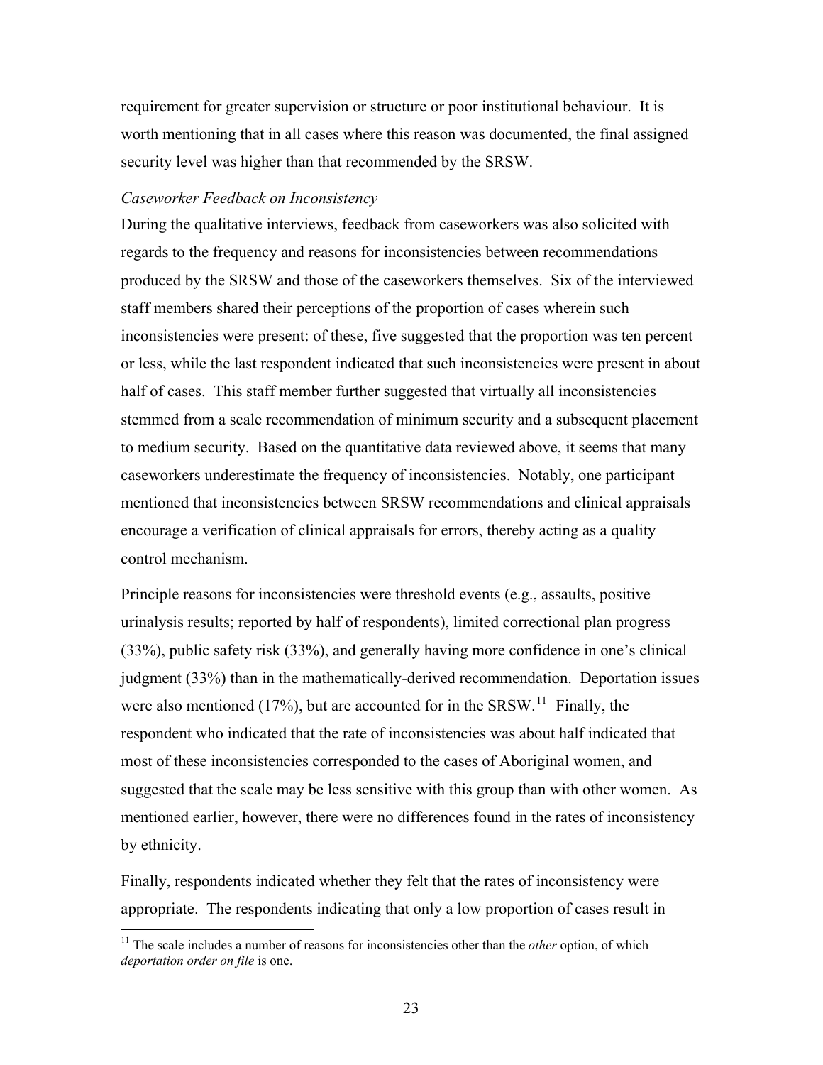requirement for greater supervision or structure or poor institutional behaviour. It is worth mentioning that in all cases where this reason was documented, the final assigned security level was higher than that recommended by the SRSW.

*Caseworker Feedback on Inconsistency*

During the qualitative interviews, feedback from caseworkers was also solicited with regards to the frequency and reasons for inconsistencies between recommendations produced by the SRSW and those of the caseworkers themselves. Six of the interviewed staff members shared their perceptions of the proportion of cases wherein such inconsistencies were present: of these, five suggested that the proportion was ten percent or less, while the last respondent indicated that such inconsistencies were present in about half of cases. This staff member further suggested that virtually all inconsistencies stemmed from a scale recommendation of minimum security and a subsequent placement to medium security. Based on the quantitative data reviewed above, it seems that many caseworkers underestimate the frequency of inconsistencies. Notably, one participant mentioned that inconsistencies between SRSW recommendations and clinical appraisals encourage a verification of clinical appraisals for errors, thereby acting as a quality control mechanism.

Principle reasons for inconsistencies were threshold events (e.g., assaults, positive urinalysis results; reported by half of respondents), limited correctional plan progress (33%), public safety risk (33%), and generally having more confidence in one's clinical judgment (33%) than in the mathematically-derived recommendation. Deportation issues were also mentioned (17%), but are accounted for in the SRSW.[11] Finally, the respondent who indicated that the rate of inconsistencies was about half indicated that most of these inconsistencies corresponded to the cases of Aboriginal women, and suggested that the scale may be less sensitive with this group than with other women. As mentioned earlier, however, there were no differences found in the rates of inconsistency by ethnicity.

Finally, respondents indicated whether they felt that the rates of inconsistency were appropriate. The respondents indicating that only a low proportion of cases result in

[11] The scale includes a number of reasons for inconsistencies other than the *other* option, of which *deportation order on file* is one.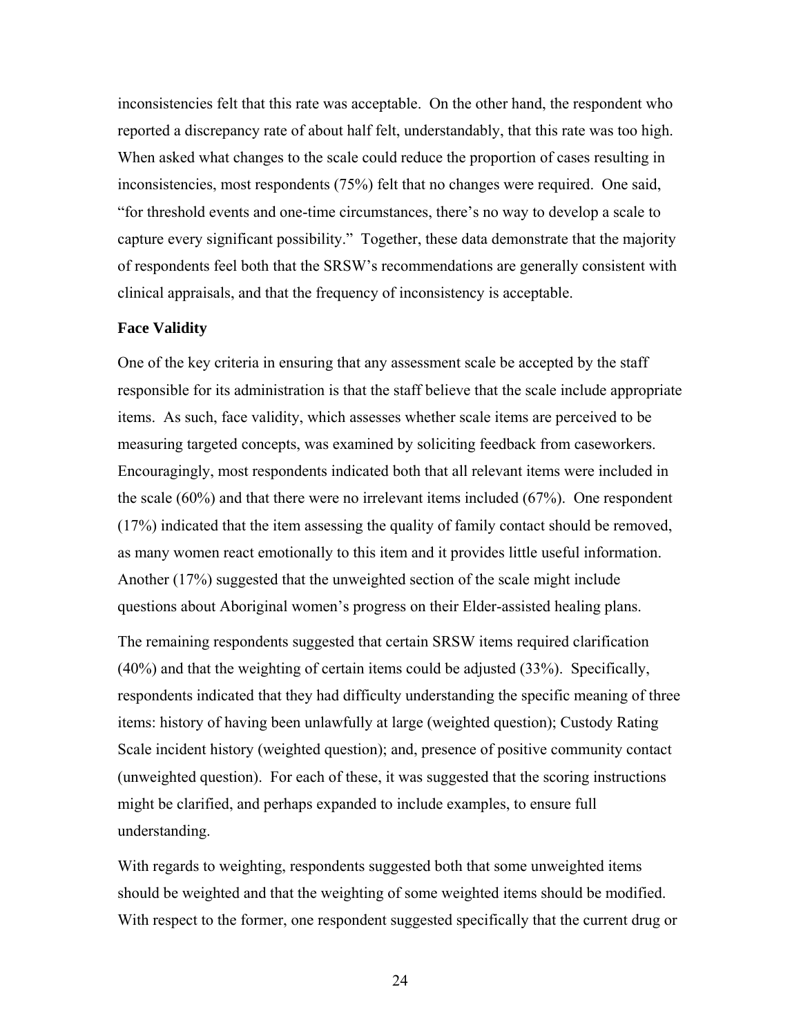inconsistencies felt that this rate was acceptable. On the other hand, the respondent who reported a discrepancy rate of about half felt, understandably, that this rate was too high. When asked what changes to the scale could reduce the proportion of cases resulting in inconsistencies, most respondents (75%) felt that no changes were required. One said, "for threshold events and one-time circumstances, there's no way to develop a scale to capture every significant possibility." Together, these data demonstrate that the majority of respondents feel both that the SRSW's recommendations are generally consistent with clinical appraisals, and that the frequency of inconsistency is acceptable.

### Face Validity

One of the key criteria in ensuring that any assessment scale be accepted by the staff responsible for its administration is that the staff believe that the scale include appropriate items. As such, face validity, which assesses whether scale items are perceived to be measuring targeted concepts, was examined by soliciting feedback from caseworkers. Encouragingly, most respondents indicated both that all relevant items were included in the scale (60%) and that there were no irrelevant items included (67%). One respondent (17%) indicated that the item assessing the quality of family contact should be removed, as many women react emotionally to this item and it provides little useful information. Another (17%) suggested that the unweighted section of the scale might include questions about Aboriginal women's progress on their Elder-assisted healing plans.

The remaining respondents suggested that certain SRSW items required clarification (40%) and that the weighting of certain items could be adjusted (33%). Specifically, respondents indicated that they had difficulty understanding the specific meaning of three items: history of having been unlawfully at large (weighted question); Custody Rating Scale incident history (weighted question); and, presence of positive community contact (unweighted question). For each of these, it was suggested that the scoring instructions might be clarified, and perhaps expanded to include examples, to ensure full understanding.

With regards to weighting, respondents suggested both that some unweighted items should be weighted and that the weighting of some weighted items should be modified. With respect to the former, one respondent suggested specifically that the current drug or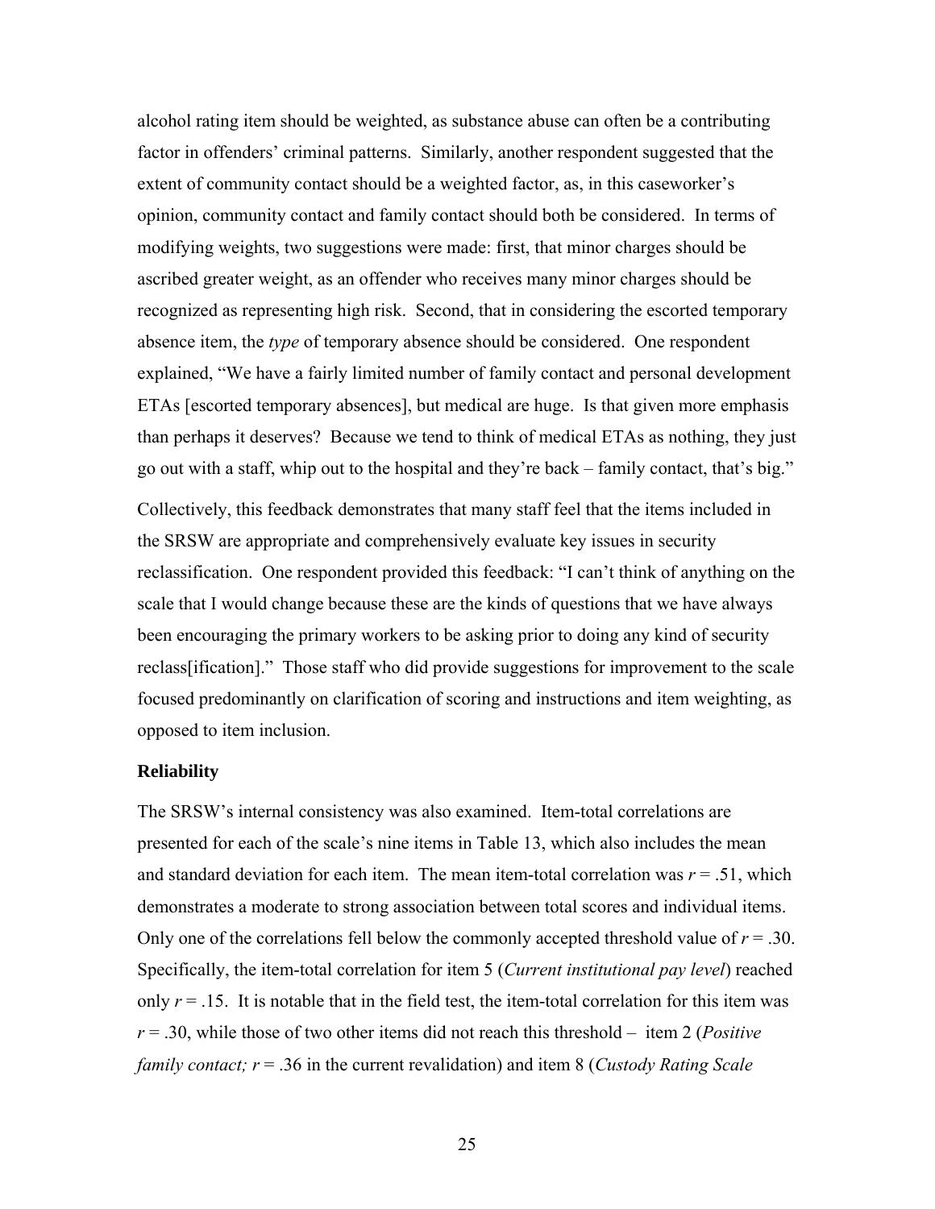alcohol rating item should be weighted, as substance abuse can often be a contributing factor in offenders' criminal patterns. Similarly, another respondent suggested that the extent of community contact should be a weighted factor, as, in this caseworker's opinion, community contact and family contact should both be considered. In terms of modifying weights, two suggestions were made: first, that minor charges should be ascribed greater weight, as an offender who receives many minor charges should be recognized as representing high risk. Second, that in considering the escorted temporary absence item, the *type* of temporary absence should be considered. One respondent explained, "We have a fairly limited number of family contact and personal development ETAs [escorted temporary absences], but medical are huge. Is that given more emphasis than perhaps it deserves? Because we tend to think of medical ETAs as nothing, they just go out with a staff, whip out to the hospital and they're back – family contact, that's big."

Collectively, this feedback demonstrates that many staff feel that the items included in the SRSW are appropriate and comprehensively evaluate key issues in security reclassification. One respondent provided this feedback: "I can't think of anything on the scale that I would change because these are the kinds of questions that we have always been encouraging the primary workers to be asking prior to doing any kind of security reclass[ification]." Those staff who did provide suggestions for improvement to the scale focused predominantly on clarification of scoring and instructions and item weighting, as opposed to item inclusion.

### Reliability

The SRSW's internal consistency was also examined. Item-total correlations are presented for each of the scale's nine items in Table 13, which also includes the mean and standard deviation for each item. The mean item-total correlation was $r = .51$, which demonstrates a moderate to strong association between total scores and individual items. Only one of the correlations fell below the commonly accepted threshold value of $r = .30$. Specifically, the item-total correlation for item 5 (*Current institutional pay level*) reached only $r = .15$. It is notable that in the field test, the item-total correlation for this item was $r = .30$, while those of two other items did not reach this threshold – item 2 (*Positive family contact;* $r = .36$ in the current revalidation) and item 8 (*Custody Rating Scale*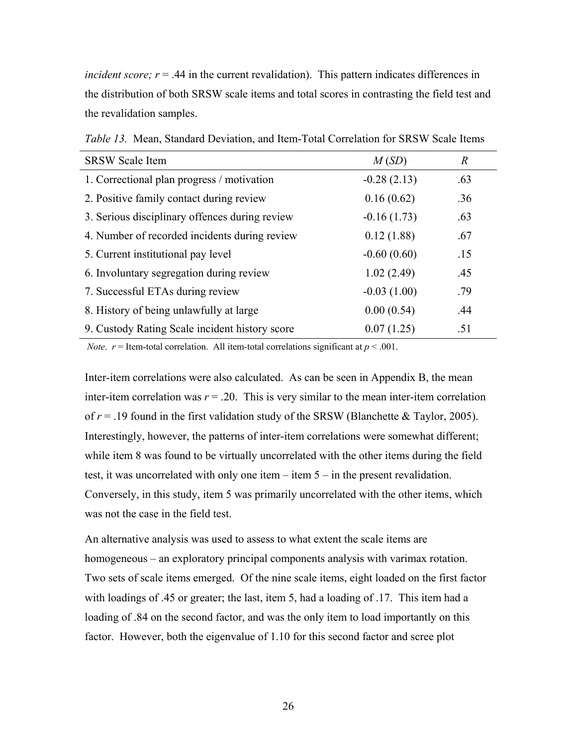*incident score;* $r$ = .44 in the current revalidation). This pattern indicates differences in the distribution of both SRSW scale items and total scores in contrasting the field test and the revalidation samples.

*Table 13.* Mean, Standard Deviation, and Item-Total Correlation for SRSW Scale Items

| SRSW Scale Item | *M* (*SD*) | *R* |
|---|---|---|
| 1. Correctional plan progress / motivation | -0.28 (2.13) | .63 |
| 2. Positive family contact during review | 0.16 (0.62) | .36 |
| 3. Serious disciplinary offences during review | -0.16 (1.73) | .63 |
| 4. Number of recorded incidents during review | 0.12 (1.88) | .67 |
| 5. Current institutional pay level | -0.60 (0.60) | .15 |
| 6. Involuntary segregation during review | 1.02 (2.49) | .45 |
| 7. Successful ETAs during review | -0.03 (1.00) | .79 |
| 8. History of being unlawfully at large | 0.00 (0.54) | .44 |
| 9. Custody Rating Scale incident history score | 0.07 (1.25) | .51 |

*Note*. $r$ = Item-total correlation. All item-total correlations significant at $p < .001$.

Inter-item correlations were also calculated. As can be seen in Appendix B, the mean inter-item correlation was $r$ = .20. This is very similar to the mean inter-item correlation of $r$ = .19 found in the first validation study of the SRSW (Blanchette & Taylor, 2005). Interestingly, however, the patterns of inter-item correlations were somewhat different; while item 8 was found to be virtually uncorrelated with the other items during the field test, it was uncorrelated with only one item – item 5 – in the present revalidation. Conversely, in this study, item 5 was primarily uncorrelated with the other items, which was not the case in the field test.

An alternative analysis was used to assess to what extent the scale items are homogeneous – an exploratory principal components analysis with varimax rotation. Two sets of scale items emerged. Of the nine scale items, eight loaded on the first factor with loadings of .45 or greater; the last, item 5, had a loading of .17. This item had a loading of .84 on the second factor, and was the only item to load importantly on this factor. However, both the eigenvalue of 1.10 for this second factor and scree plot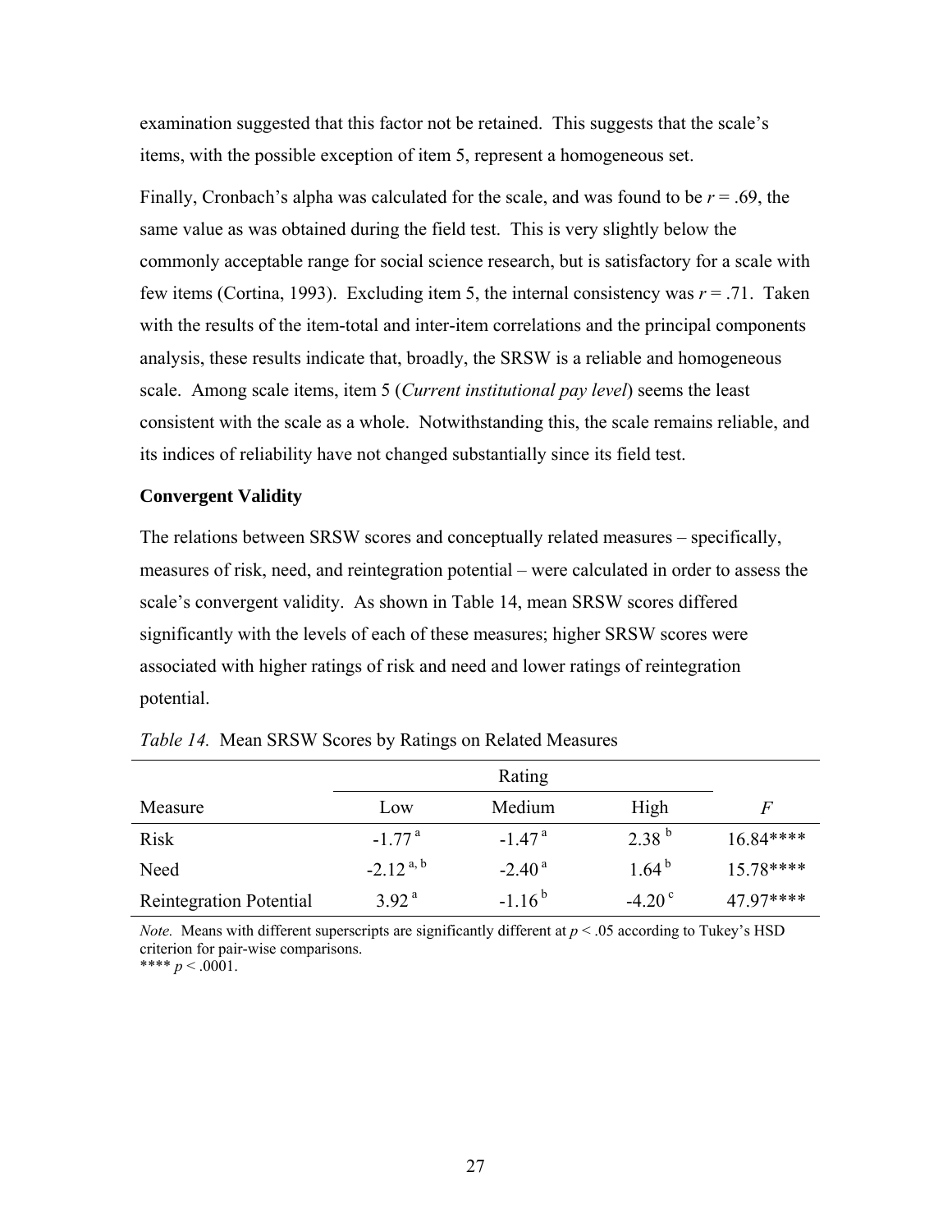examination suggested that this factor not be retained. This suggests that the scale's items, with the possible exception of item 5, represent a homogeneous set.

Finally, Cronbach's alpha was calculated for the scale, and was found to be $r = .69$, the same value as was obtained during the field test. This is very slightly below the commonly acceptable range for social science research, but is satisfactory for a scale with few items (Cortina, 1993). Excluding item 5, the internal consistency was $r = .71$. Taken with the results of the item-total and inter-item correlations and the principal components analysis, these results indicate that, broadly, the SRSW is a reliable and homogeneous scale. Among scale items, item 5 (*Current institutional pay level*) seems the least consistent with the scale as a whole. Notwithstanding this, the scale remains reliable, and its indices of reliability have not changed substantially since its field test.

**Convergent Validity**

The relations between SRSW scores and conceptually related measures – specifically, measures of risk, need, and reintegration potential – were calculated in order to assess the scale's convergent validity. As shown in Table 14, mean SRSW scores differed significantly with the levels of each of these measures; higher SRSW scores were associated with higher ratings of risk and need and lower ratings of reintegration potential.

*Table 14.* Mean SRSW Scores by Ratings on Related Measures

| | Rating | | | |
|---|---|---|---|---|
| Measure | Low | Medium | High | *F* |
| Risk | -1.77 [a] | -1.47 [a] | 2.38 [b] | 16.84**** |
| Need | -2.12 [a, b] | -2.40 [a] | 1.64 [b] | 15.78**** |
| Reintegration Potential | 3.92 [a] | -1.16 [b] | -4.20 [c] | 47.97**** |

*Note.* Means with different superscripts are significantly different at $p < .05$ according to Tukey's HSD criterion for pair-wise comparisons.
**** $p < .0001$.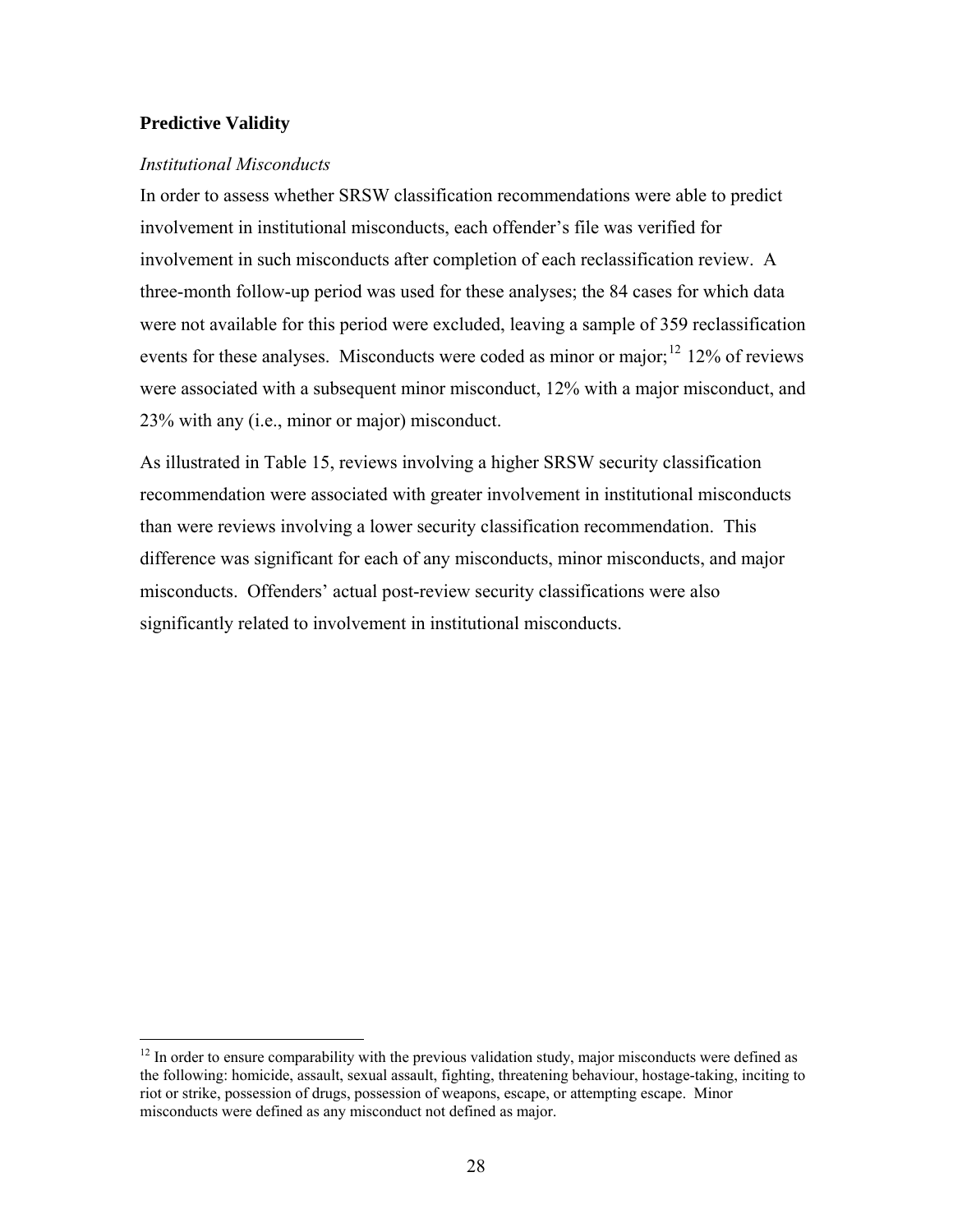### Predictive Validity

*Institutional Misconducts*

In order to assess whether SRSW classification recommendations were able to predict involvement in institutional misconducts, each offender's file was verified for involvement in such misconducts after completion of each reclassification review. A three-month follow-up period was used for these analyses; the 84 cases for which data were not available for this period were excluded, leaving a sample of 359 reclassification events for these analyses. Misconducts were coded as minor or major;[12] 12% of reviews were associated with a subsequent minor misconduct, 12% with a major misconduct, and 23% with any (i.e., minor or major) misconduct.

As illustrated in Table 15, reviews involving a higher SRSW security classification recommendation were associated with greater involvement in institutional misconducts than were reviews involving a lower security classification recommendation. This difference was significant for each of any misconducts, minor misconducts, and major misconducts. Offenders' actual post-review security classifications were also significantly related to involvement in institutional misconducts.

---

[12] In order to ensure comparability with the previous validation study, major misconducts were defined as the following: homicide, assault, sexual assault, fighting, threatening behaviour, hostage-taking, inciting to riot or strike, possession of drugs, possession of weapons, escape, or attempting escape. Minor misconducts were defined as any misconduct not defined as major.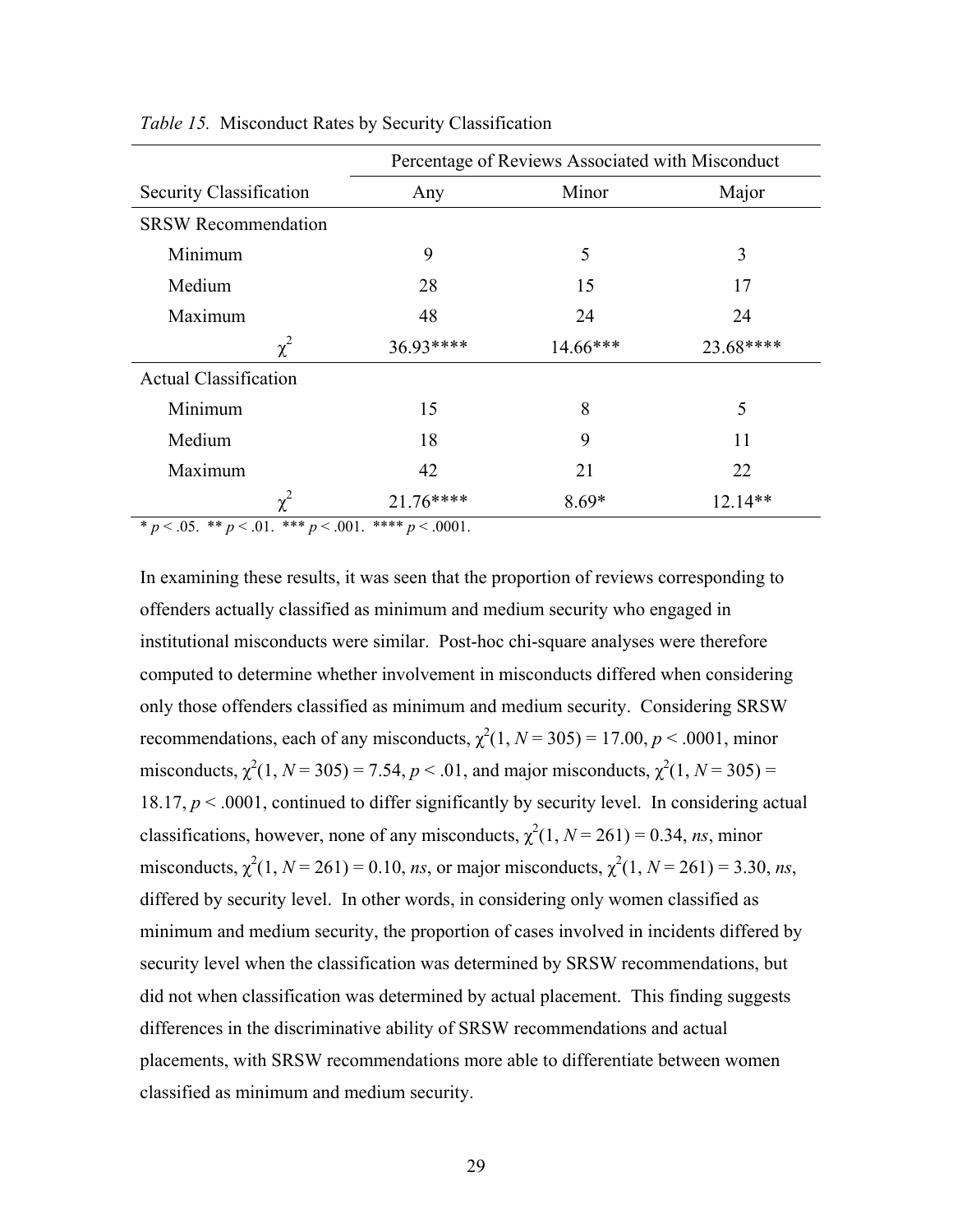*Table 15.* Misconduct Rates by Security Classification

| | Percentage of Reviews Associated with Misconduct | | |
|---|---|---|---|
| Security Classification | Any | Minor | Major |
| SRSW Recommendation | | | |
| Minimum | 9 | 5 | 3 |
| Medium | 28 | 15 | 17 |
| Maximum | 48 | 24 | 24 |
| $\chi^2$ | 36.93**** | 14.66*** | 23.68**** |
| Actual Classification | | | |
| Minimum | 15 | 8 | 5 |
| Medium | 18 | 9 | 11 |
| Maximum | 42 | 21 | 22 |
| $\chi^2$ | 21.76**** | 8.69* | 12.14** |

\* $p < .05$. ** $p < .01$. *** $p < .001$. **** $p < .0001$.

In examining these results, it was seen that the proportion of reviews corresponding to offenders actually classified as minimum and medium security who engaged in institutional misconducts were similar. Post-hoc chi-square analyses were therefore computed to determine whether involvement in misconducts differed when considering only those offenders classified as minimum and medium security. Considering SRSW recommendations, each of any misconducts, $\chi^2(1, N = 305) = 17.00$, $p < .0001$, minor misconducts, $\chi^2(1, N = 305) = 7.54$, $p < .01$, and major misconducts, $\chi^2(1, N = 305) = 18.17$, $p < .0001$, continued to differ significantly by security level. In considering actual classifications, however, none of any misconducts, $\chi^2(1, N = 261) = 0.34$, *ns*, minor misconducts, $\chi^2(1, N = 261) = 0.10$, *ns*, or major misconducts, $\chi^2(1, N = 261) = 3.30$, *ns*, differed by security level. In other words, in considering only women classified as minimum and medium security, the proportion of cases involved in incidents differed by security level when the classification was determined by SRSW recommendations, but did not when classification was determined by actual placement. This finding suggests differences in the discriminative ability of SRSW recommendations and actual placements, with SRSW recommendations more able to differentiate between women classified as minimum and medium security.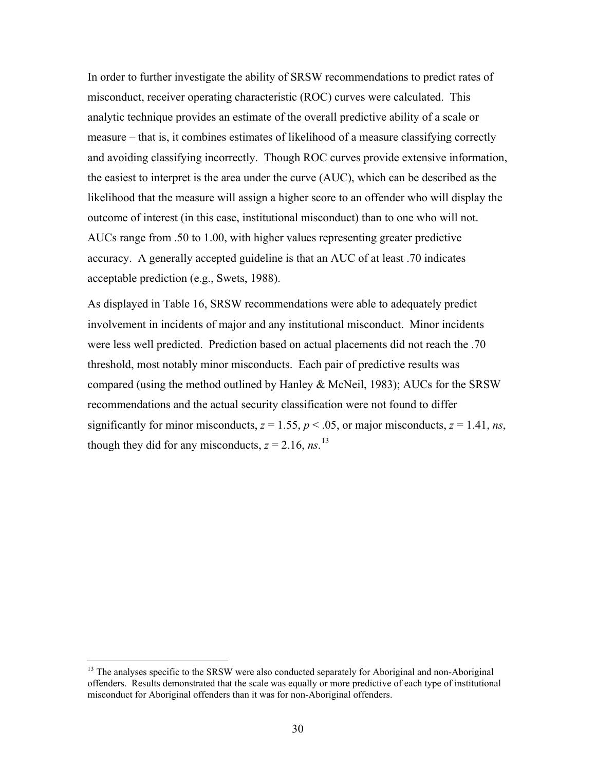In order to further investigate the ability of SRSW recommendations to predict rates of misconduct, receiver operating characteristic (ROC) curves were calculated. This analytic technique provides an estimate of the overall predictive ability of a scale or measure – that is, it combines estimates of likelihood of a measure classifying correctly and avoiding classifying incorrectly. Though ROC curves provide extensive information, the easiest to interpret is the area under the curve (AUC), which can be described as the likelihood that the measure will assign a higher score to an offender who will display the outcome of interest (in this case, institutional misconduct) than to one who will not. AUCs range from .50 to 1.00, with higher values representing greater predictive accuracy. A generally accepted guideline is that an AUC of at least .70 indicates acceptable prediction (e.g., Swets, 1988).

As displayed in Table 16, SRSW recommendations were able to adequately predict involvement in incidents of major and any institutional misconduct. Minor incidents were less well predicted. Prediction based on actual placements did not reach the .70 threshold, most notably minor misconducts. Each pair of predictive results was compared (using the method outlined by Hanley & McNeil, 1983); AUCs for the SRSW recommendations and the actual security classification were not found to differ significantly for minor misconducts, $z = 1.55$, $p < .05$, or major misconducts, $z = 1.41$, *ns*, though they did for any misconducts, $z = 2.16$, *ns*.[13]

[13] The analyses specific to the SRSW were also conducted separately for Aboriginal and non-Aboriginal offenders. Results demonstrated that the scale was equally or more predictive of each type of institutional misconduct for Aboriginal offenders than it was for non-Aboriginal offenders.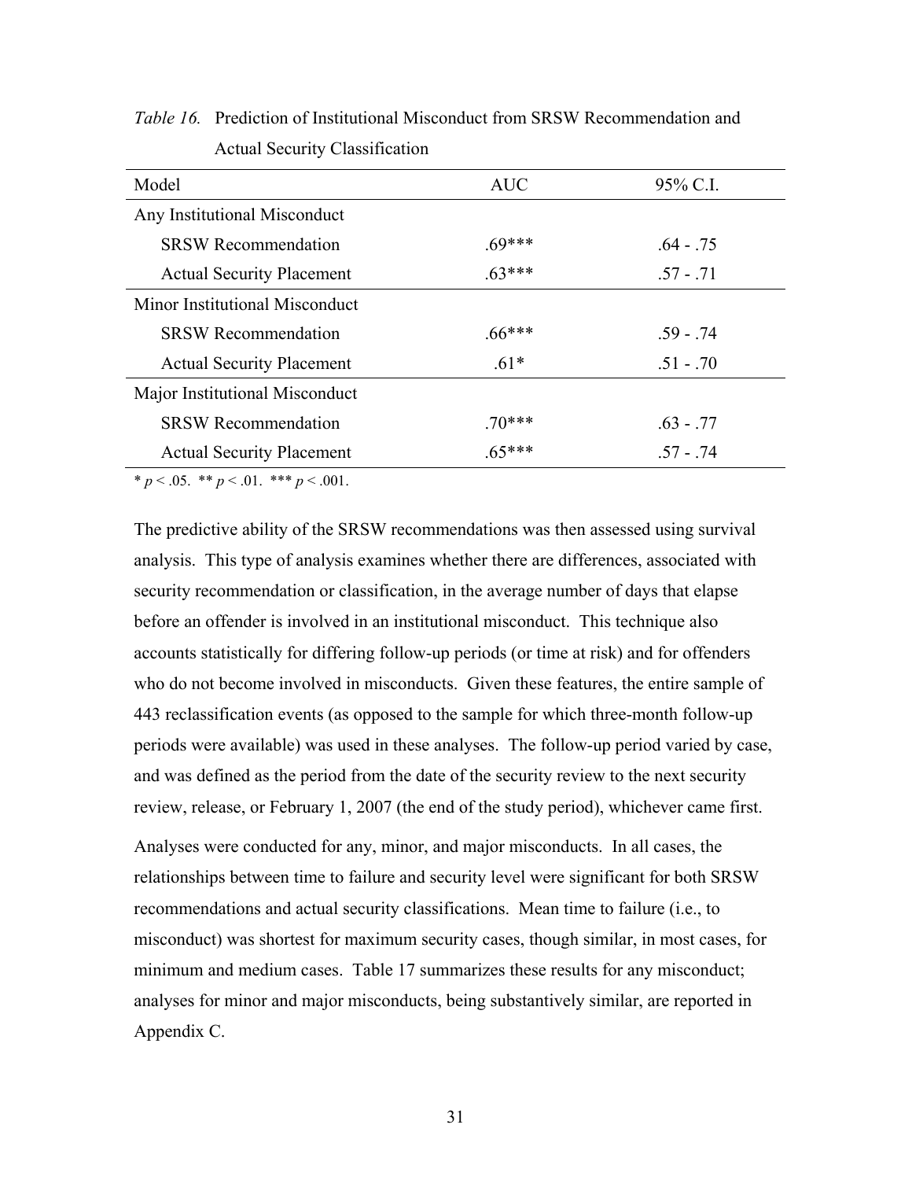*Table 16.* Prediction of Institutional Misconduct from SRSW Recommendation and Actual Security Classification

| Model | AUC | 95% C.I. |
|---|---|---|
| Any Institutional Misconduct | | |
| SRSW Recommendation | .69*** | .64 - .75 |
| Actual Security Placement | .63*** | .57 - .71 |
| Minor Institutional Misconduct | | |
| SRSW Recommendation | .66*** | .59 - .74 |
| Actual Security Placement | .61* | .51 - .70 |
| Major Institutional Misconduct | | |
| SRSW Recommendation | .70*** | .63 - .77 |
| Actual Security Placement | .65*** | .57 - .74 |

\* $p < .05$. \*\* $p < .01$. \*\*\* $p < .001$.

The predictive ability of the SRSW recommendations was then assessed using survival analysis. This type of analysis examines whether there are differences, associated with security recommendation or classification, in the average number of days that elapse before an offender is involved in an institutional misconduct. This technique also accounts statistically for differing follow-up periods (or time at risk) and for offenders who do not become involved in misconducts. Given these features, the entire sample of 443 reclassification events (as opposed to the sample for which three-month follow-up periods were available) was used in these analyses. The follow-up period varied by case, and was defined as the period from the date of the security review to the next security review, release, or February 1, 2007 (the end of the study period), whichever came first.

Analyses were conducted for any, minor, and major misconducts. In all cases, the relationships between time to failure and security level were significant for both SRSW recommendations and actual security classifications. Mean time to failure (i.e., to misconduct) was shortest for maximum security cases, though similar, in most cases, for minimum and medium cases. Table 17 summarizes these results for any misconduct; analyses for minor and major misconducts, being substantively similar, are reported in Appendix C.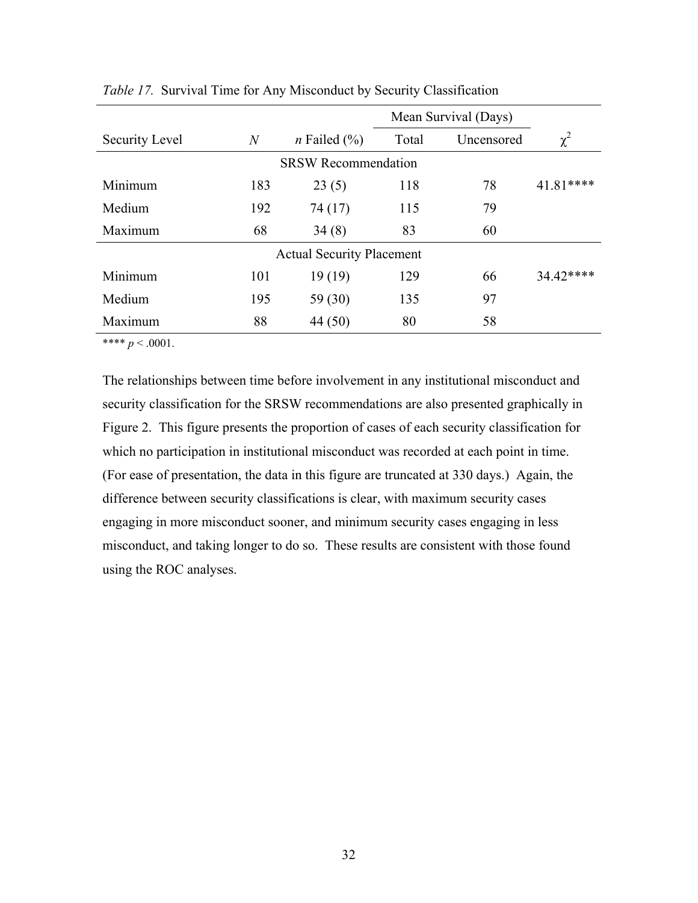*Table 17.* Survival Time for Any Misconduct by Security Classification

| | | | Mean Survival (Days) | | |
|---|---|---|---|---|---|
| Security Level | *N* | *n* Failed (%) | Total | Uncensored | $\chi^2$ |
| | | SRSW Recommendation | | | |
| Minimum | 183 | 23 (5) | 118 | 78 | 41.81**** |
| Medium | 192 | 74 (17) | 115 | 79 | |
| Maximum | 68 | 34 (8) | 83 | 60 | |
| | | Actual Security Placement | | | |
| Minimum | 101 | 19 (19) | 129 | 66 | 34.42**** |
| Medium | 195 | 59 (30) | 135 | 97 | |
| Maximum | 88 | 44 (50) | 80 | 58 | |

**** $p < .0001$.

The relationships between time before involvement in any institutional misconduct and security classification for the SRSW recommendations are also presented graphically in Figure 2. This figure presents the proportion of cases of each security classification for which no participation in institutional misconduct was recorded at each point in time. (For ease of presentation, the data in this figure are truncated at 330 days.) Again, the difference between security classifications is clear, with maximum security cases engaging in more misconduct sooner, and minimum security cases engaging in less misconduct, and taking longer to do so. These results are consistent with those found using the ROC analyses.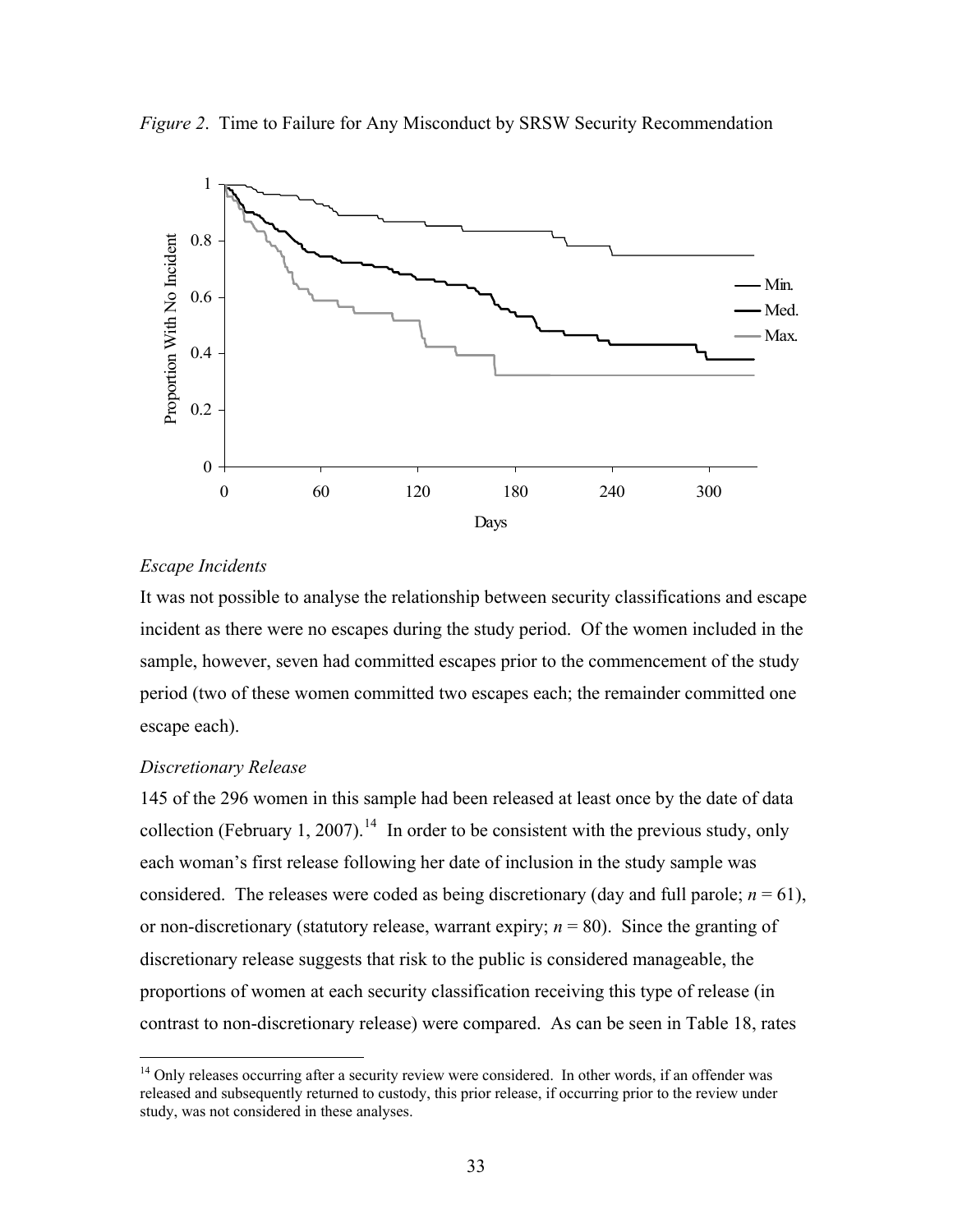*Figure 2*. Time to Failure for Any Misconduct by SRSW Security Recommendation

*Escape Incidents*

It was not possible to analyse the relationship between security classifications and escape incident as there were no escapes during the study period. Of the women included in the sample, however, seven had committed escapes prior to the commencement of the study period (two of these women committed two escapes each; the remainder committed one escape each).

*Discretionary Release*

145 of the 296 women in this sample had been released at least once by the date of data collection (February 1, 2007).[14] In order to be consistent with the previous study, only each woman's first release following her date of inclusion in the study sample was considered. The releases were coded as being discretionary (day and full parole; $n$ = 61), or non-discretionary (statutory release, warrant expiry; $n$ = 80). Since the granting of discretionary release suggests that risk to the public is considered manageable, the proportions of women at each security classification receiving this type of release (in contrast to non-discretionary release) were compared. As can be seen in Table 18, rates

[14] Only releases occurring after a security review were considered. In other words, if an offender was released and subsequently returned to custody, this prior release, if occurring prior to the review under study, was not considered in these analyses.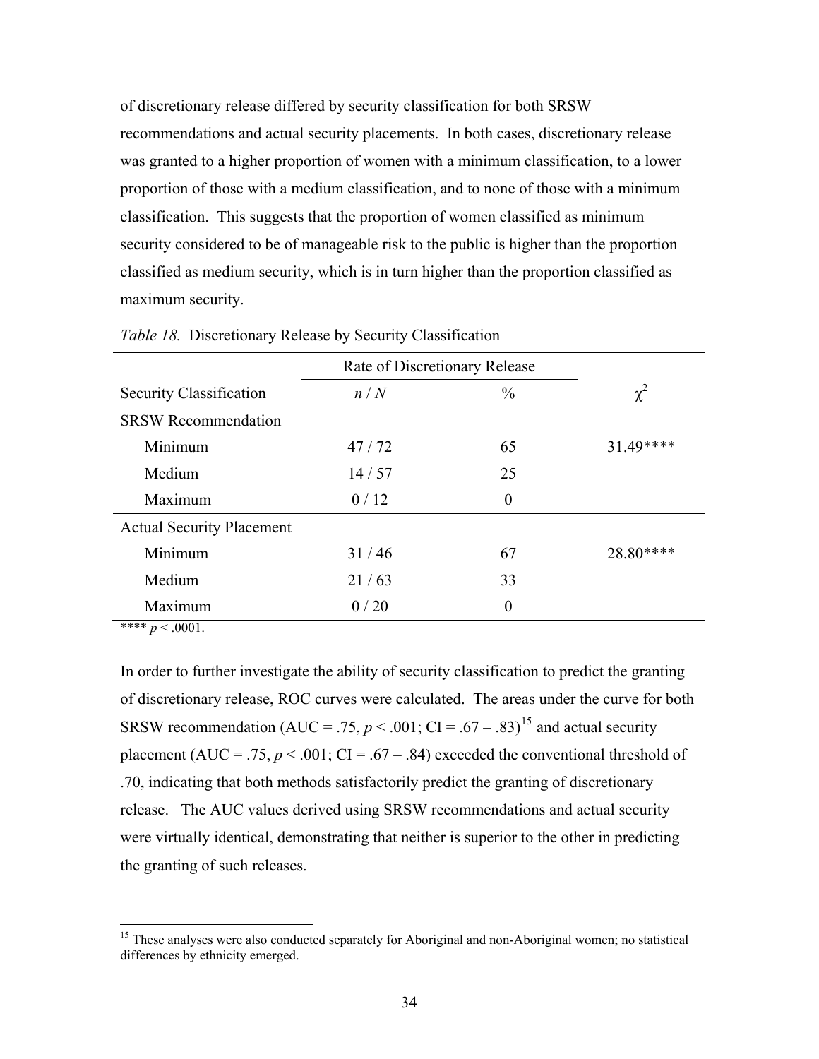of discretionary release differed by security classification for both SRSW recommendations and actual security placements. In both cases, discretionary release was granted to a higher proportion of women with a minimum classification, to a lower proportion of those with a medium classification, and to none of those with a minimum classification. This suggests that the proportion of women classified as minimum security considered to be of manageable risk to the public is higher than the proportion classified as medium security, which is in turn higher than the proportion classified as maximum security.

*Table 18.* Discretionary Release by Security Classification

| | Rate of Discretionary Release | | |
|---|---|---|---|
| Security Classification | *n* / *N* | % | $\chi^2$ |
| SRSW Recommendation | | | |
| Minimum | 47 / 72 | 65 | 31.49**** |
| Medium | 14 / 57 | 25 | |
| Maximum | 0 / 12 | 0 | |
| Actual Security Placement | | | |
| Minimum | 31 / 46 | 67 | 28.80**** |
| Medium | 21 / 63 | 33 | |
| Maximum | 0 / 20 | 0 | |

**** $p < .0001$.

In order to further investigate the ability of security classification to predict the granting of discretionary release, ROC curves were calculated. The areas under the curve for both SRSW recommendation (AUC = .75, $p < .001$; CI = .67 – .83)[15] and actual security placement (AUC = .75, $p < .001$; CI = .67 – .84) exceeded the conventional threshold of .70, indicating that both methods satisfactorily predict the granting of discretionary release. The AUC values derived using SRSW recommendations and actual security were virtually identical, demonstrating that neither is superior to the other in predicting the granting of such releases.

[15] These analyses were also conducted separately for Aboriginal and non-Aboriginal women; no statistical differences by ethnicity emerged.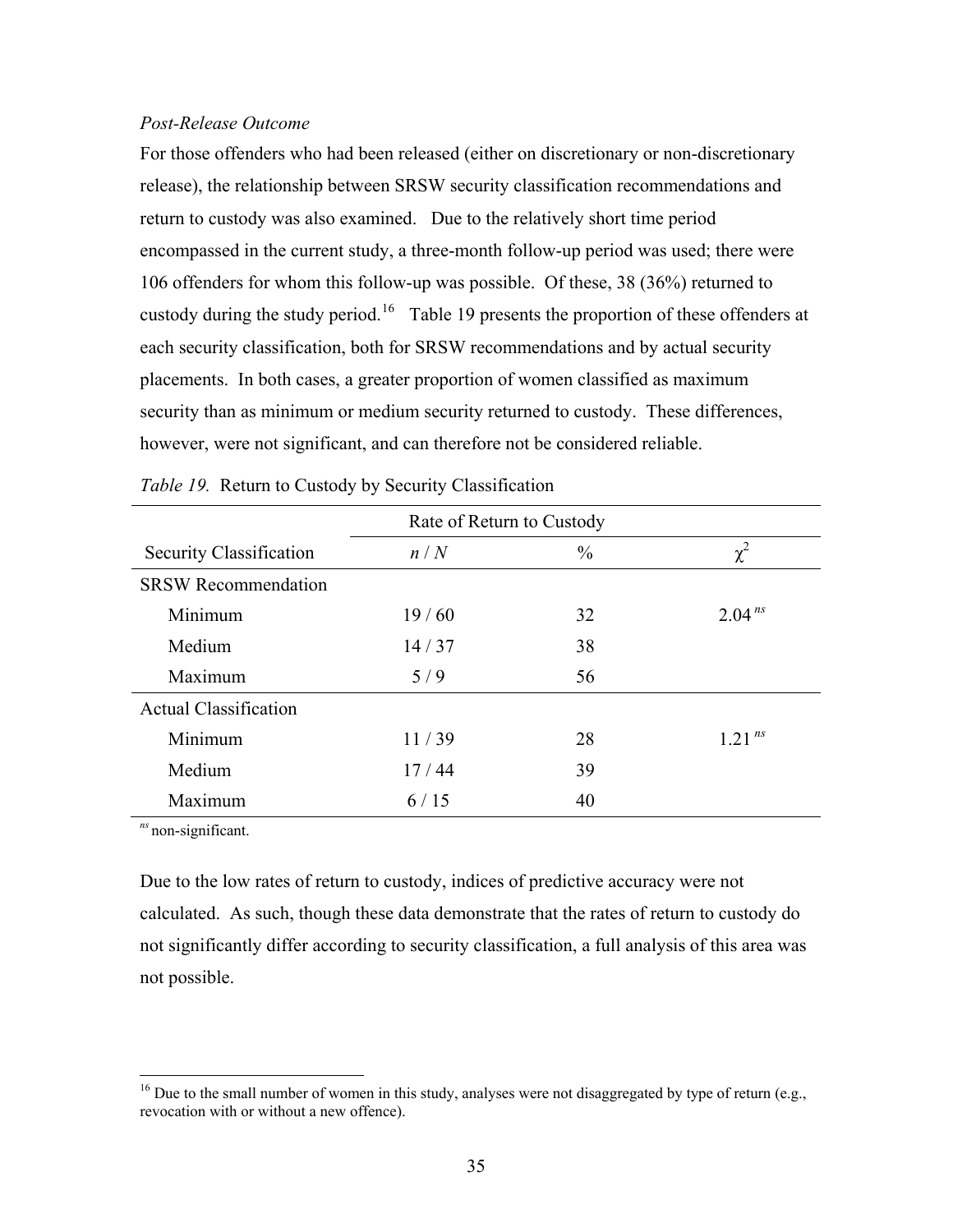*Post-Release Outcome*

For those offenders who had been released (either on discretionary or non-discretionary release), the relationship between SRSW security classification recommendations and return to custody was also examined. Due to the relatively short time period encompassed in the current study, a three-month follow-up period was used; there were 106 offenders for whom this follow-up was possible. Of these, 38 (36%) returned to custody during the study period.[16] Table 19 presents the proportion of these offenders at each security classification, both for SRSW recommendations and by actual security placements. In both cases, a greater proportion of women classified as maximum security than as minimum or medium security returned to custody. These differences, however, were not significant, and can therefore not be considered reliable.

*Table 19.* Return to Custody by Security Classification

| | Rate of Return to Custody | | |
|---|---|---|---|
| Security Classification | $n$ / $N$ | % | $\chi^2$ |
| SRSW Recommendation | | | |
| Minimum | 19 / 60 | 32 | $2.04^{ns}$ |
| Medium | 14 / 37 | 38 | |
| Maximum | 5 / 9 | 56 | |
| Actual Classification | | | |
| Minimum | 11 / 39 | 28 | $1.21^{ns}$ |
| Medium | 17 / 44 | 39 | |
| Maximum | 6 / 15 | 40 | |

$^{ns}$ non-significant.

Due to the low rates of return to custody, indices of predictive accuracy were not calculated. As such, though these data demonstrate that the rates of return to custody do not significantly differ according to security classification, a full analysis of this area was not possible.

[16] Due to the small number of women in this study, analyses were not disaggregated by type of return (e.g., revocation with or without a new offence).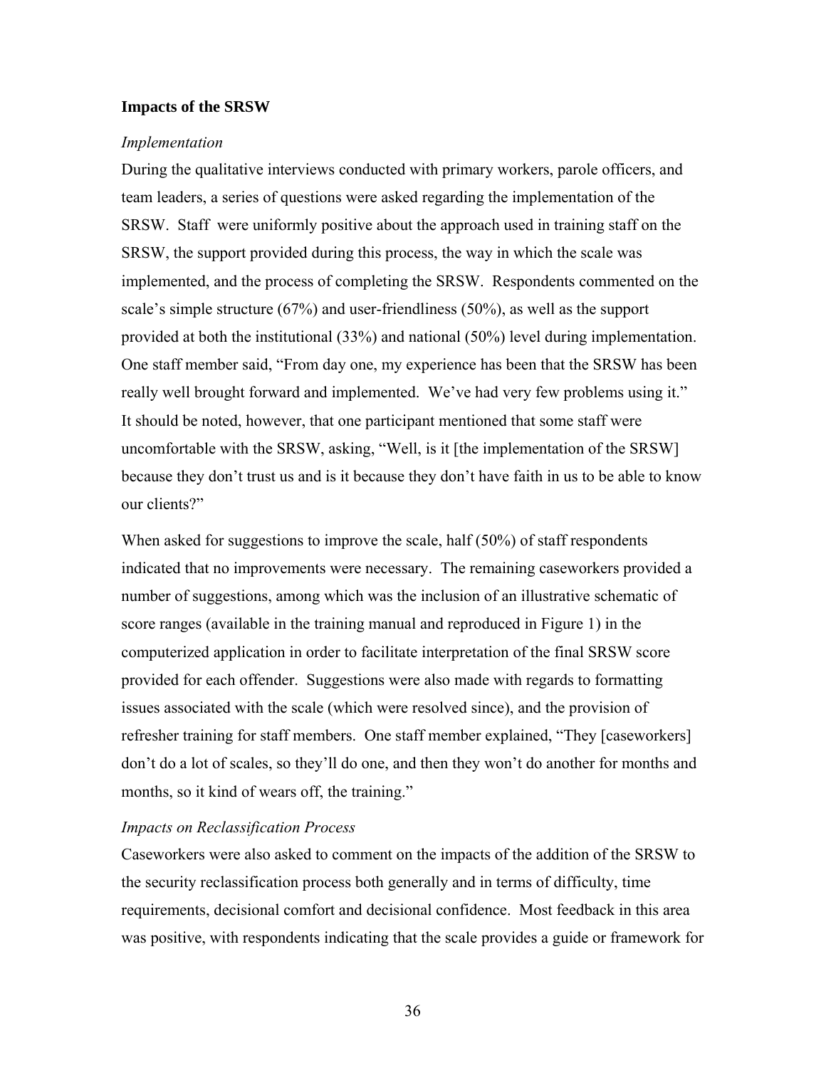**Impacts of the SRSW**

*Implementation*

During the qualitative interviews conducted with primary workers, parole officers, and team leaders, a series of questions were asked regarding the implementation of the SRSW. Staff were uniformly positive about the approach used in training staff on the SRSW, the support provided during this process, the way in which the scale was implemented, and the process of completing the SRSW. Respondents commented on the scale's simple structure (67%) and user-friendliness (50%), as well as the support provided at both the institutional (33%) and national (50%) level during implementation. One staff member said, "From day one, my experience has been that the SRSW has been really well brought forward and implemented. We've had very few problems using it." It should be noted, however, that one participant mentioned that some staff were uncomfortable with the SRSW, asking, "Well, is it [the implementation of the SRSW] because they don't trust us and is it because they don't have faith in us to be able to know our clients?"

When asked for suggestions to improve the scale, half (50%) of staff respondents indicated that no improvements were necessary. The remaining caseworkers provided a number of suggestions, among which was the inclusion of an illustrative schematic of score ranges (available in the training manual and reproduced in Figure 1) in the computerized application in order to facilitate interpretation of the final SRSW score provided for each offender. Suggestions were also made with regards to formatting issues associated with the scale (which were resolved since), and the provision of refresher training for staff members. One staff member explained, "They [caseworkers] don't do a lot of scales, so they'll do one, and then they won't do another for months and months, so it kind of wears off, the training."

*Impacts on Reclassification Process*

Caseworkers were also asked to comment on the impacts of the addition of the SRSW to the security reclassification process both generally and in terms of difficulty, time requirements, decisional comfort and decisional confidence. Most feedback in this area was positive, with respondents indicating that the scale provides a guide or framework for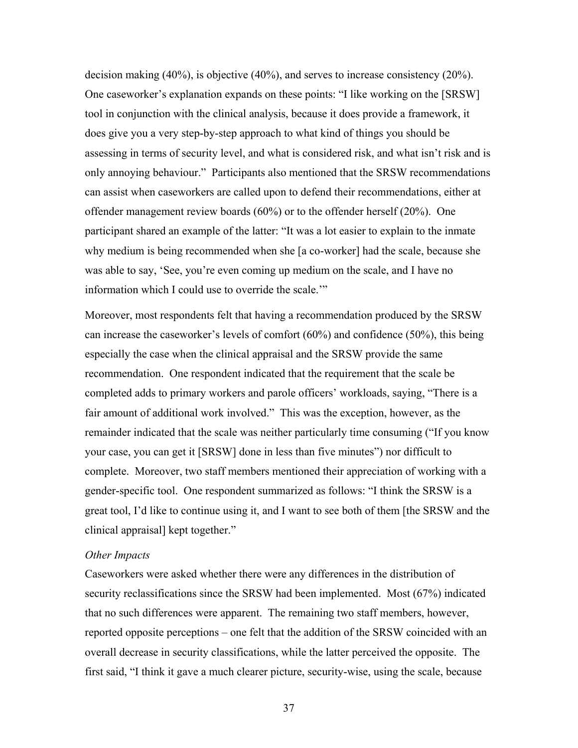decision making (40%), is objective (40%), and serves to increase consistency (20%). One caseworker's explanation expands on these points: "I like working on the [SRSW] tool in conjunction with the clinical analysis, because it does provide a framework, it does give you a very step-by-step approach to what kind of things you should be assessing in terms of security level, and what is considered risk, and what isn't risk and is only annoying behaviour." Participants also mentioned that the SRSW recommendations can assist when caseworkers are called upon to defend their recommendations, either at offender management review boards (60%) or to the offender herself (20%). One participant shared an example of the latter: "It was a lot easier to explain to the inmate why medium is being recommended when she [a co-worker] had the scale, because she was able to say, 'See, you're even coming up medium on the scale, and I have no information which I could use to override the scale.'"

Moreover, most respondents felt that having a recommendation produced by the SRSW can increase the caseworker's levels of comfort (60%) and confidence (50%), this being especially the case when the clinical appraisal and the SRSW provide the same recommendation. One respondent indicated that the requirement that the scale be completed adds to primary workers and parole officers' workloads, saying, "There is a fair amount of additional work involved." This was the exception, however, as the remainder indicated that the scale was neither particularly time consuming ("If you know your case, you can get it [SRSW] done in less than five minutes") nor difficult to complete. Moreover, two staff members mentioned their appreciation of working with a gender-specific tool. One respondent summarized as follows: "I think the SRSW is a great tool, I'd like to continue using it, and I want to see both of them [the SRSW and the clinical appraisal] kept together."

*Other Impacts*

Caseworkers were asked whether there were any differences in the distribution of security reclassifications since the SRSW had been implemented. Most (67%) indicated that no such differences were apparent. The remaining two staff members, however, reported opposite perceptions – one felt that the addition of the SRSW coincided with an overall decrease in security classifications, while the latter perceived the opposite. The first said, "I think it gave a much clearer picture, security-wise, using the scale, because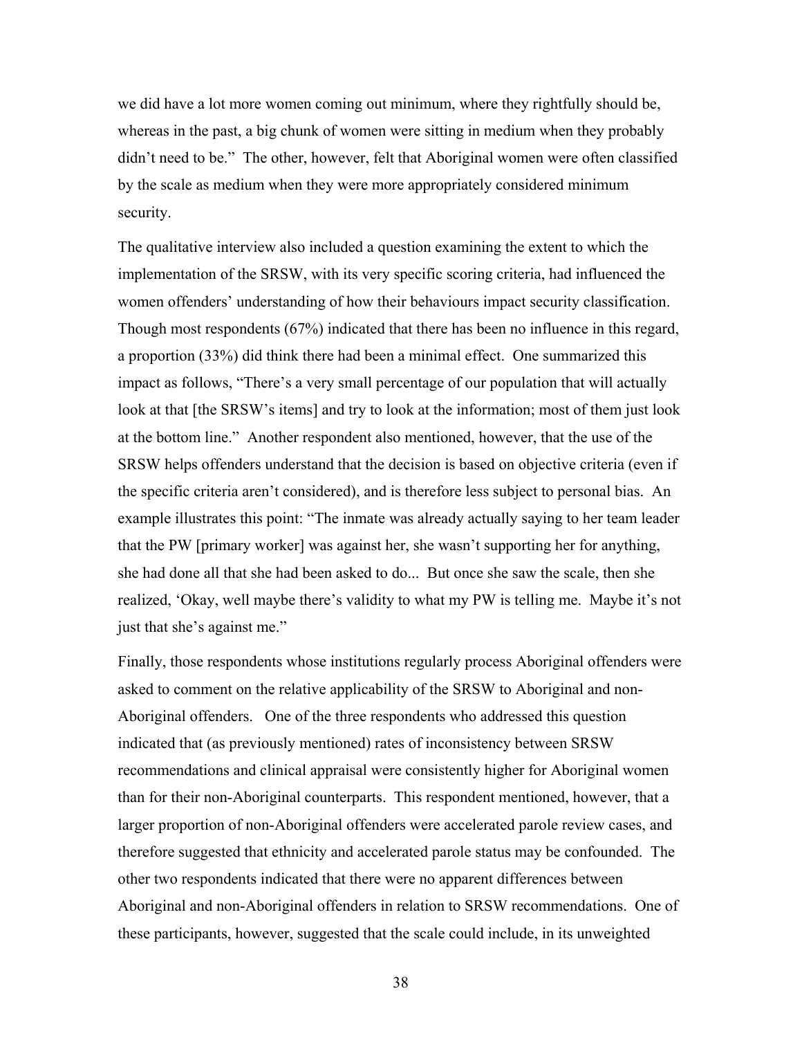we did have a lot more women coming out minimum, where they rightfully should be, whereas in the past, a big chunk of women were sitting in medium when they probably didn't need to be." The other, however, felt that Aboriginal women were often classified by the scale as medium when they were more appropriately considered minimum security.

The qualitative interview also included a question examining the extent to which the implementation of the SRSW, with its very specific scoring criteria, had influenced the women offenders' understanding of how their behaviours impact security classification. Though most respondents (67%) indicated that there has been no influence in this regard, a proportion (33%) did think there had been a minimal effect. One summarized this impact as follows, "There's a very small percentage of our population that will actually look at that [the SRSW's items] and try to look at the information; most of them just look at the bottom line." Another respondent also mentioned, however, that the use of the SRSW helps offenders understand that the decision is based on objective criteria (even if the specific criteria aren't considered), and is therefore less subject to personal bias. An example illustrates this point: "The inmate was already actually saying to her team leader that the PW [primary worker] was against her, she wasn't supporting her for anything, she had done all that she had been asked to do... But once she saw the scale, then she realized, 'Okay, well maybe there's validity to what my PW is telling me. Maybe it's not just that she's against me."

Finally, those respondents whose institutions regularly process Aboriginal offenders were asked to comment on the relative applicability of the SRSW to Aboriginal and non-Aboriginal offenders. One of the three respondents who addressed this question indicated that (as previously mentioned) rates of inconsistency between SRSW recommendations and clinical appraisal were consistently higher for Aboriginal women than for their non-Aboriginal counterparts. This respondent mentioned, however, that a larger proportion of non-Aboriginal offenders were accelerated parole review cases, and therefore suggested that ethnicity and accelerated parole status may be confounded. The other two respondents indicated that there were no apparent differences between Aboriginal and non-Aboriginal offenders in relation to SRSW recommendations. One of these participants, however, suggested that the scale could include, in its unweighted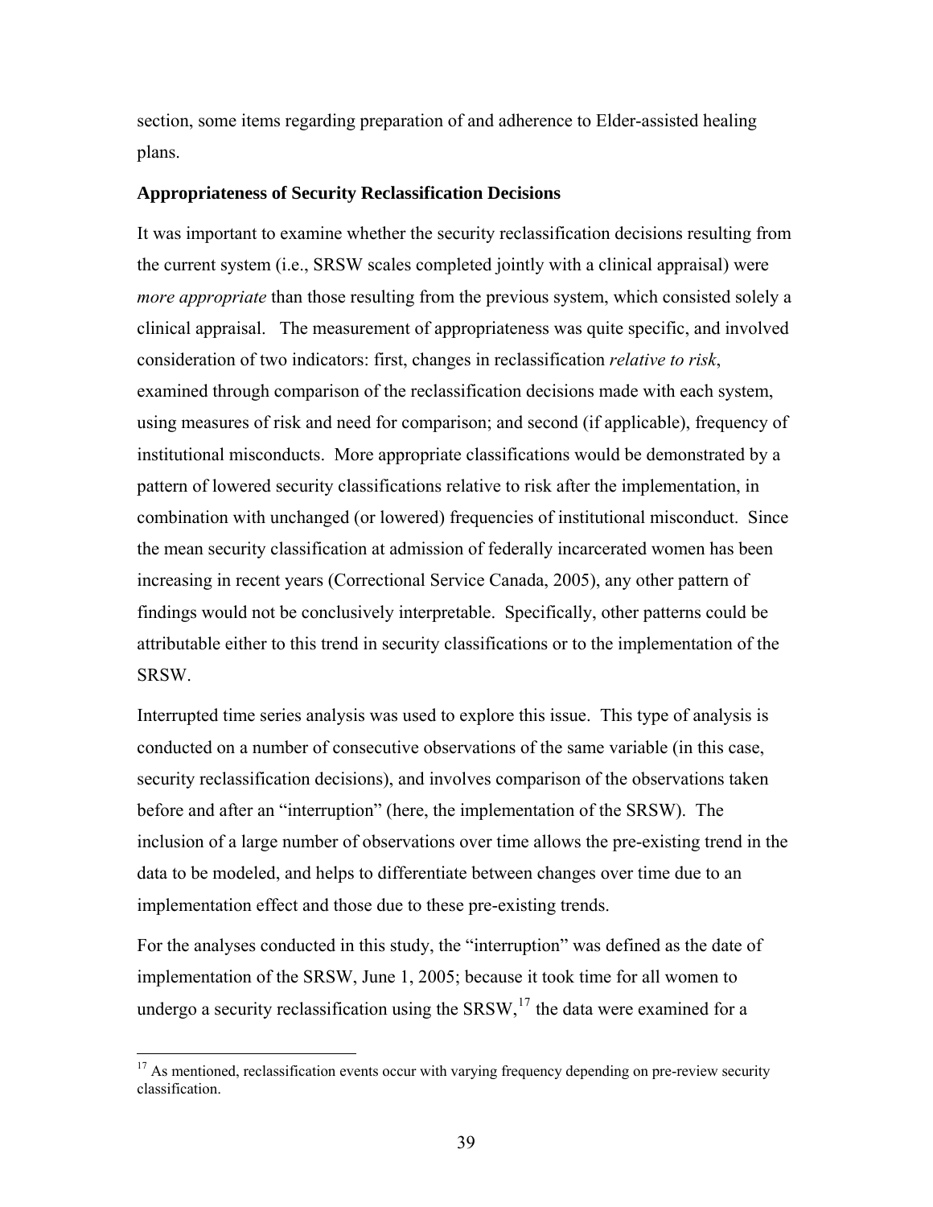section, some items regarding preparation of and adherence to Elder-assisted healing plans.

**Appropriateness of Security Reclassification Decisions**

It was important to examine whether the security reclassification decisions resulting from the current system (i.e., SRSW scales completed jointly with a clinical appraisal) were *more appropriate* than those resulting from the previous system, which consisted solely a clinical appraisal. The measurement of appropriateness was quite specific, and involved consideration of two indicators: first, changes in reclassification *relative to risk*, examined through comparison of the reclassification decisions made with each system, using measures of risk and need for comparison; and second (if applicable), frequency of institutional misconducts. More appropriate classifications would be demonstrated by a pattern of lowered security classifications relative to risk after the implementation, in combination with unchanged (or lowered) frequencies of institutional misconduct. Since the mean security classification at admission of federally incarcerated women has been increasing in recent years (Correctional Service Canada, 2005), any other pattern of findings would not be conclusively interpretable. Specifically, other patterns could be attributable either to this trend in security classifications or to the implementation of the SRSW.

Interrupted time series analysis was used to explore this issue. This type of analysis is conducted on a number of consecutive observations of the same variable (in this case, security reclassification decisions), and involves comparison of the observations taken before and after an "interruption" (here, the implementation of the SRSW). The inclusion of a large number of observations over time allows the pre-existing trend in the data to be modeled, and helps to differentiate between changes over time due to an implementation effect and those due to these pre-existing trends.

For the analyses conducted in this study, the "interruption" was defined as the date of implementation of the SRSW, June 1, 2005; because it took time for all women to undergo a security reclassification using the SRSW,[17] the data were examined for a

[17] As mentioned, reclassification events occur with varying frequency depending on pre-review security classification.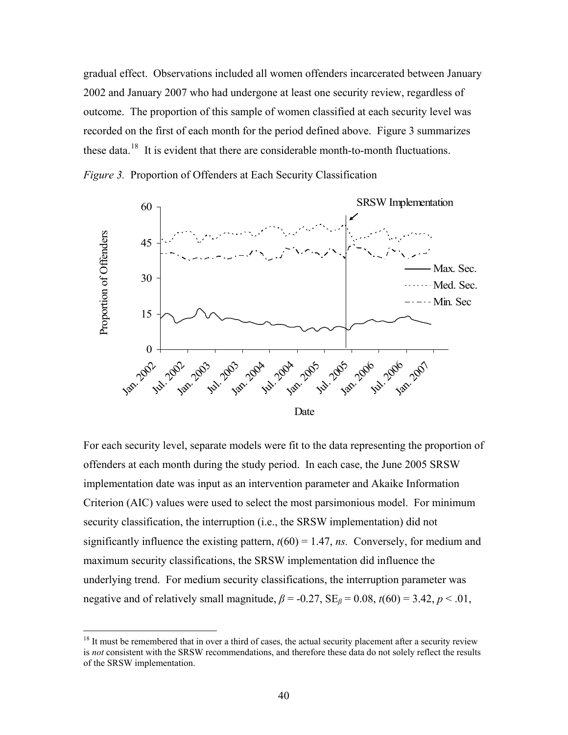gradual effect. Observations included all women offenders incarcerated between January 2002 and January 2007 who had undergone at least one security review, regardless of outcome. The proportion of this sample of women classified at each security level was recorded on the first of each month for the period defined above. Figure 3 summarizes these data.[18] It is evident that there are considerable month-to-month fluctuations.

*Figure 3.* Proportion of Offenders at Each Security Classification

For each security level, separate models were fit to the data representing the proportion of offenders at each month during the study period. In each case, the June 2005 SRSW implementation date was input as an intervention parameter and Akaike Information Criterion (AIC) values were used to select the most parsimonious model. For minimum security classification, the interruption (i.e., the SRSW implementation) did not significantly influence the existing pattern, $t(60) = 1.47$, *ns.* Conversely, for medium and maximum security classifications, the SRSW implementation did influence the underlying trend. For medium security classifications, the interruption parameter was negative and of relatively small magnitude, $\beta = -0.27$, $SE_{\beta} = 0.08$, $t(60) = 3.42$, $p < .01$,

[18] It must be remembered that in over a third of cases, the actual security placement after a security review is *not* consistent with the SRSW recommendations, and therefore these data do not solely reflect the results of the SRSW implementation.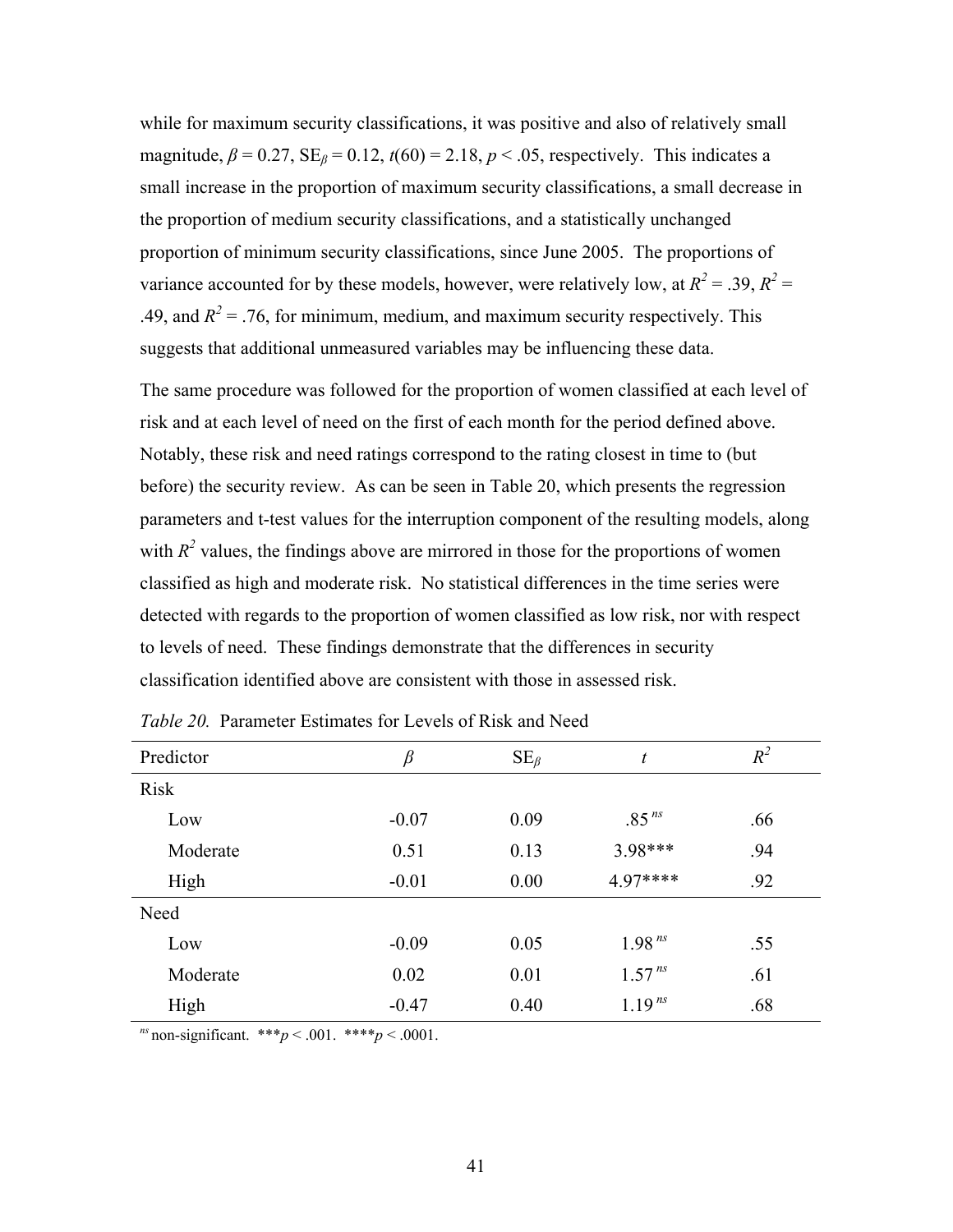while for maximum security classifications, it was positive and also of relatively small magnitude, $\beta = 0.27$, $SE_\beta = 0.12$, $t(60) = 2.18$, $p < .05$, respectively. This indicates a small increase in the proportion of maximum security classifications, a small decrease in the proportion of medium security classifications, and a statistically unchanged proportion of minimum security classifications, since June 2005. The proportions of variance accounted for by these models, however, were relatively low, at $R^2 = .39$, $R^2 = .49$, and $R^2 = .76$, for minimum, medium, and maximum security respectively. This suggests that additional unmeasured variables may be influencing these data.

The same procedure was followed for the proportion of women classified at each level of risk and at each level of need on the first of each month for the period defined above. Notably, these risk and need ratings correspond to the rating closest in time to (but before) the security review. As can be seen in Table 20, which presents the regression parameters and t-test values for the interruption component of the resulting models, along with $R^2$ values, the findings above are mirrored in those for the proportions of women classified as high and moderate risk. No statistical differences in the time series were detected with regards to the proportion of women classified as low risk, nor with respect to levels of need. These findings demonstrate that the differences in security classification identified above are consistent with those in assessed risk.

*Table 20.* Parameter Estimates for Levels of Risk and Need

| Predictor | $\beta$ | $SE_\beta$ | $t$ | $R^2$ |
|---|---|---|---|---|
| Risk | | | | |
| Low | -0.07 | 0.09 | .85 $^{ns}$ | .66 |
| Moderate | 0.51 | 0.13 | 3.98*** | .94 |
| High | -0.01 | 0.00 | 4.97**** | .92 |
| Need | | | | |
| Low | -0.09 | 0.05 | 1.98 $^{ns}$ | .55 |
| Moderate | 0.02 | 0.01 | 1.57 $^{ns}$ | .61 |
| High | -0.47 | 0.40 | 1.19 $^{ns}$ | .68 |

$^{ns}$ non-significant. ***$p < .001$. ****$p < .0001$.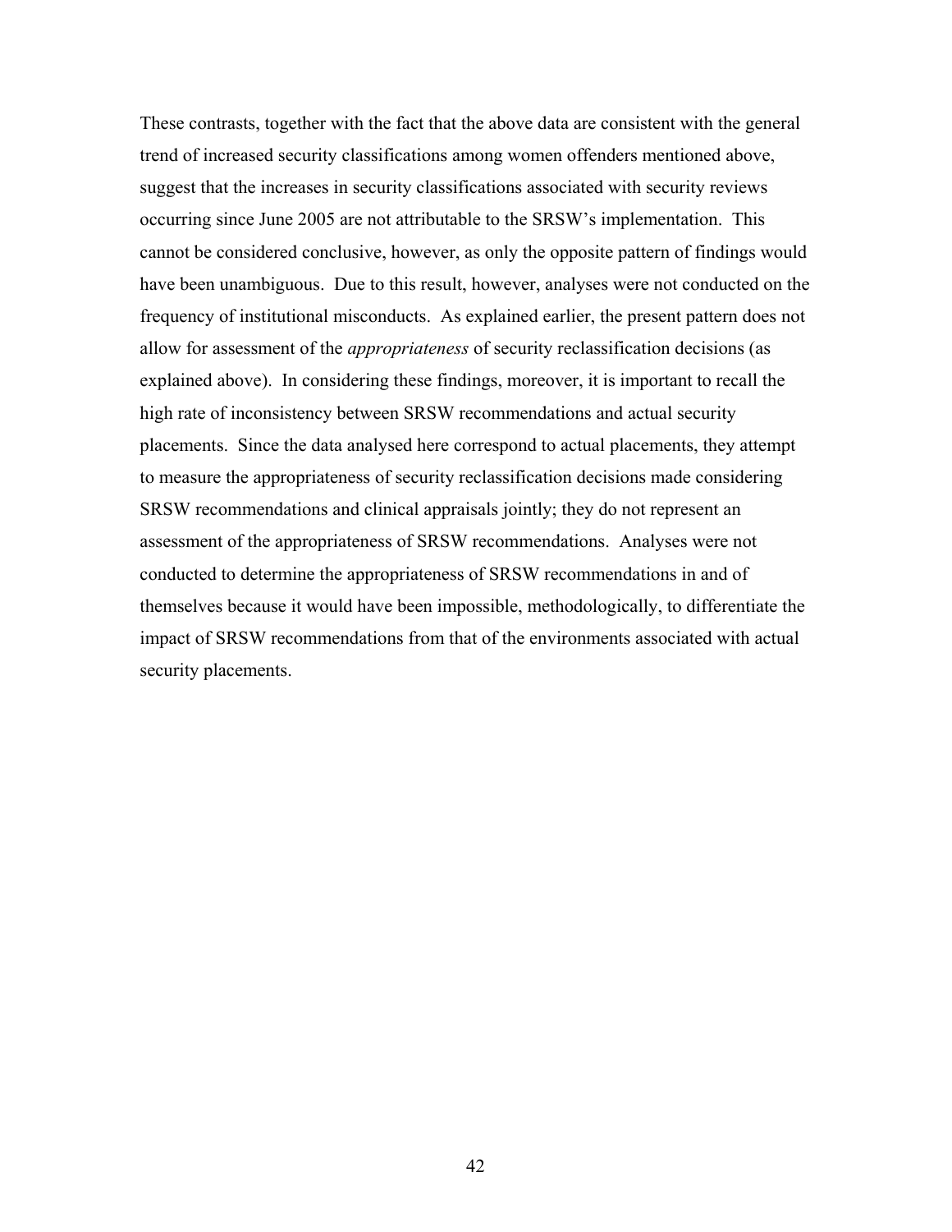These contrasts, together with the fact that the above data are consistent with the general trend of increased security classifications among women offenders mentioned above, suggest that the increases in security classifications associated with security reviews occurring since June 2005 are not attributable to the SRSW's implementation. This cannot be considered conclusive, however, as only the opposite pattern of findings would have been unambiguous. Due to this result, however, analyses were not conducted on the frequency of institutional misconducts. As explained earlier, the present pattern does not allow for assessment of the *appropriateness* of security reclassification decisions (as explained above). In considering these findings, moreover, it is important to recall the high rate of inconsistency between SRSW recommendations and actual security placements. Since the data analysed here correspond to actual placements, they attempt to measure the appropriateness of security reclassification decisions made considering SRSW recommendations and clinical appraisals jointly; they do not represent an assessment of the appropriateness of SRSW recommendations. Analyses were not conducted to determine the appropriateness of SRSW recommendations in and of themselves because it would have been impossible, methodologically, to differentiate the impact of SRSW recommendations from that of the environments associated with actual security placements.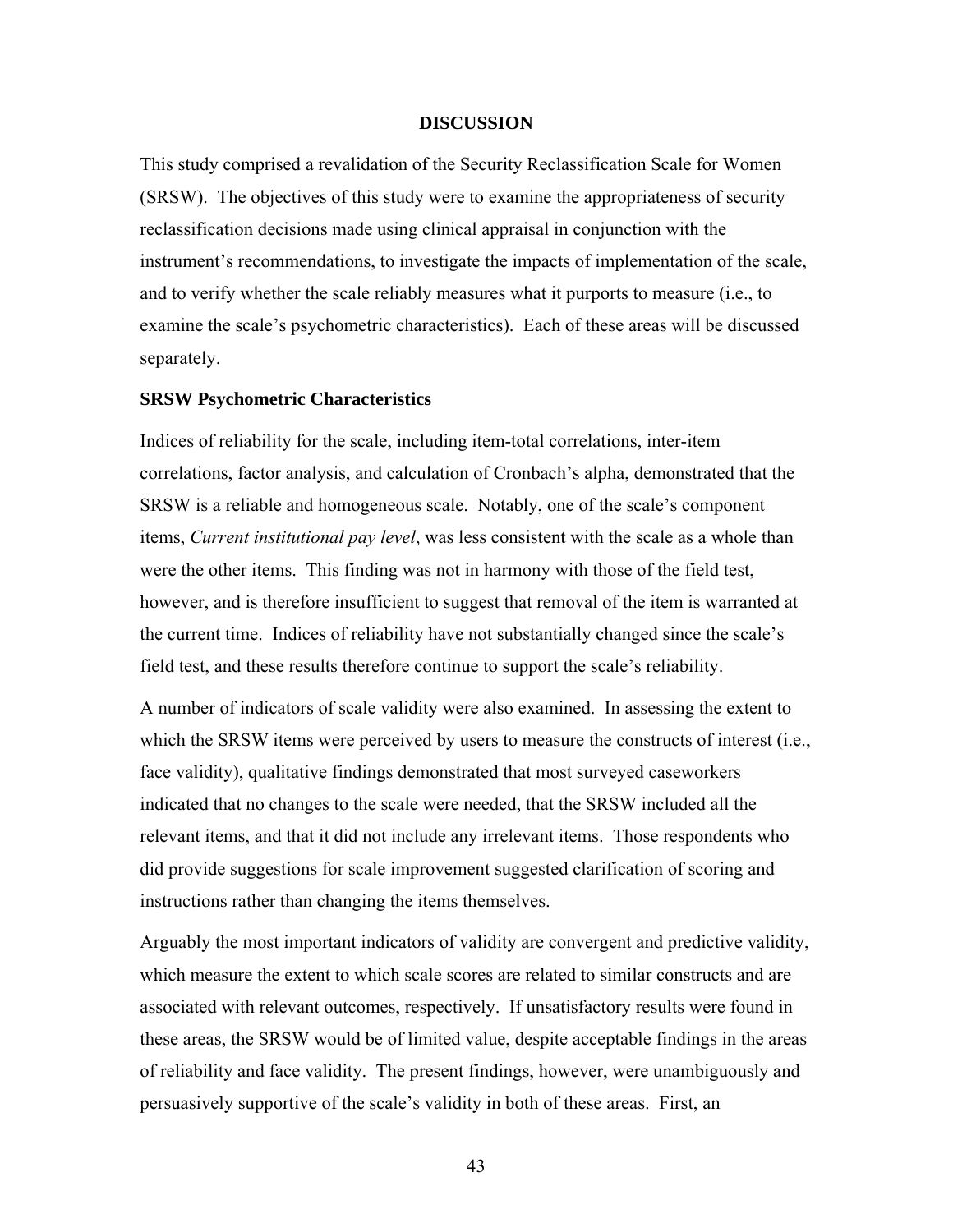# DISCUSSION

This study comprised a revalidation of the Security Reclassification Scale for Women (SRSW). The objectives of this study were to examine the appropriateness of security reclassification decisions made using clinical appraisal in conjunction with the instrument's recommendations, to investigate the impacts of implementation of the scale, and to verify whether the scale reliably measures what it purports to measure (i.e., to examine the scale's psychometric characteristics). Each of these areas will be discussed separately.

## SRSW Psychometric Characteristics

Indices of reliability for the scale, including item-total correlations, inter-item correlations, factor analysis, and calculation of Cronbach's alpha, demonstrated that the SRSW is a reliable and homogeneous scale. Notably, one of the scale's component items, *Current institutional pay level*, was less consistent with the scale as a whole than were the other items. This finding was not in harmony with those of the field test, however, and is therefore insufficient to suggest that removal of the item is warranted at the current time. Indices of reliability have not substantially changed since the scale's field test, and these results therefore continue to support the scale's reliability.

A number of indicators of scale validity were also examined. In assessing the extent to which the SRSW items were perceived by users to measure the constructs of interest (i.e., face validity), qualitative findings demonstrated that most surveyed caseworkers indicated that no changes to the scale were needed, that the SRSW included all the relevant items, and that it did not include any irrelevant items. Those respondents who did provide suggestions for scale improvement suggested clarification of scoring and instructions rather than changing the items themselves.

Arguably the most important indicators of validity are convergent and predictive validity, which measure the extent to which scale scores are related to similar constructs and are associated with relevant outcomes, respectively. If unsatisfactory results were found in these areas, the SRSW would be of limited value, despite acceptable findings in the areas of reliability and face validity. The present findings, however, were unambiguously and persuasively supportive of the scale's validity in both of these areas. First, an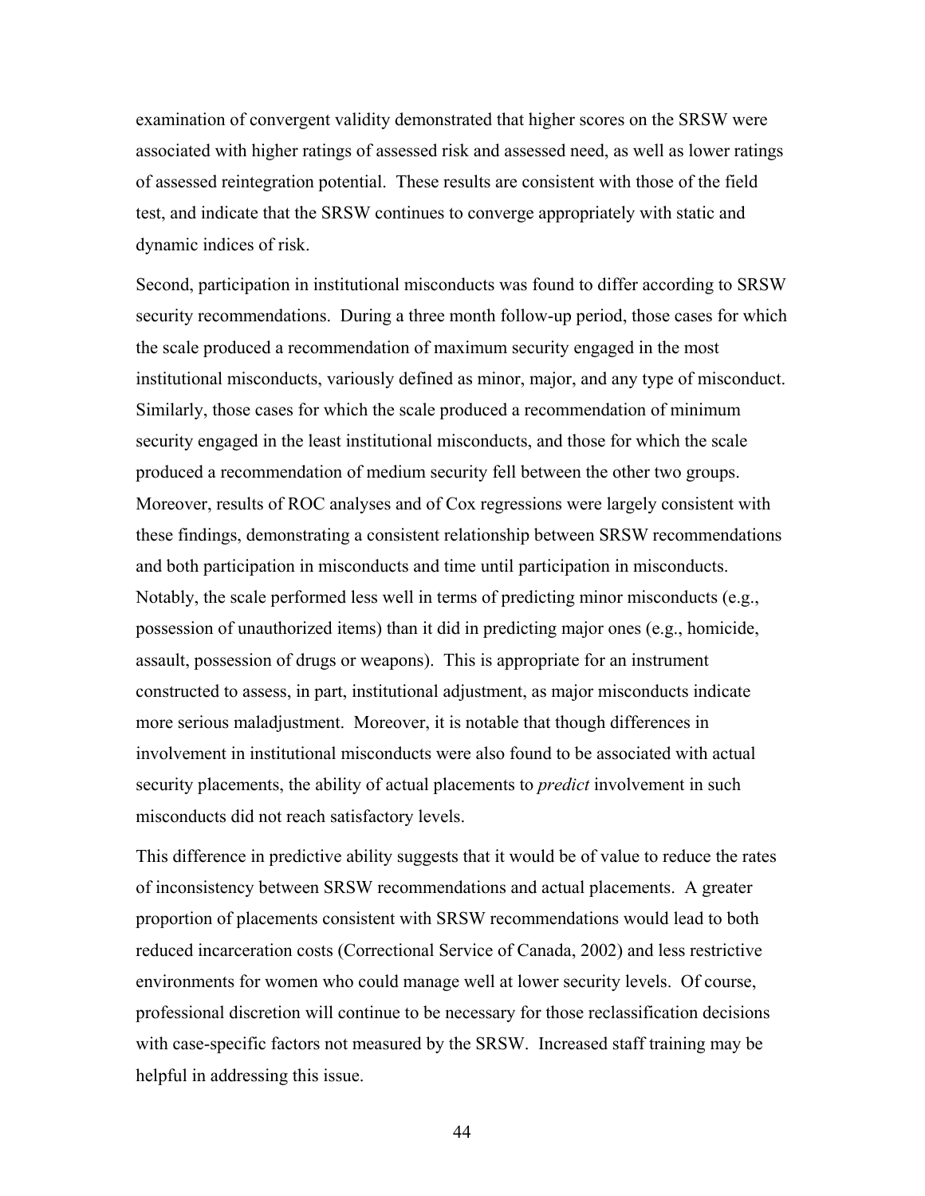examination of convergent validity demonstrated that higher scores on the SRSW were associated with higher ratings of assessed risk and assessed need, as well as lower ratings of assessed reintegration potential. These results are consistent with those of the field test, and indicate that the SRSW continues to converge appropriately with static and dynamic indices of risk.

Second, participation in institutional misconducts was found to differ according to SRSW security recommendations. During a three month follow-up period, those cases for which the scale produced a recommendation of maximum security engaged in the most institutional misconducts, variously defined as minor, major, and any type of misconduct. Similarly, those cases for which the scale produced a recommendation of minimum security engaged in the least institutional misconducts, and those for which the scale produced a recommendation of medium security fell between the other two groups. Moreover, results of ROC analyses and of Cox regressions were largely consistent with these findings, demonstrating a consistent relationship between SRSW recommendations and both participation in misconducts and time until participation in misconducts. Notably, the scale performed less well in terms of predicting minor misconducts (e.g., possession of unauthorized items) than it did in predicting major ones (e.g., homicide, assault, possession of drugs or weapons). This is appropriate for an instrument constructed to assess, in part, institutional adjustment, as major misconducts indicate more serious maladjustment. Moreover, it is notable that though differences in involvement in institutional misconducts were also found to be associated with actual security placements, the ability of actual placements to *predict* involvement in such misconducts did not reach satisfactory levels.

This difference in predictive ability suggests that it would be of value to reduce the rates of inconsistency between SRSW recommendations and actual placements. A greater proportion of placements consistent with SRSW recommendations would lead to both reduced incarceration costs (Correctional Service of Canada, 2002) and less restrictive environments for women who could manage well at lower security levels. Of course, professional discretion will continue to be necessary for those reclassification decisions with case-specific factors not measured by the SRSW. Increased staff training may be helpful in addressing this issue.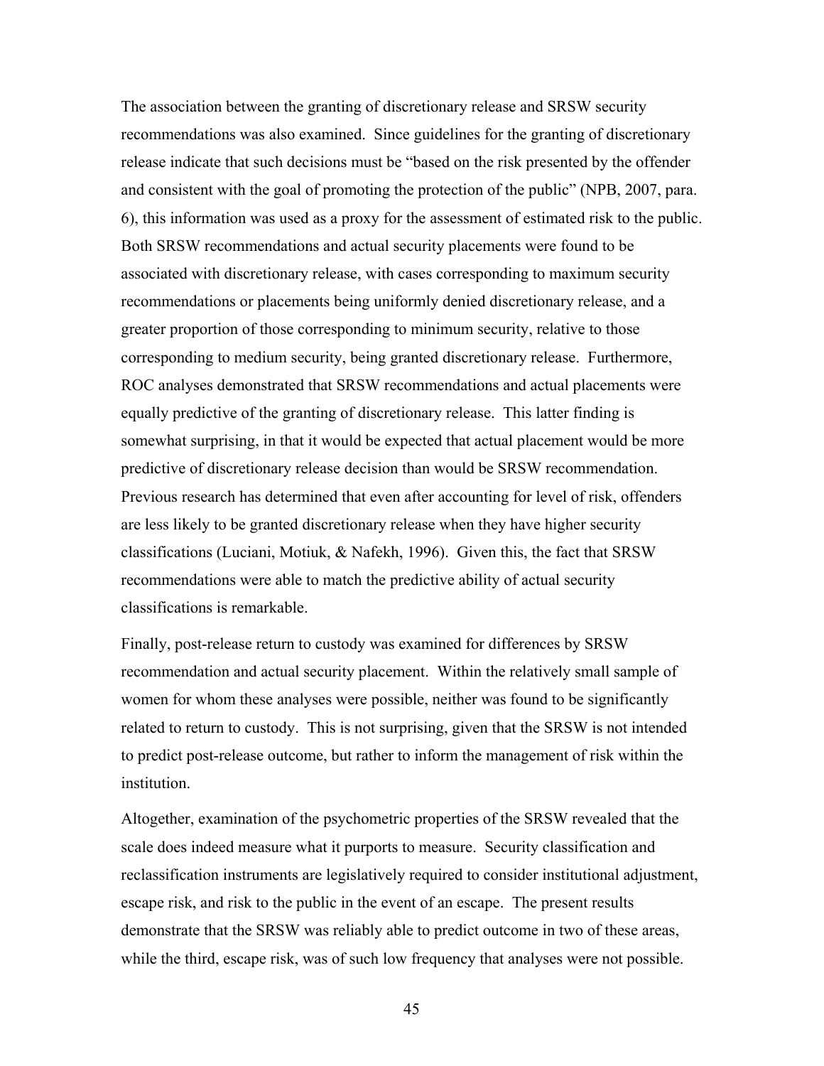The association between the granting of discretionary release and SRSW security recommendations was also examined. Since guidelines for the granting of discretionary release indicate that such decisions must be "based on the risk presented by the offender and consistent with the goal of promoting the protection of the public" (NPB, 2007, para. 6), this information was used as a proxy for the assessment of estimated risk to the public. Both SRSW recommendations and actual security placements were found to be associated with discretionary release, with cases corresponding to maximum security recommendations or placements being uniformly denied discretionary release, and a greater proportion of those corresponding to minimum security, relative to those corresponding to medium security, being granted discretionary release. Furthermore, ROC analyses demonstrated that SRSW recommendations and actual placements were equally predictive of the granting of discretionary release. This latter finding is somewhat surprising, in that it would be expected that actual placement would be more predictive of discretionary release decision than would be SRSW recommendation. Previous research has determined that even after accounting for level of risk, offenders are less likely to be granted discretionary release when they have higher security classifications (Luciani, Motiuk, & Nafekh, 1996). Given this, the fact that SRSW recommendations were able to match the predictive ability of actual security classifications is remarkable.

Finally, post-release return to custody was examined for differences by SRSW recommendation and actual security placement. Within the relatively small sample of women for whom these analyses were possible, neither was found to be significantly related to return to custody. This is not surprising, given that the SRSW is not intended to predict post-release outcome, but rather to inform the management of risk within the institution.

Altogether, examination of the psychometric properties of the SRSW revealed that the scale does indeed measure what it purports to measure. Security classification and reclassification instruments are legislatively required to consider institutional adjustment, escape risk, and risk to the public in the event of an escape. The present results demonstrate that the SRSW was reliably able to predict outcome in two of these areas, while the third, escape risk, was of such low frequency that analyses were not possible.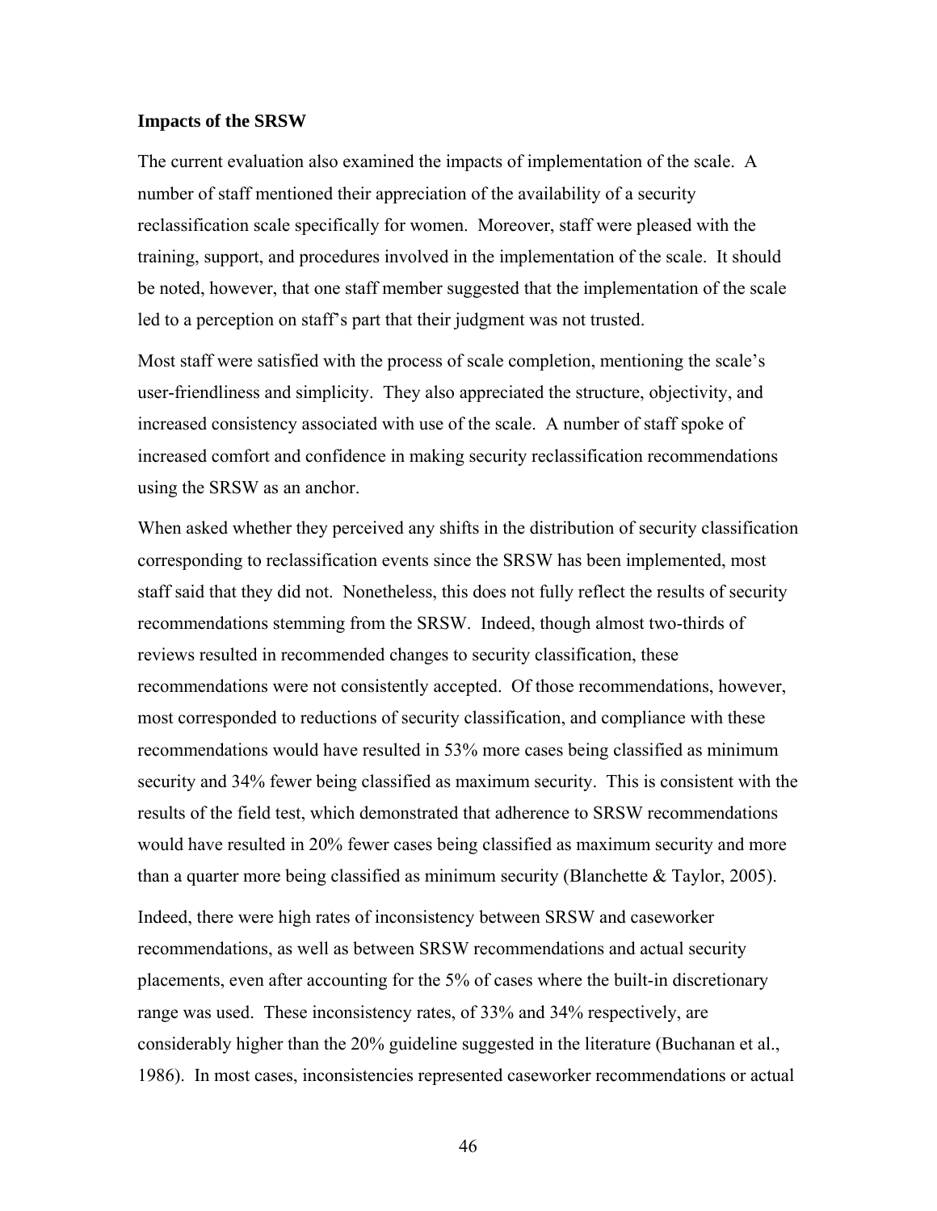**Impacts of the SRSW**

The current evaluation also examined the impacts of implementation of the scale. A number of staff mentioned their appreciation of the availability of a security reclassification scale specifically for women. Moreover, staff were pleased with the training, support, and procedures involved in the implementation of the scale. It should be noted, however, that one staff member suggested that the implementation of the scale led to a perception on staff's part that their judgment was not trusted.

Most staff were satisfied with the process of scale completion, mentioning the scale's user-friendliness and simplicity. They also appreciated the structure, objectivity, and increased consistency associated with use of the scale. A number of staff spoke of increased comfort and confidence in making security reclassification recommendations using the SRSW as an anchor.

When asked whether they perceived any shifts in the distribution of security classification corresponding to reclassification events since the SRSW has been implemented, most staff said that they did not. Nonetheless, this does not fully reflect the results of security recommendations stemming from the SRSW. Indeed, though almost two-thirds of reviews resulted in recommended changes to security classification, these recommendations were not consistently accepted. Of those recommendations, however, most corresponded to reductions of security classification, and compliance with these recommendations would have resulted in 53% more cases being classified as minimum security and 34% fewer being classified as maximum security. This is consistent with the results of the field test, which demonstrated that adherence to SRSW recommendations would have resulted in 20% fewer cases being classified as maximum security and more than a quarter more being classified as minimum security (Blanchette & Taylor, 2005).

Indeed, there were high rates of inconsistency between SRSW and caseworker recommendations, as well as between SRSW recommendations and actual security placements, even after accounting for the 5% of cases where the built-in discretionary range was used. These inconsistency rates, of 33% and 34% respectively, are considerably higher than the 20% guideline suggested in the literature (Buchanan et al., 1986). In most cases, inconsistencies represented caseworker recommendations or actual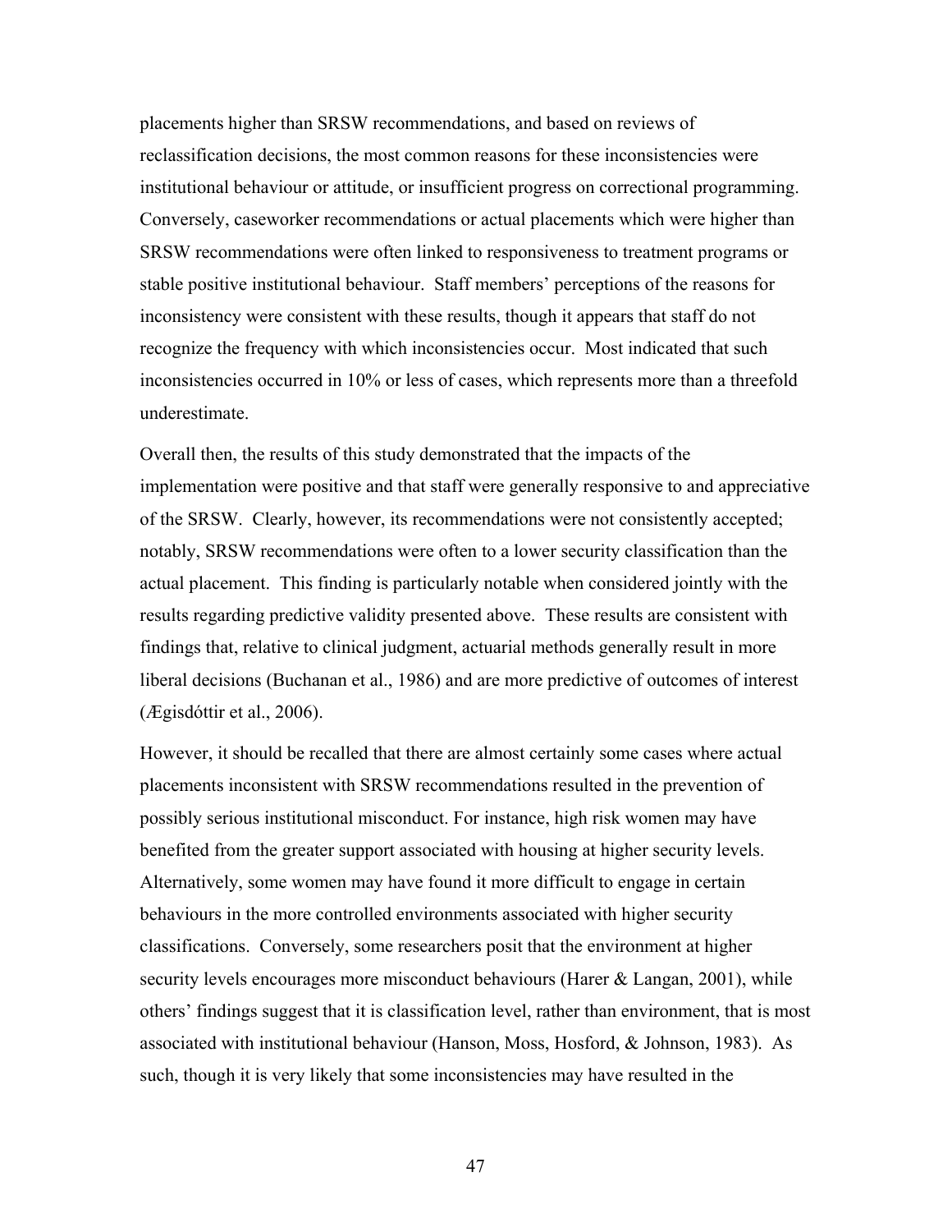placements higher than SRSW recommendations, and based on reviews of reclassification decisions, the most common reasons for these inconsistencies were institutional behaviour or attitude, or insufficient progress on correctional programming. Conversely, caseworker recommendations or actual placements which were higher than SRSW recommendations were often linked to responsiveness to treatment programs or stable positive institutional behaviour. Staff members' perceptions of the reasons for inconsistency were consistent with these results, though it appears that staff do not recognize the frequency with which inconsistencies occur. Most indicated that such inconsistencies occurred in 10% or less of cases, which represents more than a threefold underestimate.

Overall then, the results of this study demonstrated that the impacts of the implementation were positive and that staff were generally responsive to and appreciative of the SRSW. Clearly, however, its recommendations were not consistently accepted; notably, SRSW recommendations were often to a lower security classification than the actual placement. This finding is particularly notable when considered jointly with the results regarding predictive validity presented above. These results are consistent with findings that, relative to clinical judgment, actuarial methods generally result in more liberal decisions (Buchanan et al., 1986) and are more predictive of outcomes of interest (Ægisdóttir et al., 2006).

However, it should be recalled that there are almost certainly some cases where actual placements inconsistent with SRSW recommendations resulted in the prevention of possibly serious institutional misconduct. For instance, high risk women may have benefited from the greater support associated with housing at higher security levels. Alternatively, some women may have found it more difficult to engage in certain behaviours in the more controlled environments associated with higher security classifications. Conversely, some researchers posit that the environment at higher security levels encourages more misconduct behaviours (Harer & Langan, 2001), while others' findings suggest that it is classification level, rather than environment, that is most associated with institutional behaviour (Hanson, Moss, Hosford, & Johnson, 1983). As such, though it is very likely that some inconsistencies may have resulted in the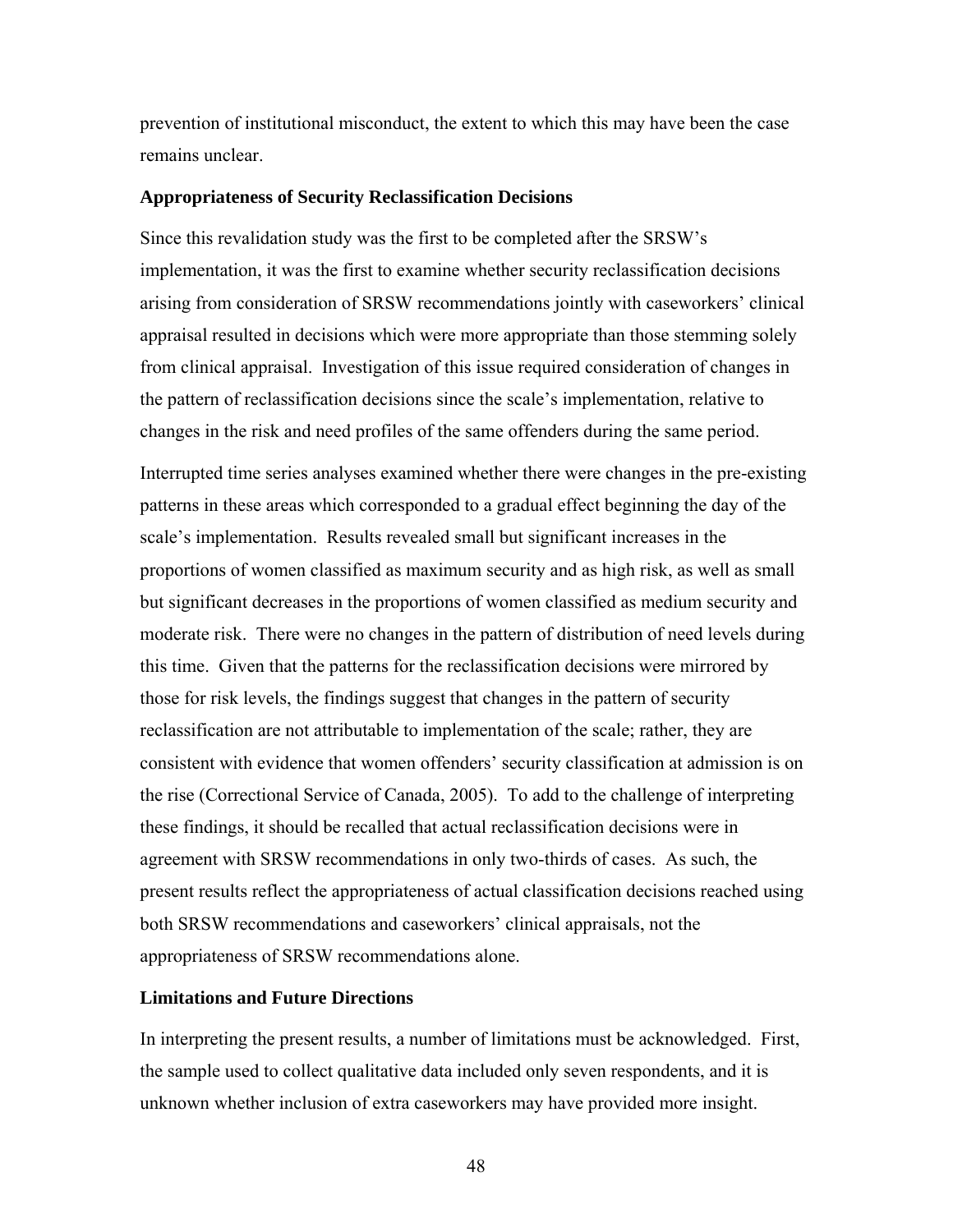prevention of institutional misconduct, the extent to which this may have been the case remains unclear.

### Appropriateness of Security Reclassification Decisions

Since this revalidation study was the first to be completed after the SRSW's implementation, it was the first to examine whether security reclassification decisions arising from consideration of SRSW recommendations jointly with caseworkers' clinical appraisal resulted in decisions which were more appropriate than those stemming solely from clinical appraisal. Investigation of this issue required consideration of changes in the pattern of reclassification decisions since the scale's implementation, relative to changes in the risk and need profiles of the same offenders during the same period.

Interrupted time series analyses examined whether there were changes in the pre-existing patterns in these areas which corresponded to a gradual effect beginning the day of the scale's implementation. Results revealed small but significant increases in the proportions of women classified as maximum security and as high risk, as well as small but significant decreases in the proportions of women classified as medium security and moderate risk. There were no changes in the pattern of distribution of need levels during this time. Given that the patterns for the reclassification decisions were mirrored by those for risk levels, the findings suggest that changes in the pattern of security reclassification are not attributable to implementation of the scale; rather, they are consistent with evidence that women offenders' security classification at admission is on the rise (Correctional Service of Canada, 2005). To add to the challenge of interpreting these findings, it should be recalled that actual reclassification decisions were in agreement with SRSW recommendations in only two-thirds of cases. As such, the present results reflect the appropriateness of actual classification decisions reached using both SRSW recommendations and caseworkers' clinical appraisals, not the appropriateness of SRSW recommendations alone.

### Limitations and Future Directions

In interpreting the present results, a number of limitations must be acknowledged. First, the sample used to collect qualitative data included only seven respondents, and it is unknown whether inclusion of extra caseworkers may have provided more insight.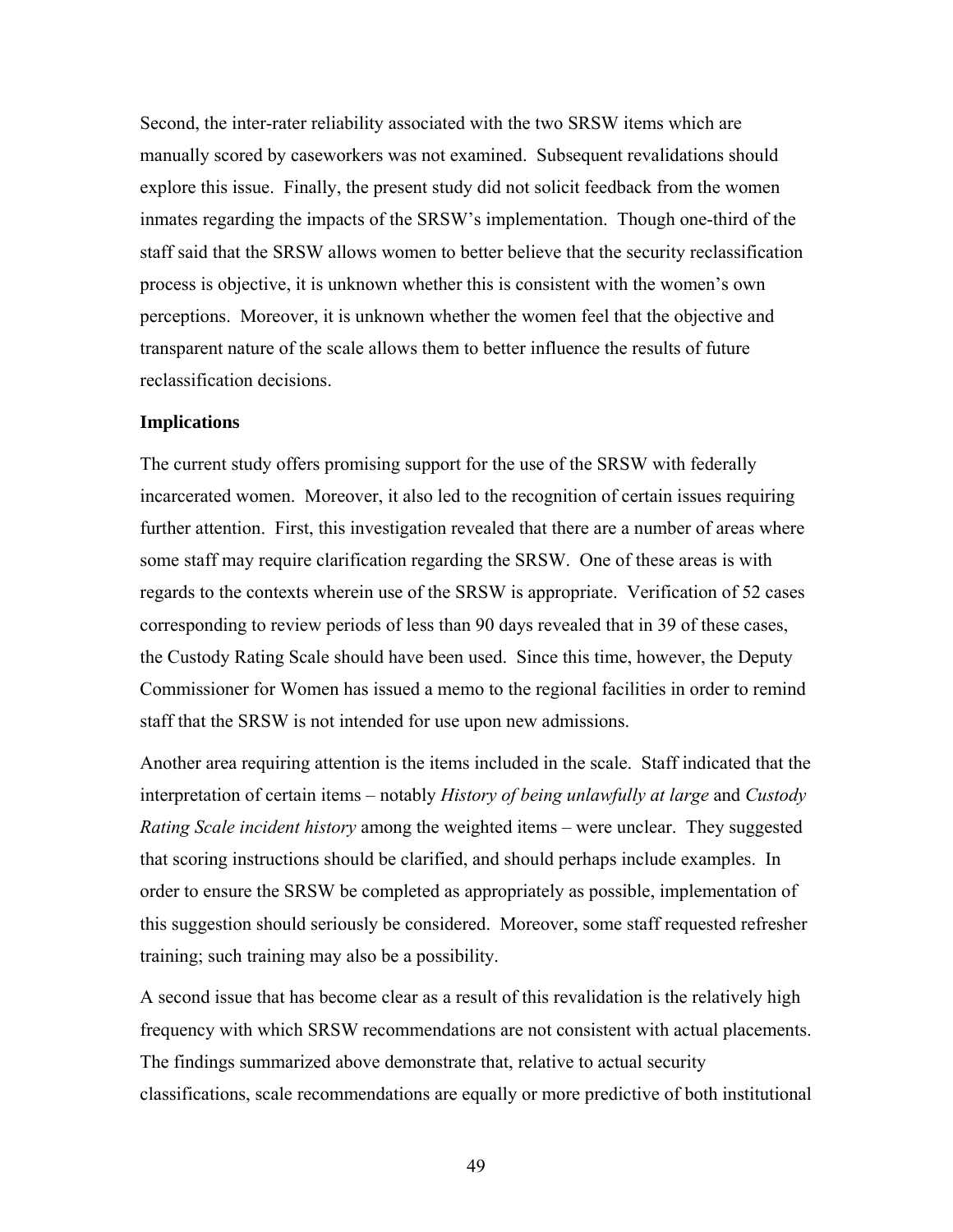Second, the inter-rater reliability associated with the two SRSW items which are manually scored by caseworkers was not examined. Subsequent revalidations should explore this issue. Finally, the present study did not solicit feedback from the women inmates regarding the impacts of the SRSW's implementation. Though one-third of the staff said that the SRSW allows women to better believe that the security reclassification process is objective, it is unknown whether this is consistent with the women's own perceptions. Moreover, it is unknown whether the women feel that the objective and transparent nature of the scale allows them to better influence the results of future reclassification decisions.

### Implications

The current study offers promising support for the use of the SRSW with federally incarcerated women. Moreover, it also led to the recognition of certain issues requiring further attention. First, this investigation revealed that there are a number of areas where some staff may require clarification regarding the SRSW. One of these areas is with regards to the contexts wherein use of the SRSW is appropriate. Verification of 52 cases corresponding to review periods of less than 90 days revealed that in 39 of these cases, the Custody Rating Scale should have been used. Since this time, however, the Deputy Commissioner for Women has issued a memo to the regional facilities in order to remind staff that the SRSW is not intended for use upon new admissions.

Another area requiring attention is the items included in the scale. Staff indicated that the interpretation of certain items – notably *History of being unlawfully at large* and *Custody Rating Scale incident history* among the weighted items – were unclear. They suggested that scoring instructions should be clarified, and should perhaps include examples. In order to ensure the SRSW be completed as appropriately as possible, implementation of this suggestion should seriously be considered. Moreover, some staff requested refresher training; such training may also be a possibility.

A second issue that has become clear as a result of this revalidation is the relatively high frequency with which SRSW recommendations are not consistent with actual placements. The findings summarized above demonstrate that, relative to actual security classifications, scale recommendations are equally or more predictive of both institutional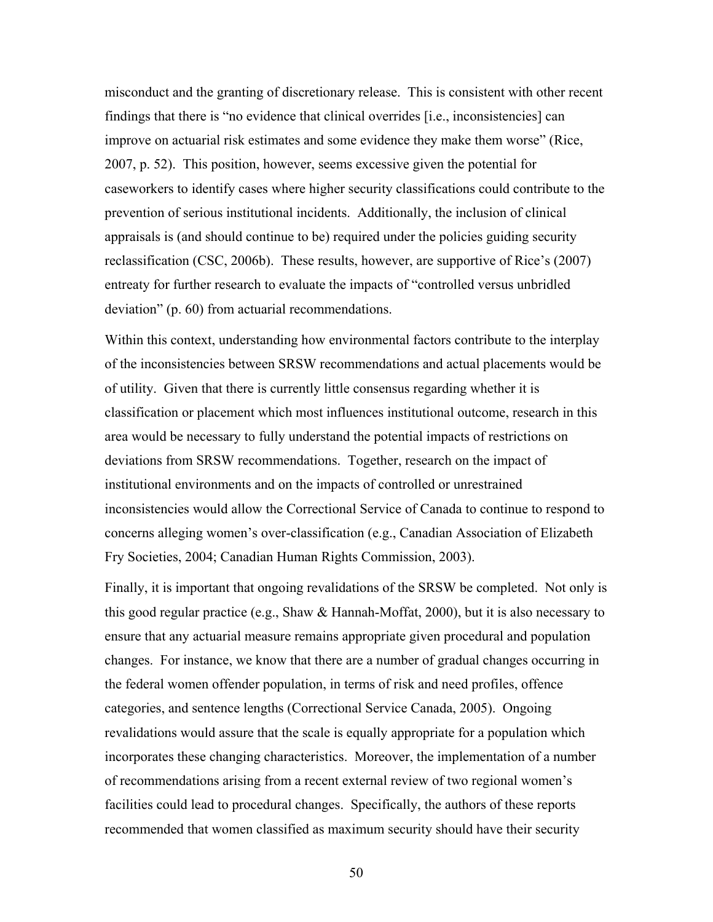misconduct and the granting of discretionary release. This is consistent with other recent findings that there is "no evidence that clinical overrides [i.e., inconsistencies] can improve on actuarial risk estimates and some evidence they make them worse" (Rice, 2007, p. 52). This position, however, seems excessive given the potential for caseworkers to identify cases where higher security classifications could contribute to the prevention of serious institutional incidents. Additionally, the inclusion of clinical appraisals is (and should continue to be) required under the policies guiding security reclassification (CSC, 2006b). These results, however, are supportive of Rice's (2007) entreaty for further research to evaluate the impacts of "controlled versus unbridled deviation" (p. 60) from actuarial recommendations.

Within this context, understanding how environmental factors contribute to the interplay of the inconsistencies between SRSW recommendations and actual placements would be of utility. Given that there is currently little consensus regarding whether it is classification or placement which most influences institutional outcome, research in this area would be necessary to fully understand the potential impacts of restrictions on deviations from SRSW recommendations. Together, research on the impact of institutional environments and on the impacts of controlled or unrestrained inconsistencies would allow the Correctional Service of Canada to continue to respond to concerns alleging women's over-classification (e.g., Canadian Association of Elizabeth Fry Societies, 2004; Canadian Human Rights Commission, 2003).

Finally, it is important that ongoing revalidations of the SRSW be completed. Not only is this good regular practice (e.g., Shaw & Hannah-Moffat, 2000), but it is also necessary to ensure that any actuarial measure remains appropriate given procedural and population changes. For instance, we know that there are a number of gradual changes occurring in the federal women offender population, in terms of risk and need profiles, offence categories, and sentence lengths (Correctional Service Canada, 2005). Ongoing revalidations would assure that the scale is equally appropriate for a population which incorporates these changing characteristics. Moreover, the implementation of a number of recommendations arising from a recent external review of two regional women's facilities could lead to procedural changes. Specifically, the authors of these reports recommended that women classified as maximum security should have their security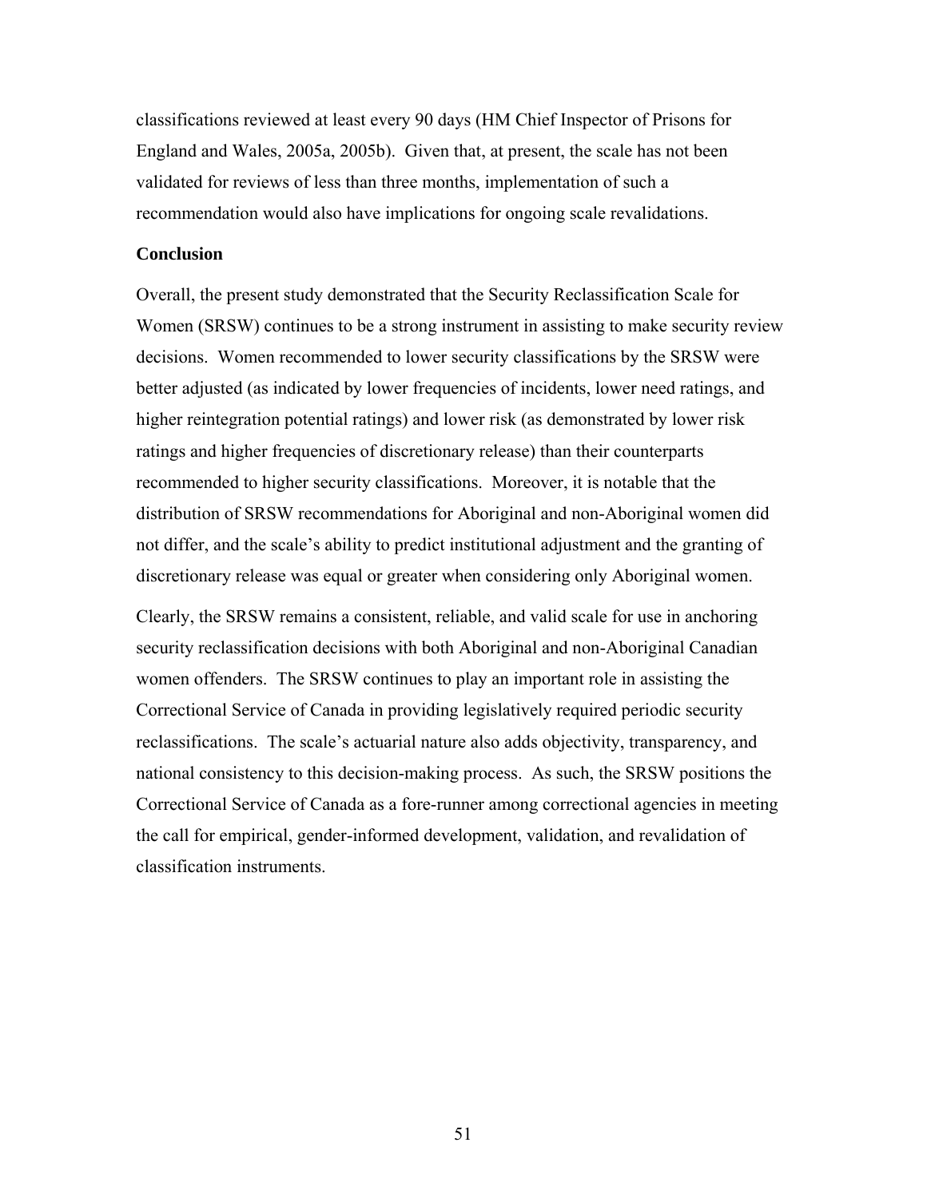classifications reviewed at least every 90 days (HM Chief Inspector of Prisons for England and Wales, 2005a, 2005b). Given that, at present, the scale has not been validated for reviews of less than three months, implementation of such a recommendation would also have implications for ongoing scale revalidations.

### Conclusion

Overall, the present study demonstrated that the Security Reclassification Scale for Women (SRSW) continues to be a strong instrument in assisting to make security review decisions. Women recommended to lower security classifications by the SRSW were better adjusted (as indicated by lower frequencies of incidents, lower need ratings, and higher reintegration potential ratings) and lower risk (as demonstrated by lower risk ratings and higher frequencies of discretionary release) than their counterparts recommended to higher security classifications. Moreover, it is notable that the distribution of SRSW recommendations for Aboriginal and non-Aboriginal women did not differ, and the scale's ability to predict institutional adjustment and the granting of discretionary release was equal or greater when considering only Aboriginal women.

Clearly, the SRSW remains a consistent, reliable, and valid scale for use in anchoring security reclassification decisions with both Aboriginal and non-Aboriginal Canadian women offenders. The SRSW continues to play an important role in assisting the Correctional Service of Canada in providing legislatively required periodic security reclassifications. The scale's actuarial nature also adds objectivity, transparency, and national consistency to this decision-making process. As such, the SRSW positions the Correctional Service of Canada as a fore-runner among correctional agencies in meeting the call for empirical, gender-informed development, validation, and revalidation of classification instruments.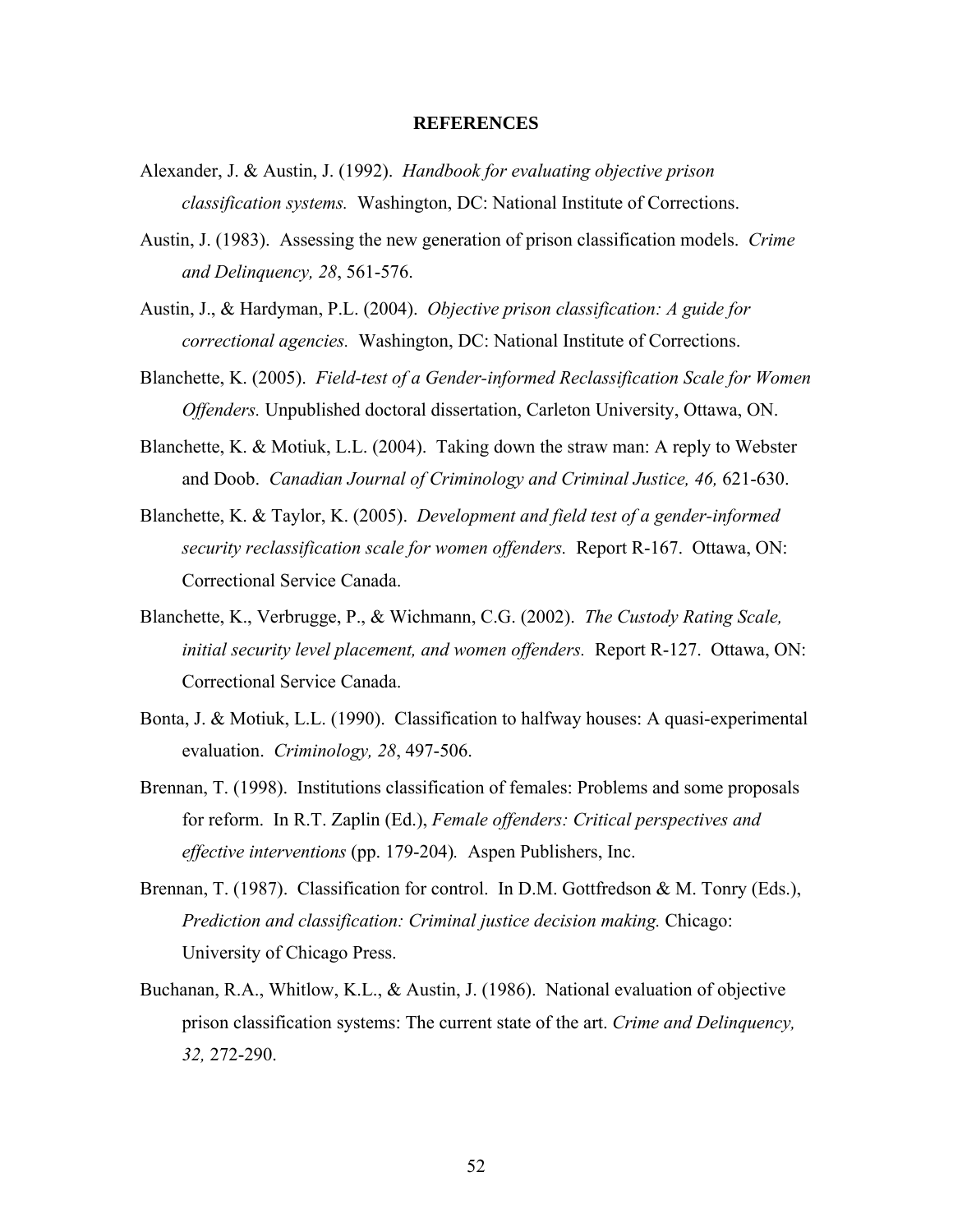## REFERENCES

Alexander, J. & Austin, J. (1992). *Handbook for evaluating objective prison classification systems.* Washington, DC: National Institute of Corrections.

Austin, J. (1983). Assessing the new generation of prison classification models. *Crime and Delinquency, 28*, 561-576.

Austin, J., & Hardyman, P.L. (2004). *Objective prison classification: A guide for correctional agencies.* Washington, DC: National Institute of Corrections.

Blanchette, K. (2005). *Field-test of a Gender-informed Reclassification Scale for Women Offenders.* Unpublished doctoral dissertation, Carleton University, Ottawa, ON.

Blanchette, K. & Motiuk, L.L. (2004). Taking down the straw man: A reply to Webster and Doob. *Canadian Journal of Criminology and Criminal Justice, 46,* 621-630.

Blanchette, K. & Taylor, K. (2005). *Development and field test of a gender-informed security reclassification scale for women offenders.* Report R-167. Ottawa, ON: Correctional Service Canada.

Blanchette, K., Verbrugge, P., & Wichmann, C.G. (2002). *The Custody Rating Scale, initial security level placement, and women offenders.* Report R-127. Ottawa, ON: Correctional Service Canada.

Bonta, J. & Motiuk, L.L. (1990). Classification to halfway houses: A quasi-experimental evaluation. *Criminology, 28*, 497-506.

Brennan, T. (1998). Institutions classification of females: Problems and some proposals for reform. In R.T. Zaplin (Ed.), *Female offenders: Critical perspectives and effective interventions* (pp. 179-204)*.* Aspen Publishers, Inc.

Brennan, T. (1987). Classification for control. In D.M. Gottfredson & M. Tonry (Eds.), *Prediction and classification: Criminal justice decision making.* Chicago: University of Chicago Press.

Buchanan, R.A., Whitlow, K.L., & Austin, J. (1986). National evaluation of objective prison classification systems: The current state of the art. *Crime and Delinquency, 32,* 272-290.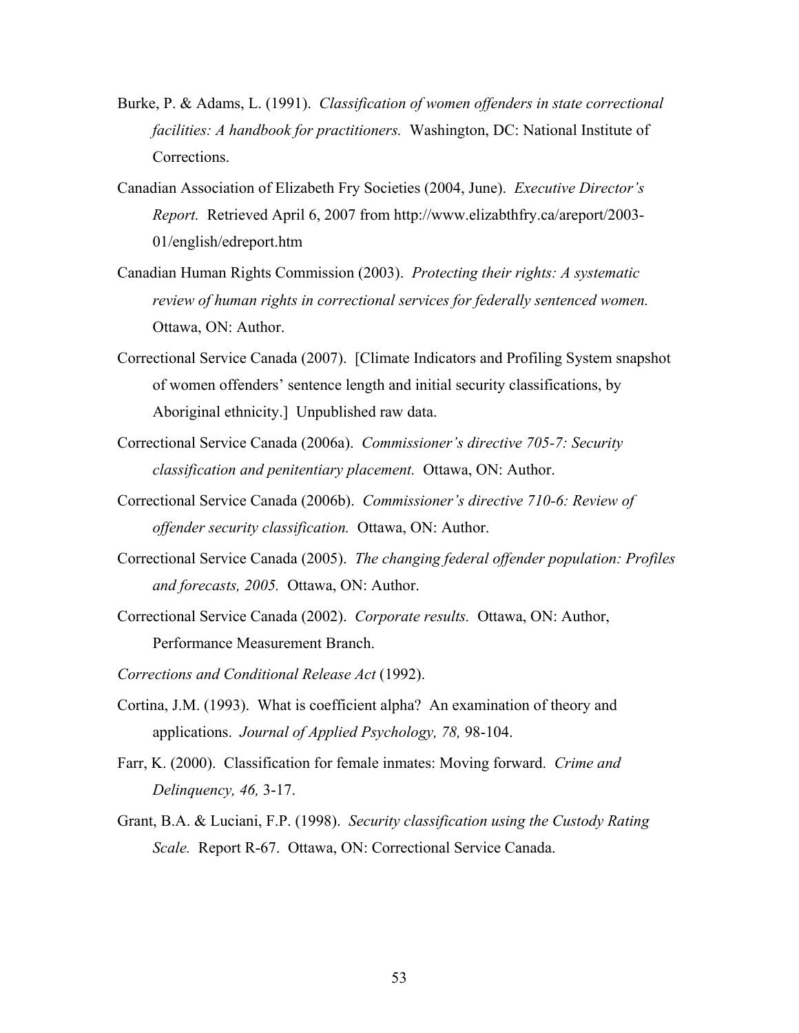Burke, P. & Adams, L. (1991). *Classification of women offenders in state correctional facilities: A handbook for practitioners.* Washington, DC: National Institute of Corrections.

Canadian Association of Elizabeth Fry Societies (2004, June). *Executive Director's Report.* Retrieved April 6, 2007 from http://www.elizabthfry.ca/areport/2003-01/english/edreport.htm

Canadian Human Rights Commission (2003). *Protecting their rights: A systematic review of human rights in correctional services for federally sentenced women.* Ottawa, ON: Author.

Correctional Service Canada (2007). [Climate Indicators and Profiling System snapshot of women offenders' sentence length and initial security classifications, by Aboriginal ethnicity.] Unpublished raw data.

Correctional Service Canada (2006a). *Commissioner's directive 705-7: Security classification and penitentiary placement.* Ottawa, ON: Author.

Correctional Service Canada (2006b). *Commissioner's directive 710-6: Review of offender security classification.* Ottawa, ON: Author.

Correctional Service Canada (2005). *The changing federal offender population: Profiles and forecasts, 2005.* Ottawa, ON: Author.

Correctional Service Canada (2002). *Corporate results.* Ottawa, ON: Author, Performance Measurement Branch.

*Corrections and Conditional Release Act* (1992).

Cortina, J.M. (1993). What is coefficient alpha? An examination of theory and applications. *Journal of Applied Psychology, 78,* 98-104.

Farr, K. (2000). Classification for female inmates: Moving forward. *Crime and Delinquency, 46,* 3-17.

Grant, B.A. & Luciani, F.P. (1998). *Security classification using the Custody Rating Scale.* Report R-67. Ottawa, ON: Correctional Service Canada.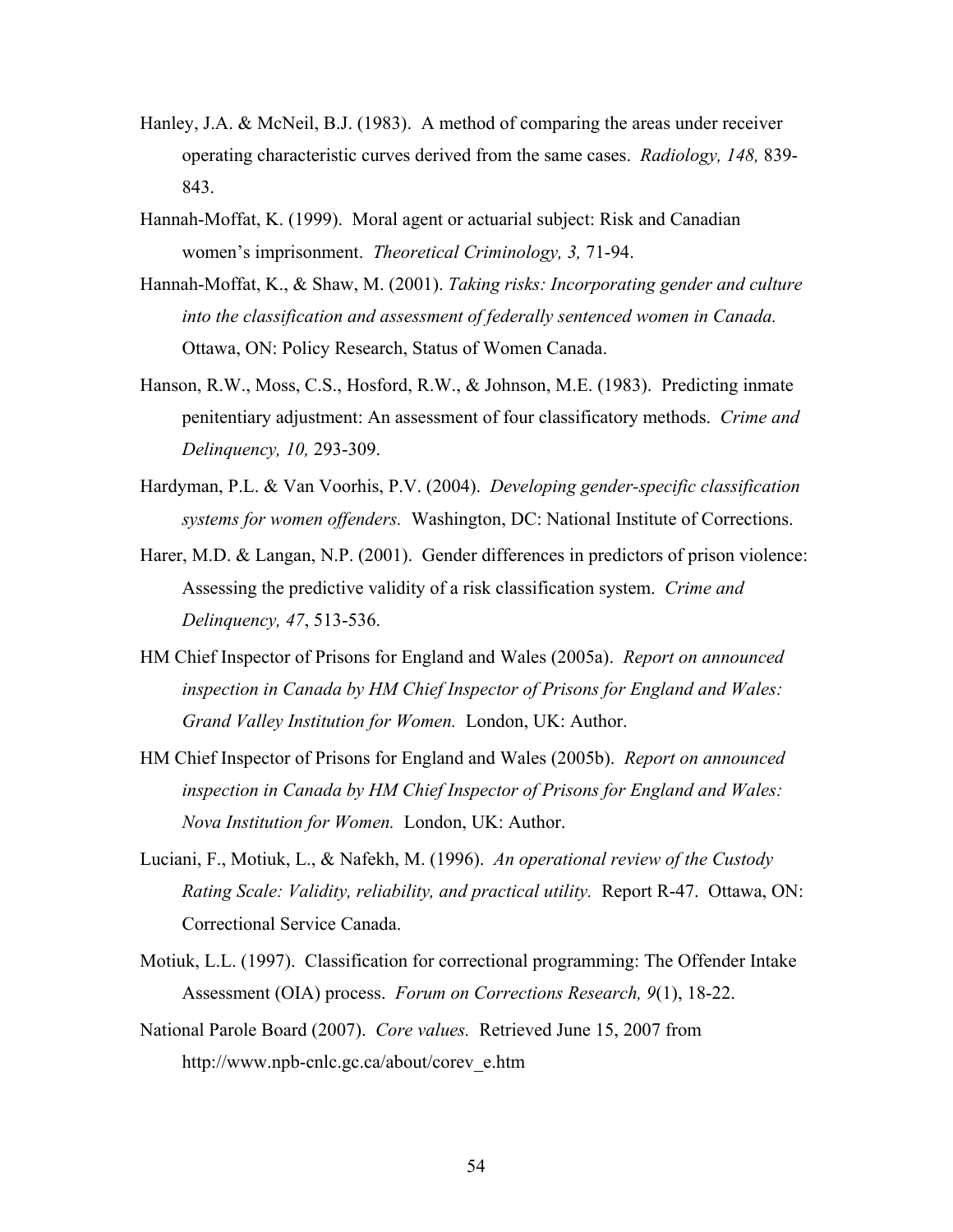Hanley, J.A. & McNeil, B.J. (1983). A method of comparing the areas under receiver operating characteristic curves derived from the same cases. *Radiology, 148,* 839-843.

Hannah-Moffat, K. (1999). Moral agent or actuarial subject: Risk and Canadian women's imprisonment. *Theoretical Criminology, 3,* 71-94.

Hannah-Moffat, K., & Shaw, M. (2001). *Taking risks: Incorporating gender and culture into the classification and assessment of federally sentenced women in Canada.* Ottawa, ON: Policy Research, Status of Women Canada.

Hanson, R.W., Moss, C.S., Hosford, R.W., & Johnson, M.E. (1983). Predicting inmate penitentiary adjustment: An assessment of four classificatory methods. *Crime and Delinquency, 10,* 293-309.

Hardyman, P.L. & Van Voorhis, P.V. (2004). *Developing gender-specific classification systems for women offenders.* Washington, DC: National Institute of Corrections.

Harer, M.D. & Langan, N.P. (2001). Gender differences in predictors of prison violence: Assessing the predictive validity of a risk classification system. *Crime and Delinquency, 47*, 513-536.

HM Chief Inspector of Prisons for England and Wales (2005a). *Report on announced inspection in Canada by HM Chief Inspector of Prisons for England and Wales: Grand Valley Institution for Women.* London, UK: Author.

HM Chief Inspector of Prisons for England and Wales (2005b). *Report on announced inspection in Canada by HM Chief Inspector of Prisons for England and Wales: Nova Institution for Women.* London, UK: Author.

Luciani, F., Motiuk, L., & Nafekh, M. (1996). *An operational review of the Custody Rating Scale: Validity, reliability, and practical utility.* Report R-47. Ottawa, ON: Correctional Service Canada.

Motiuk, L.L. (1997). Classification for correctional programming: The Offender Intake Assessment (OIA) process. *Forum on Corrections Research, 9*(1), 18-22.

National Parole Board (2007). *Core values.* Retrieved June 15, 2007 from http://www.npb-cnlc.gc.ca/about/corev_e.htm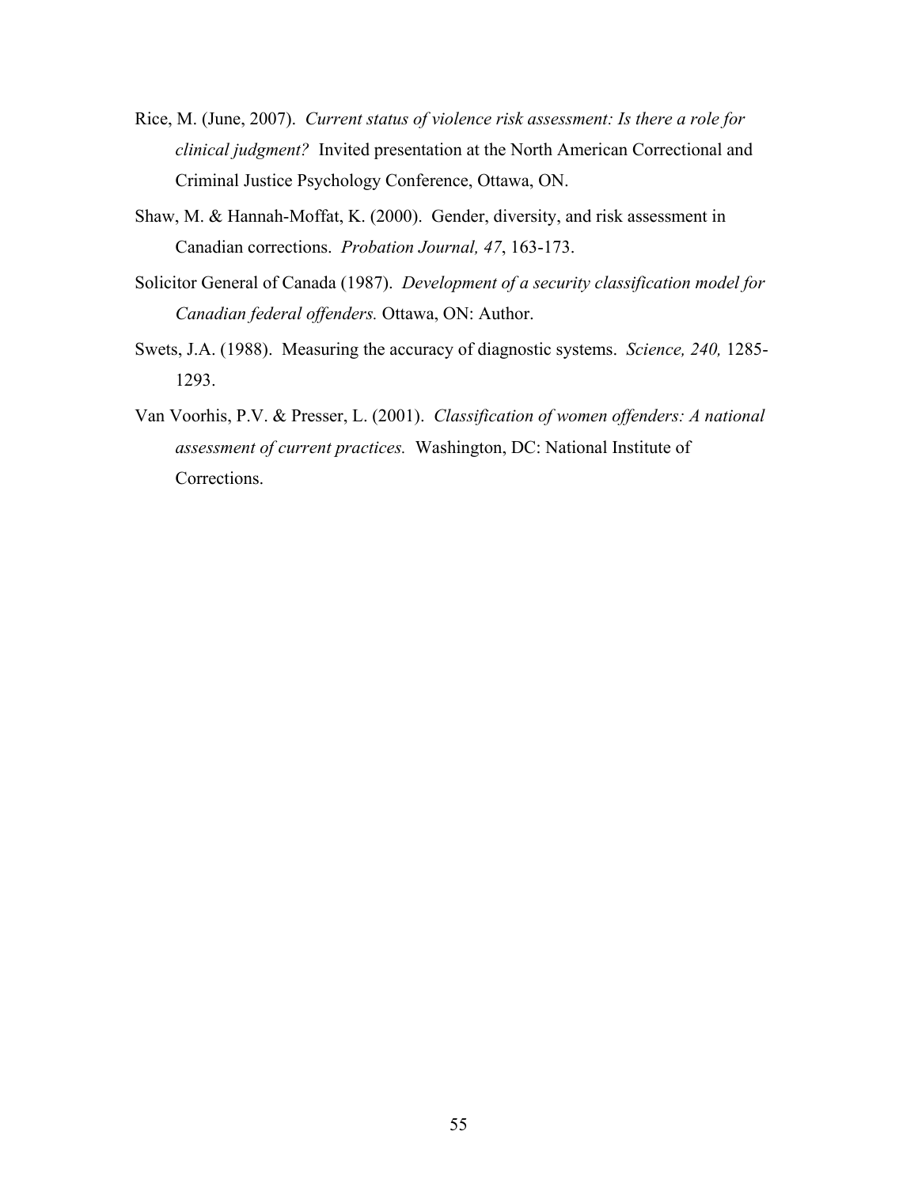Rice, M. (June, 2007). *Current status of violence risk assessment: Is there a role for clinical judgment?* Invited presentation at the North American Correctional and Criminal Justice Psychology Conference, Ottawa, ON.

Shaw, M. & Hannah-Moffat, K. (2000). Gender, diversity, and risk assessment in Canadian corrections. *Probation Journal, 47*, 163-173.

Solicitor General of Canada (1987). *Development of a security classification model for Canadian federal offenders.* Ottawa, ON: Author.

Swets, J.A. (1988). Measuring the accuracy of diagnostic systems. *Science, 240,* 1285-1293.

Van Voorhis, P.V. & Presser, L. (2001). *Classification of women offenders: A national assessment of current practices.* Washington, DC: National Institute of Corrections.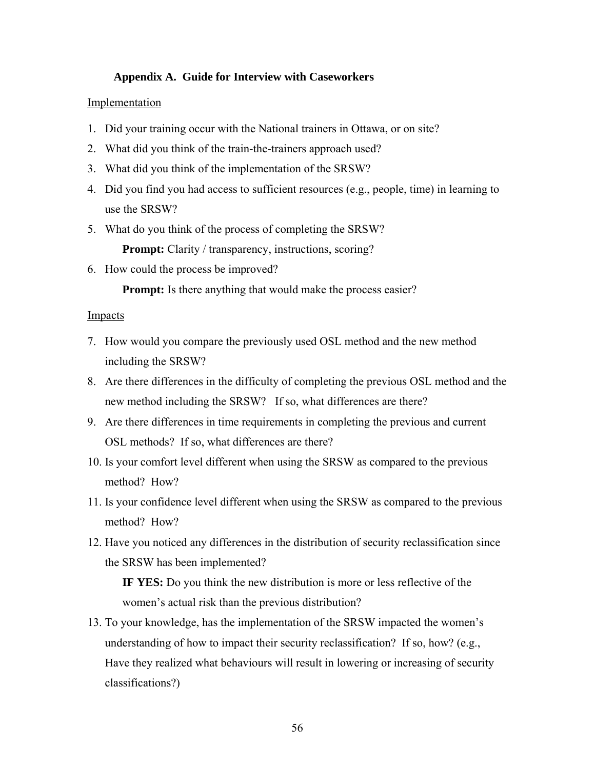## Appendix A. Guide for Interview with Caseworkers

Implementation

1. Did your training occur with the National trainers in Ottawa, or on site?
2. What did you think of the train-the-trainers approach used?
3. What did you think of the implementation of the SRSW?
4. Did you find you had access to sufficient resources (e.g., people, time) in learning to use the SRSW?
5. What do you think of the process of completing the SRSW?

   **Prompt:** Clarity / transparency, instructions, scoring?
6. How could the process be improved?

   **Prompt:** Is there anything that would make the process easier?

Impacts

7. How would you compare the previously used OSL method and the new method including the SRSW?
8. Are there differences in the difficulty of completing the previous OSL method and the new method including the SRSW? If so, what differences are there?
9. Are there differences in time requirements in completing the previous and current OSL methods? If so, what differences are there?
10. Is your comfort level different when using the SRSW as compared to the previous method? How?
11. Is your confidence level different when using the SRSW as compared to the previous method? How?
12. Have you noticed any differences in the distribution of security reclassification since the SRSW has been implemented?

    **IF YES:** Do you think the new distribution is more or less reflective of the women's actual risk than the previous distribution?
13. To your knowledge, has the implementation of the SRSW impacted the women's understanding of how to impact their security reclassification? If so, how? (e.g., Have they realized what behaviours will result in lowering or increasing of security classifications?)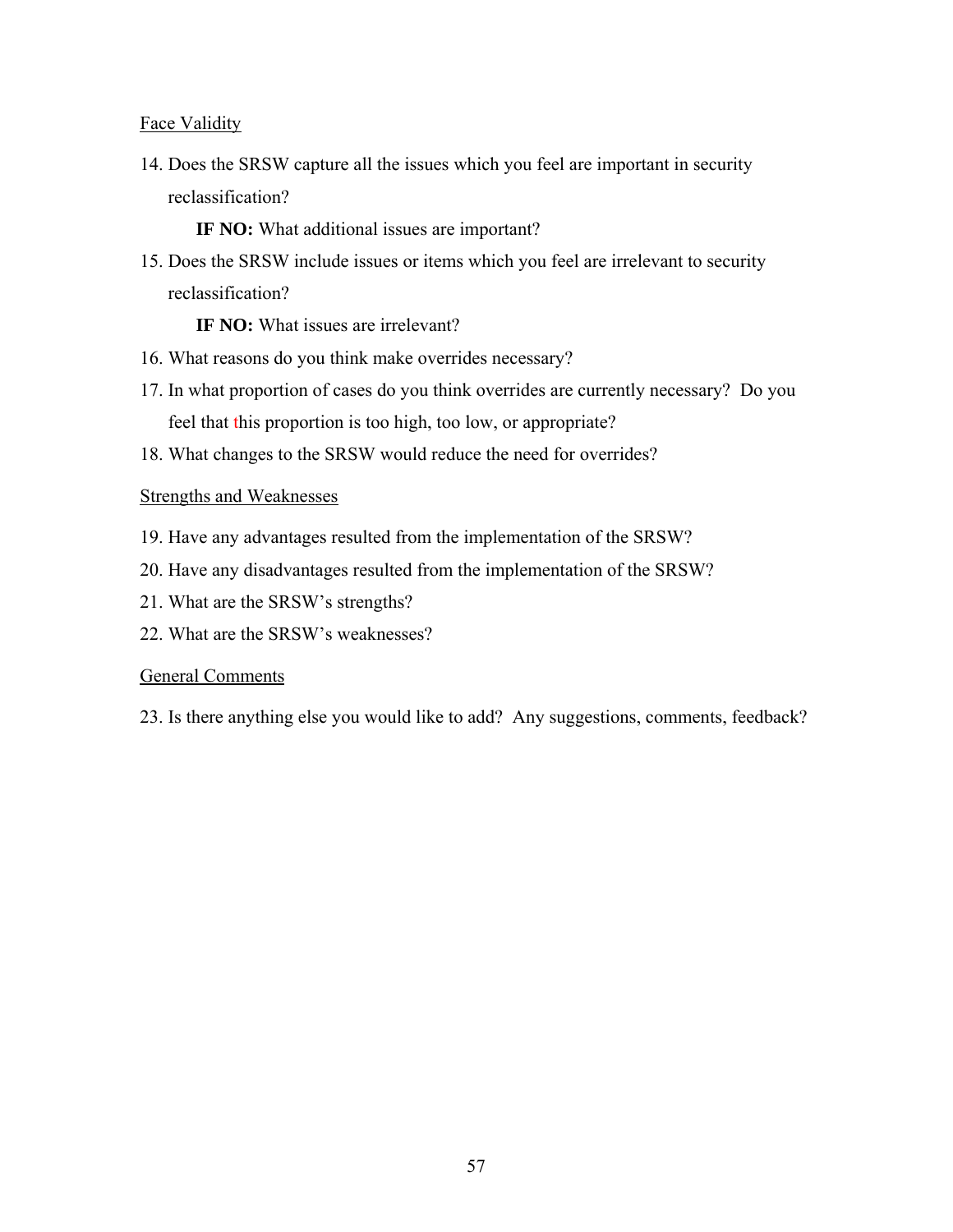Face Validity

14. Does the SRSW capture all the issues which you feel are important in security reclassification?

    **IF NO:** What additional issues are important?

15. Does the SRSW include issues or items which you feel are irrelevant to security reclassification?

    **IF NO:** What issues are irrelevant?

16. What reasons do you think make overrides necessary?
17. In what proportion of cases do you think overrides are currently necessary? Do you feel that this proportion is too high, too low, or appropriate?
18. What changes to the SRSW would reduce the need for overrides?

Strengths and Weaknesses

19. Have any advantages resulted from the implementation of the SRSW?
20. Have any disadvantages resulted from the implementation of the SRSW?
21. What are the SRSW's strengths?
22. What are the SRSW's weaknesses?

General Comments

23. Is there anything else you would like to add? Any suggestions, comments, feedback?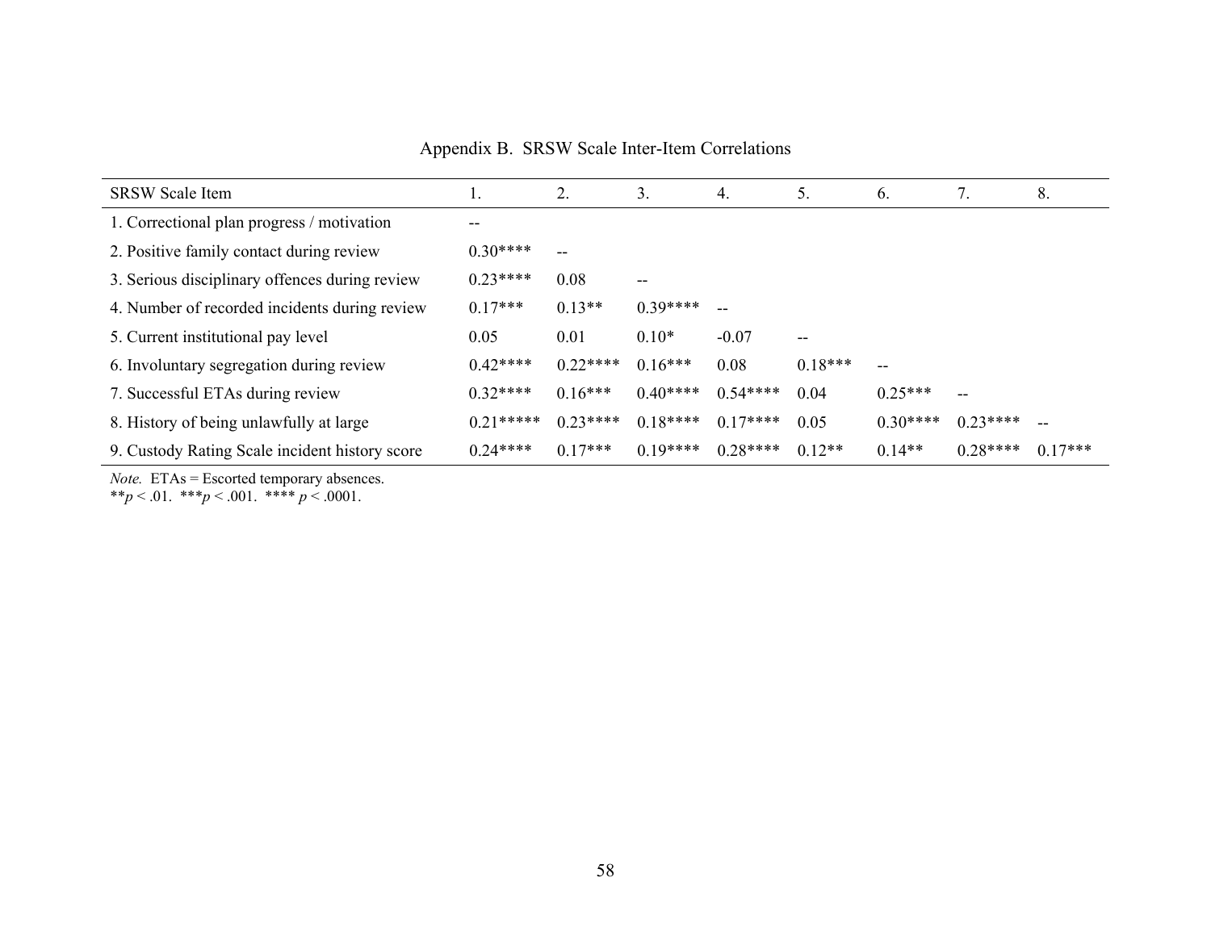Appendix B. SRSW Scale Inter-Item Correlations

| SRSW Scale Item | 1. | 2. | 3. | 4. | 5. | 6. | 7. | 8. |
|---|---|---|---|---|---|---|---|---|
| 1. Correctional plan progress / motivation | -- | | | | | | | |
| 2. Positive family contact during review | 0.30**** | -- | | | | | | |
| 3. Serious disciplinary offences during review | 0.23**** | 0.08 | -- | | | | | |
| 4. Number of recorded incidents during review | 0.17*** | 0.13** | 0.39**** | -- | | | | |
| 5. Current institutional pay level | 0.05 | 0.01 | 0.10* | -0.07 | -- | | | |
| 6. Involuntary segregation during review | 0.42**** | 0.22**** | 0.16*** | 0.08 | 0.18*** | -- | | |
| 7. Successful ETAs during review | 0.32**** | 0.16*** | 0.40**** | 0.54**** | 0.04 | 0.25*** | -- | |
| 8. History of being unlawfully at large | 0.21***** | 0.23**** | 0.18**** | 0.17**** | 0.05 | 0.30**** | 0.23**** | -- |
| 9. Custody Rating Scale incident history score | 0.24**** | 0.17*** | 0.19**** | 0.28**** | 0.12** | 0.14** | 0.28**** | 0.17*** |

*Note.* ETAs = Escorted temporary absences.
**$p < .01$. ***$p < .001$. **** $p < .0001$.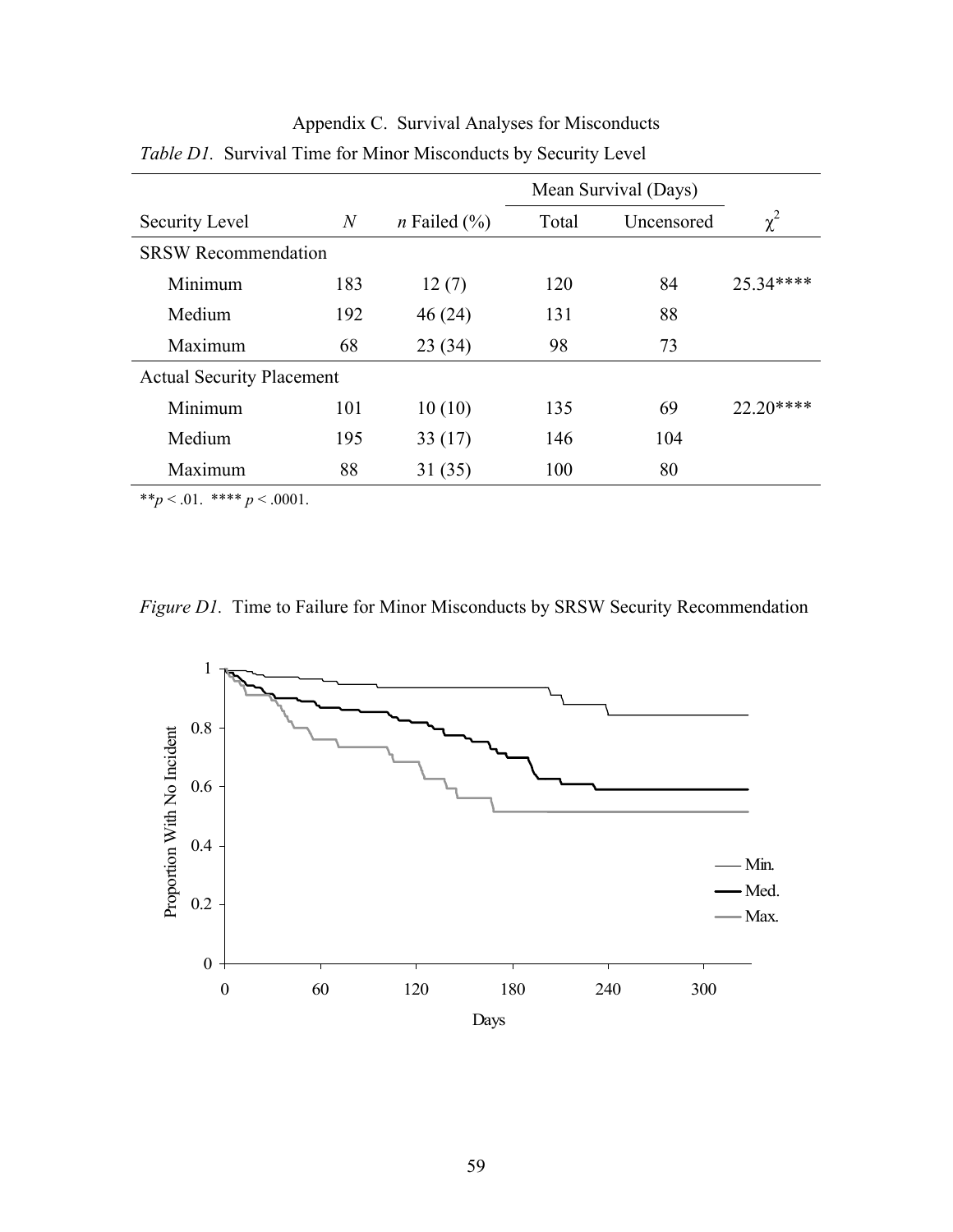Appendix C. Survival Analyses for Misconducts

*Table D1.* Survival Time for Minor Misconducts by Security Level

| | | | Mean Survival (Days) | | |
|---|---|---|---|---|---|
| Security Level | *N* | *n* Failed (%) | Total | Uncensored | $\chi^2$ |
| SRSW Recommendation | | | | | |
| Minimum | 183 | 12 (7) | 120 | 84 | 25.34**** |
| Medium | 192 | 46 (24) | 131 | 88 | |
| Maximum | 68 | 23 (34) | 98 | 73 | |
| Actual Security Placement | | | | | |
| Minimum | 101 | 10 (10) | 135 | 69 | 22.20**** |
| Medium | 195 | 33 (17) | 146 | 104 | |
| Maximum | 88 | 31 (35) | 100 | 80 | |

**$p < .01$. **** $p < .0001$.

*Figure D1.* Time to Failure for Minor Misconducts by SRSW Security Recommendation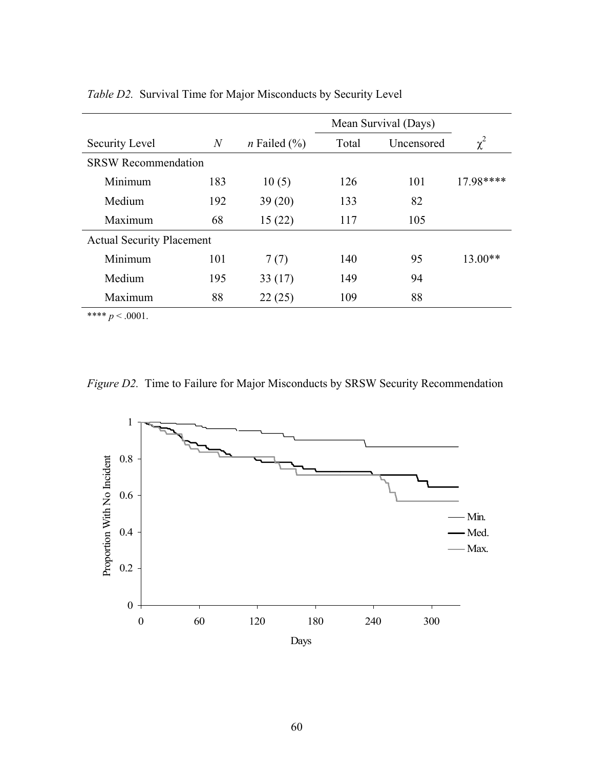*Table D2.* Survival Time for Major Misconducts by Security Level

| | | | Mean Survival (Days) | | |
|---|---|---|---|---|---|
| Security Level | *N* | *n* Failed (%) | Total | Uncensored | $\chi^2$ |
| SRSW Recommendation | | | | | |
| Minimum | 183 | 10 (5) | 126 | 101 | 17.98**** |
| Medium | 192 | 39 (20) | 133 | 82 | |
| Maximum | 68 | 15 (22) | 117 | 105 | |
| Actual Security Placement | | | | | |
| Minimum | 101 | 7 (7) | 140 | 95 | 13.00** |
| Medium | 195 | 33 (17) | 149 | 94 | |
| Maximum | 88 | 22 (25) | 109 | 88 | |

**** $p < .0001$.

*Figure D2.* Time to Failure for Major Misconducts by SRSW Security Recommendation

Proportion With No Incident

1

0.8

0.6

0.4

0.2

0

0 60 120 180 240 300

Days

Min.

Med.

Max.